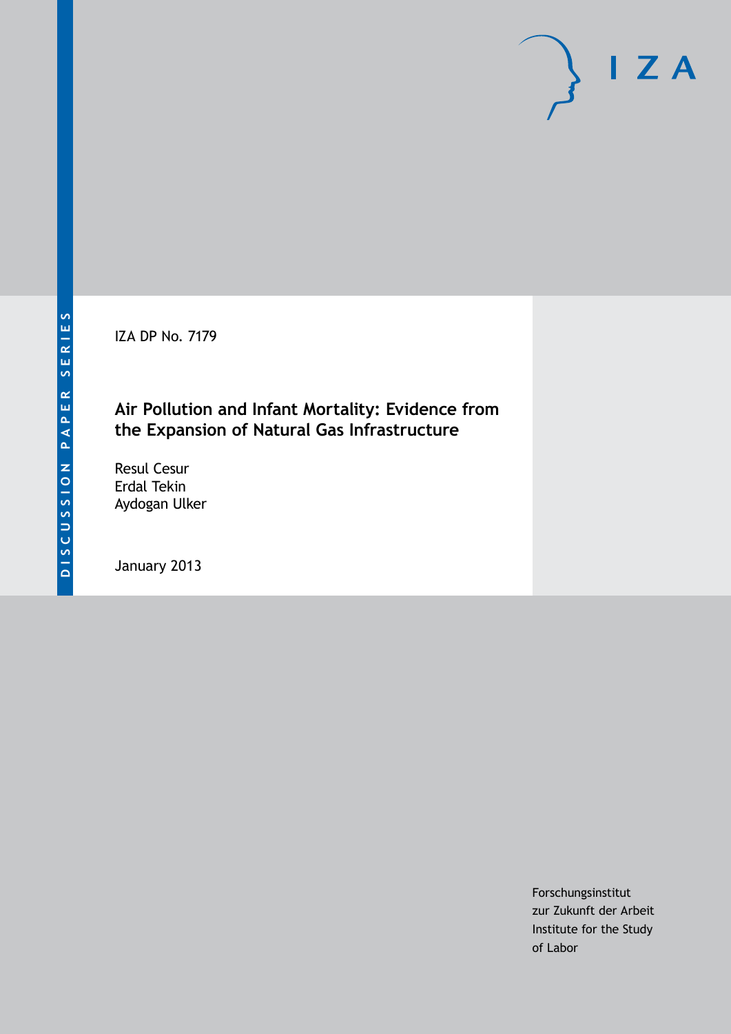DISCUSSION PAPER SERIES

IZA DP No. 7179

# Air Pollution and Infant Mortality: Evidence from the Expansion of Natural Gas Infrastructure

Resul Cesur
Erdal Tekin
Aydogan Ulker

January 2013

Forschungsinstitut
zur Zukunft der Arbeit
Institute for the Study
of Labor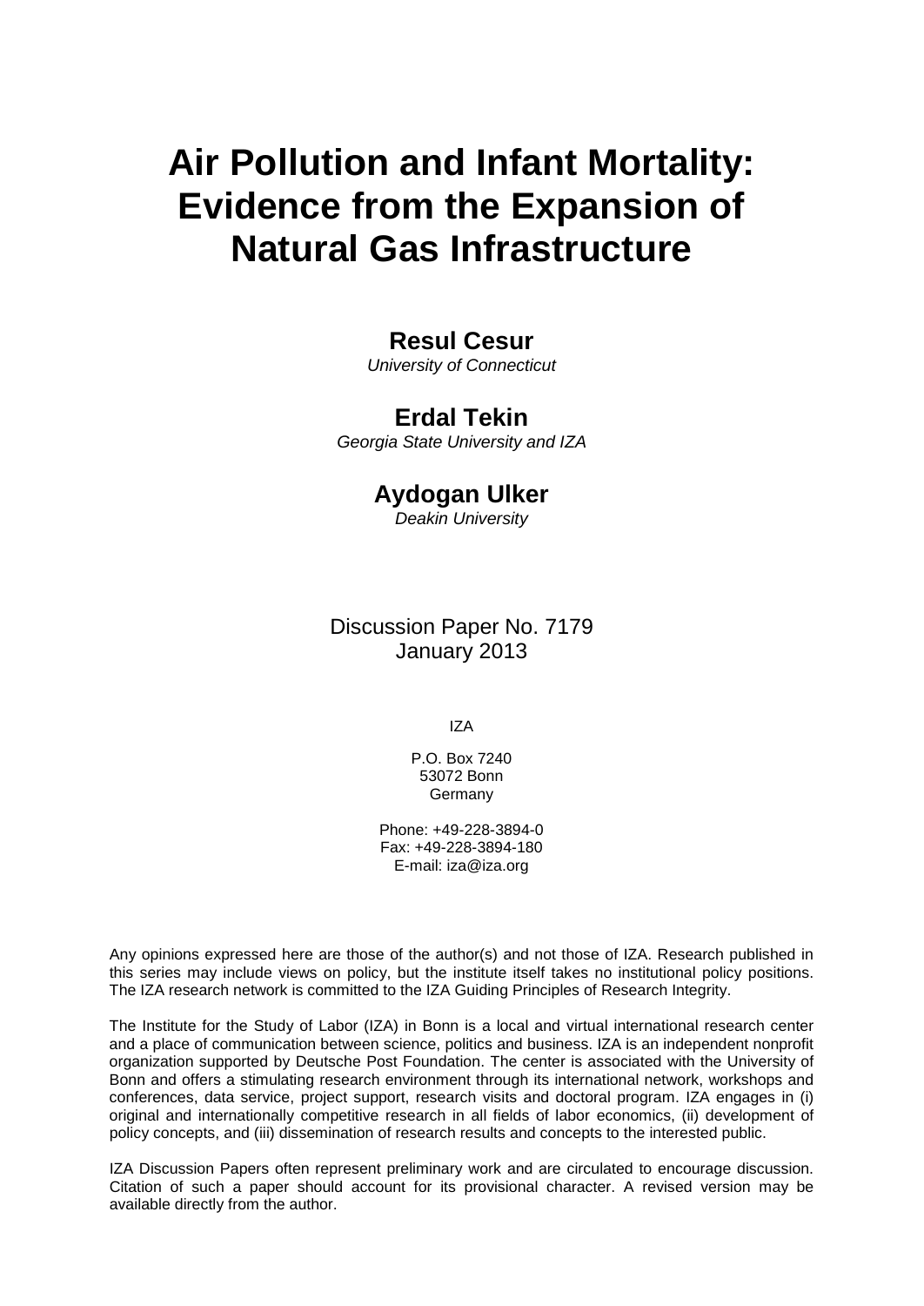# Air Pollution and Infant Mortality: Evidence from the Expansion of Natural Gas Infrastructure

**Resul Cesur**
*University of Connecticut*

**Erdal Tekin**
*Georgia State University and IZA*

**Aydogan Ulker**
*Deakin University*

Discussion Paper No. 7179
January 2013

IZA

P.O. Box 7240
53072 Bonn
Germany

Phone: +49-228-3894-0
Fax: +49-228-3894-180
E-mail: iza@iza.org

Any opinions expressed here are those of the author(s) and not those of IZA. Research published in this series may include views on policy, but the institute itself takes no institutional policy positions. The IZA research network is committed to the IZA Guiding Principles of Research Integrity.

The Institute for the Study of Labor (IZA) in Bonn is a local and virtual international research center and a place of communication between science, politics and business. IZA is an independent nonprofit organization supported by Deutsche Post Foundation. The center is associated with the University of Bonn and offers a stimulating research environment through its international network, workshops and conferences, data service, project support, research visits and doctoral program. IZA engages in (i) original and internationally competitive research in all fields of labor economics, (ii) development of policy concepts, and (iii) dissemination of research results and concepts to the interested public.

IZA Discussion Papers often represent preliminary work and are circulated to encourage discussion. Citation of such a paper should account for its provisional character. A revised version may be available directly from the author.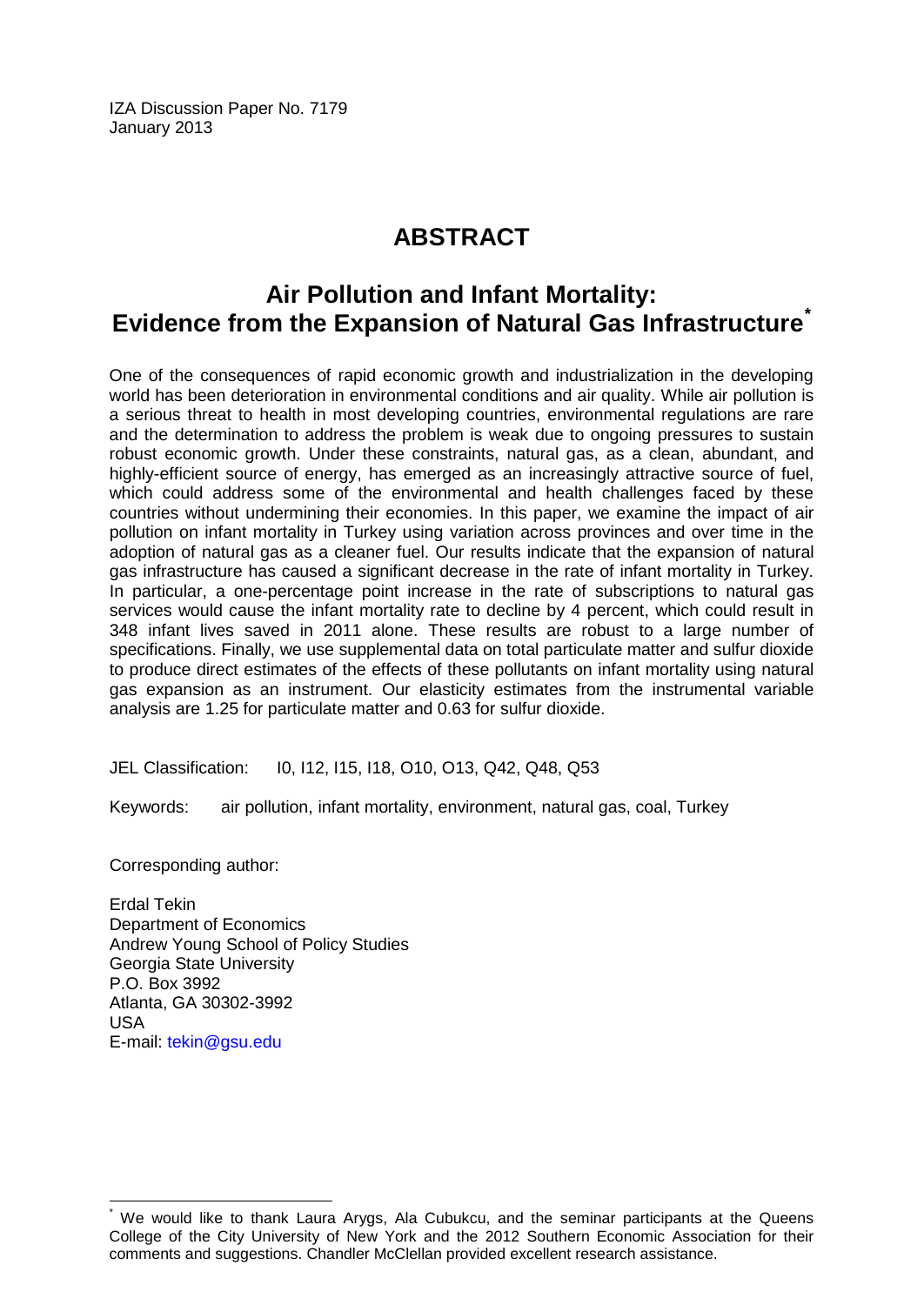IZA Discussion Paper No. 7179
January 2013

# ABSTRACT

## Air Pollution and Infant Mortality: Evidence from the Expansion of Natural Gas Infrastructure*

One of the consequences of rapid economic growth and industrialization in the developing world has been deterioration in environmental conditions and air quality. While air pollution is a serious threat to health in most developing countries, environmental regulations are rare and the determination to address the problem is weak due to ongoing pressures to sustain robust economic growth. Under these constraints, natural gas, as a clean, abundant, and highly-efficient source of energy, has emerged as an increasingly attractive source of fuel, which could address some of the environmental and health challenges faced by these countries without undermining their economies. In this paper, we examine the impact of air pollution on infant mortality in Turkey using variation across provinces and over time in the adoption of natural gas as a cleaner fuel. Our results indicate that the expansion of natural gas infrastructure has caused a significant decrease in the rate of infant mortality in Turkey. In particular, a one-percentage point increase in the rate of subscriptions to natural gas services would cause the infant mortality rate to decline by 4 percent, which could result in 348 infant lives saved in 2011 alone. These results are robust to a large number of specifications. Finally, we use supplemental data on total particulate matter and sulfur dioxide to produce direct estimates of the effects of these pollutants on infant mortality using natural gas expansion as an instrument. Our elasticity estimates from the instrumental variable analysis are 1.25 for particulate matter and 0.63 for sulfur dioxide.

JEL Classification: I0, I12, I15, I18, O10, O13, Q42, Q48, Q53

Keywords: air pollution, infant mortality, environment, natural gas, coal, Turkey

Corresponding author:

Erdal Tekin
Department of Economics
Andrew Young School of Policy Studies
Georgia State University
P.O. Box 3992
Atlanta, GA 30302-3992
USA
E-mail: tekin@gsu.edu

\* We would like to thank Laura Arygs, Ala Cubukcu, and the seminar participants at the Queens College of the City University of New York and the 2012 Southern Economic Association for their comments and suggestions. Chandler McClellan provided excellent research assistance.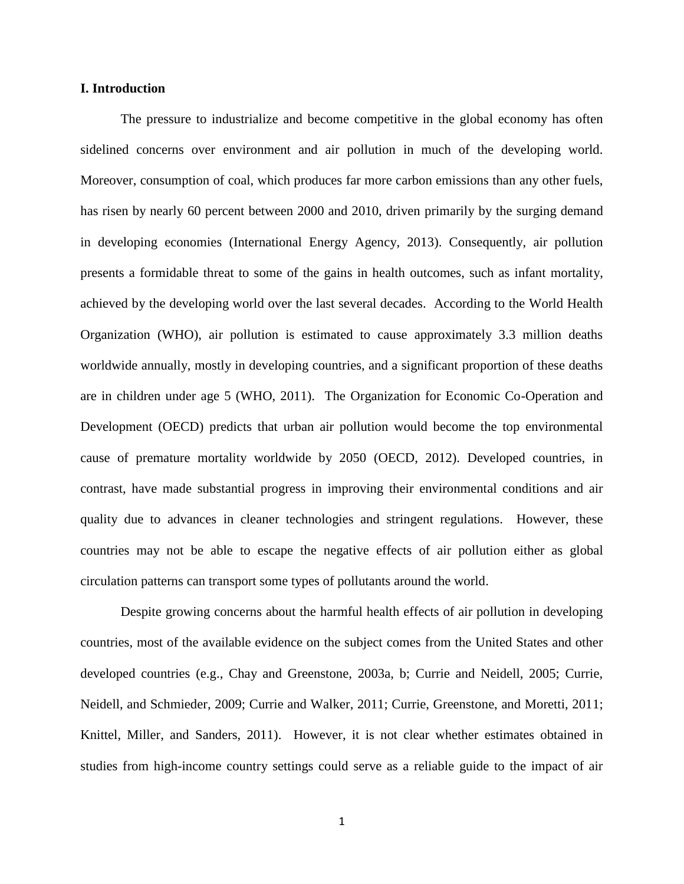## I. Introduction

The pressure to industrialize and become competitive in the global economy has often sidelined concerns over environment and air pollution in much of the developing world. Moreover, consumption of coal, which produces far more carbon emissions than any other fuels, has risen by nearly 60 percent between 2000 and 2010, driven primarily by the surging demand in developing economies (International Energy Agency, 2013). Consequently, air pollution presents a formidable threat to some of the gains in health outcomes, such as infant mortality, achieved by the developing world over the last several decades. According to the World Health Organization (WHO), air pollution is estimated to cause approximately 3.3 million deaths worldwide annually, mostly in developing countries, and a significant proportion of these deaths are in children under age 5 (WHO, 2011). The Organization for Economic Co-Operation and Development (OECD) predicts that urban air pollution would become the top environmental cause of premature mortality worldwide by 2050 (OECD, 2012). Developed countries, in contrast, have made substantial progress in improving their environmental conditions and air quality due to advances in cleaner technologies and stringent regulations. However, these countries may not be able to escape the negative effects of air pollution either as global circulation patterns can transport some types of pollutants around the world.

Despite growing concerns about the harmful health effects of air pollution in developing countries, most of the available evidence on the subject comes from the United States and other developed countries (e.g., Chay and Greenstone, 2003a, b; Currie and Neidell, 2005; Currie, Neidell, and Schmieder, 2009; Currie and Walker, 2011; Currie, Greenstone, and Moretti, 2011; Knittel, Miller, and Sanders, 2011). However, it is not clear whether estimates obtained in studies from high-income country settings could serve as a reliable guide to the impact of air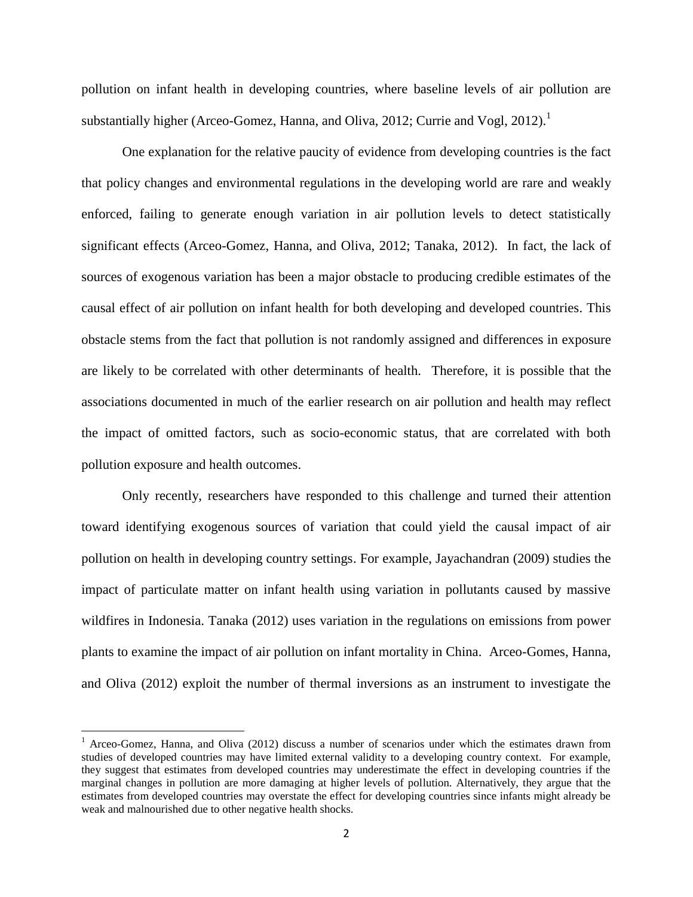pollution on infant health in developing countries, where baseline levels of air pollution are substantially higher (Arceo-Gomez, Hanna, and Oliva, 2012; Currie and Vogl, 2012).[1]

One explanation for the relative paucity of evidence from developing countries is the fact that policy changes and environmental regulations in the developing world are rare and weakly enforced, failing to generate enough variation in air pollution levels to detect statistically significant effects (Arceo-Gomez, Hanna, and Oliva, 2012; Tanaka, 2012). In fact, the lack of sources of exogenous variation has been a major obstacle to producing credible estimates of the causal effect of air pollution on infant health for both developing and developed countries. This obstacle stems from the fact that pollution is not randomly assigned and differences in exposure are likely to be correlated with other determinants of health. Therefore, it is possible that the associations documented in much of the earlier research on air pollution and health may reflect the impact of omitted factors, such as socio-economic status, that are correlated with both pollution exposure and health outcomes.

Only recently, researchers have responded to this challenge and turned their attention toward identifying exogenous sources of variation that could yield the causal impact of air pollution on health in developing country settings. For example, Jayachandran (2009) studies the impact of particulate matter on infant health using variation in pollutants caused by massive wildfires in Indonesia. Tanaka (2012) uses variation in the regulations on emissions from power plants to examine the impact of air pollution on infant mortality in China. Arceo-Gomes, Hanna, and Oliva (2012) exploit the number of thermal inversions as an instrument to investigate the

[1] Arceo-Gomez, Hanna, and Oliva (2012) discuss a number of scenarios under which the estimates drawn from studies of developed countries may have limited external validity to a developing country context. For example, they suggest that estimates from developed countries may underestimate the effect in developing countries if the marginal changes in pollution are more damaging at higher levels of pollution. Alternatively, they argue that the estimates from developed countries may overstate the effect for developing countries since infants might already be weak and malnourished due to other negative health shocks.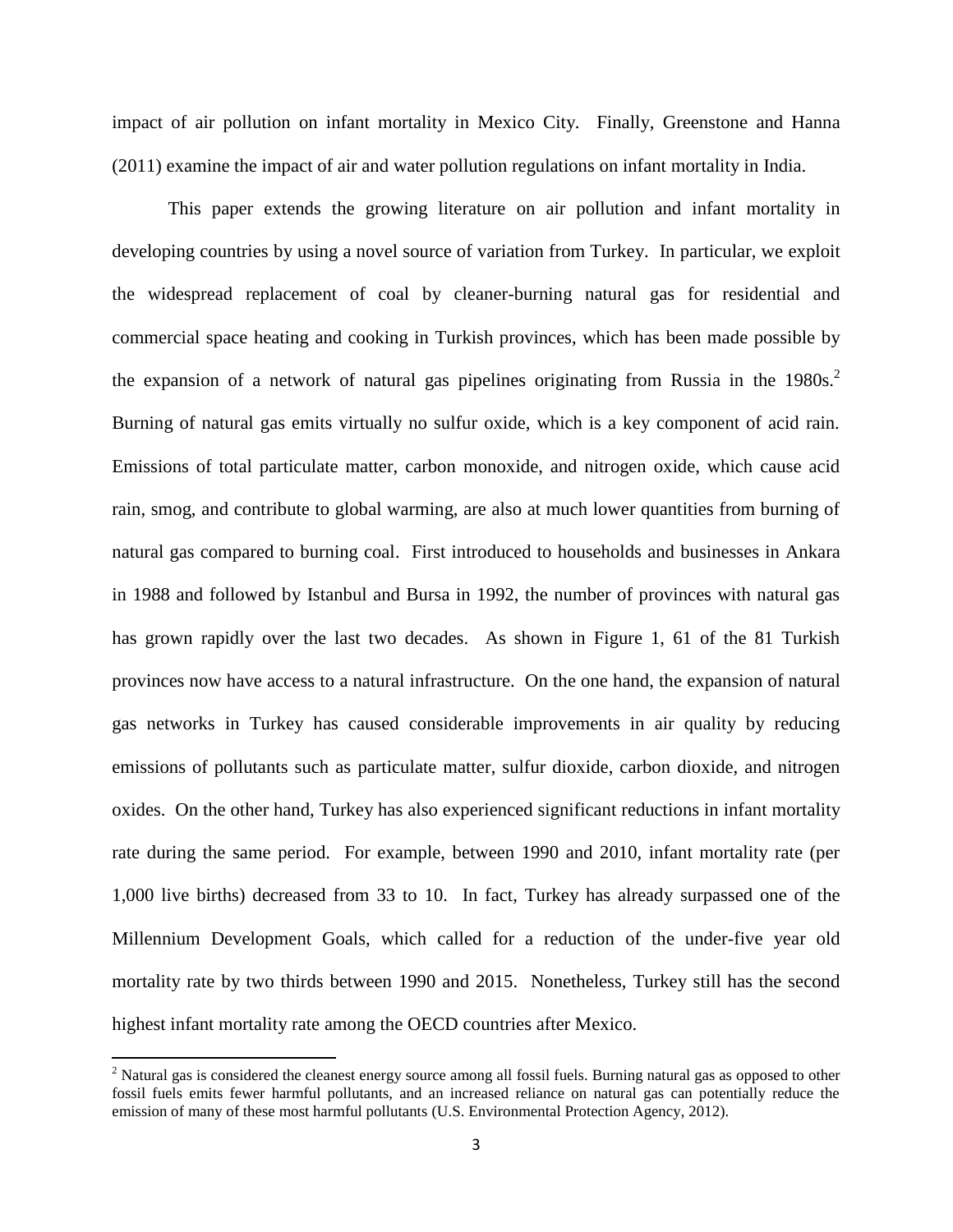impact of air pollution on infant mortality in Mexico City. Finally, Greenstone and Hanna (2011) examine the impact of air and water pollution regulations on infant mortality in India.

This paper extends the growing literature on air pollution and infant mortality in developing countries by using a novel source of variation from Turkey. In particular, we exploit the widespread replacement of coal by cleaner-burning natural gas for residential and commercial space heating and cooking in Turkish provinces, which has been made possible by the expansion of a network of natural gas pipelines originating from Russia in the 1980s.[2] Burning of natural gas emits virtually no sulfur oxide, which is a key component of acid rain. Emissions of total particulate matter, carbon monoxide, and nitrogen oxide, which cause acid rain, smog, and contribute to global warming, are also at much lower quantities from burning of natural gas compared to burning coal. First introduced to households and businesses in Ankara in 1988 and followed by Istanbul and Bursa in 1992, the number of provinces with natural gas has grown rapidly over the last two decades. As shown in Figure 1, 61 of the 81 Turkish provinces now have access to a natural infrastructure. On the one hand, the expansion of natural gas networks in Turkey has caused considerable improvements in air quality by reducing emissions of pollutants such as particulate matter, sulfur dioxide, carbon dioxide, and nitrogen oxides. On the other hand, Turkey has also experienced significant reductions in infant mortality rate during the same period. For example, between 1990 and 2010, infant mortality rate (per 1,000 live births) decreased from 33 to 10. In fact, Turkey has already surpassed one of the Millennium Development Goals, which called for a reduction of the under-five year old mortality rate by two thirds between 1990 and 2015. Nonetheless, Turkey still has the second highest infant mortality rate among the OECD countries after Mexico.

[2] Natural gas is considered the cleanest energy source among all fossil fuels. Burning natural gas as opposed to other fossil fuels emits fewer harmful pollutants, and an increased reliance on natural gas can potentially reduce the emission of many of these most harmful pollutants (U.S. Environmental Protection Agency, 2012).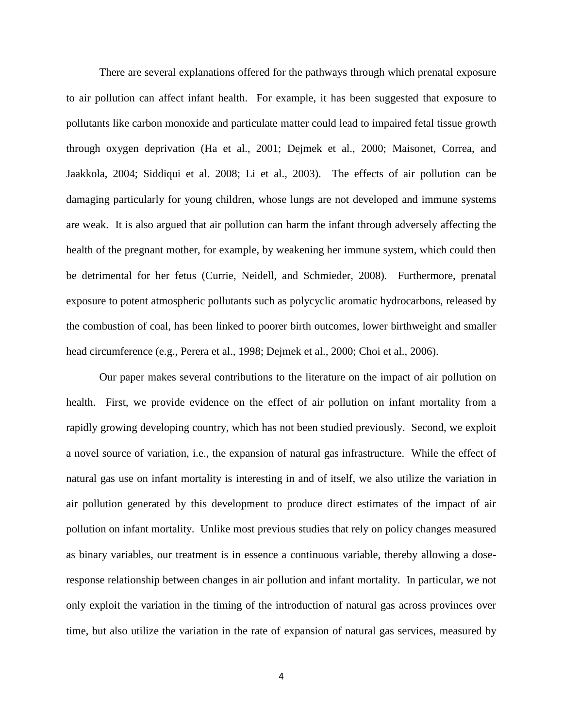There are several explanations offered for the pathways through which prenatal exposure to air pollution can affect infant health. For example, it has been suggested that exposure to pollutants like carbon monoxide and particulate matter could lead to impaired fetal tissue growth through oxygen deprivation (Ha et al., 2001; Dejmek et al., 2000; Maisonet, Correa, and Jaakkola, 2004; Siddiqui et al. 2008; Li et al., 2003). The effects of air pollution can be damaging particularly for young children, whose lungs are not developed and immune systems are weak. It is also argued that air pollution can harm the infant through adversely affecting the health of the pregnant mother, for example, by weakening her immune system, which could then be detrimental for her fetus (Currie, Neidell, and Schmieder, 2008). Furthermore, prenatal exposure to potent atmospheric pollutants such as polycyclic aromatic hydrocarbons, released by the combustion of coal, has been linked to poorer birth outcomes, lower birthweight and smaller head circumference (e.g., Perera et al., 1998; Dejmek et al., 2000; Choi et al., 2006).

Our paper makes several contributions to the literature on the impact of air pollution on health. First, we provide evidence on the effect of air pollution on infant mortality from a rapidly growing developing country, which has not been studied previously. Second, we exploit a novel source of variation, i.e., the expansion of natural gas infrastructure. While the effect of natural gas use on infant mortality is interesting in and of itself, we also utilize the variation in air pollution generated by this development to produce direct estimates of the impact of air pollution on infant mortality. Unlike most previous studies that rely on policy changes measured as binary variables, our treatment is in essence a continuous variable, thereby allowing a dose-response relationship between changes in air pollution and infant mortality. In particular, we not only exploit the variation in the timing of the introduction of natural gas across provinces over time, but also utilize the variation in the rate of expansion of natural gas services, measured by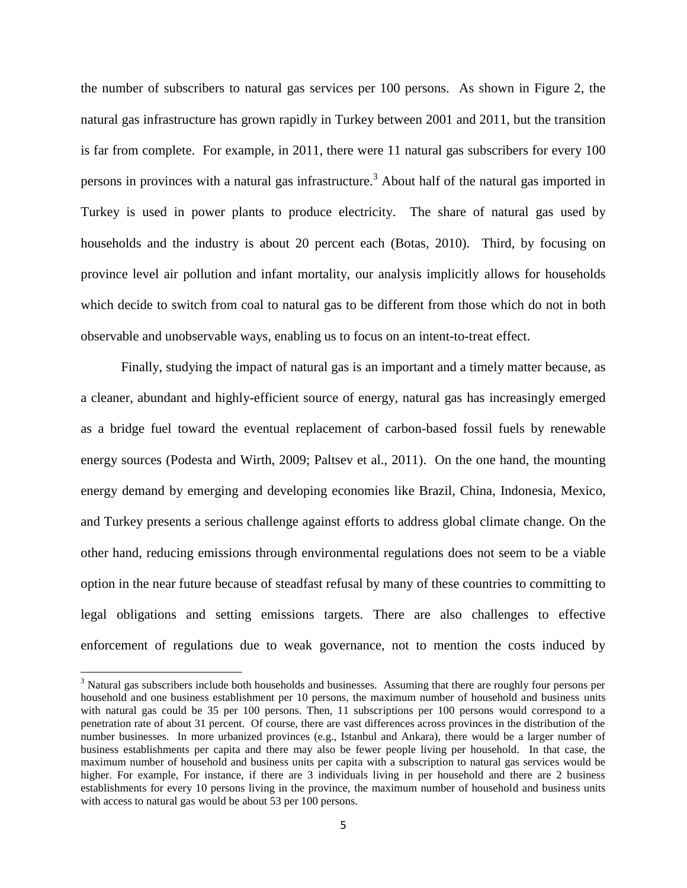the number of subscribers to natural gas services per 100 persons. As shown in Figure 2, the natural gas infrastructure has grown rapidly in Turkey between 2001 and 2011, but the transition is far from complete. For example, in 2011, there were 11 natural gas subscribers for every 100 persons in provinces with a natural gas infrastructure.[3] About half of the natural gas imported in Turkey is used in power plants to produce electricity. The share of natural gas used by households and the industry is about 20 percent each (Botas, 2010). Third, by focusing on province level air pollution and infant mortality, our analysis implicitly allows for households which decide to switch from coal to natural gas to be different from those which do not in both observable and unobservable ways, enabling us to focus on an intent-to-treat effect.

Finally, studying the impact of natural gas is an important and a timely matter because, as a cleaner, abundant and highly-efficient source of energy, natural gas has increasingly emerged as a bridge fuel toward the eventual replacement of carbon-based fossil fuels by renewable energy sources (Podesta and Wirth, 2009; Paltsev et al., 2011). On the one hand, the mounting energy demand by emerging and developing economies like Brazil, China, Indonesia, Mexico, and Turkey presents a serious challenge against efforts to address global climate change. On the other hand, reducing emissions through environmental regulations does not seem to be a viable option in the near future because of steadfast refusal by many of these countries to committing to legal obligations and setting emissions targets. There are also challenges to effective enforcement of regulations due to weak governance, not to mention the costs induced by

---

[3] Natural gas subscribers include both households and businesses. Assuming that there are roughly four persons per household and one business establishment per 10 persons, the maximum number of household and business units with natural gas could be 35 per 100 persons. Then, 11 subscriptions per 100 persons would correspond to a penetration rate of about 31 percent. Of course, there are vast differences across provinces in the distribution of the number businesses. In more urbanized provinces (e.g., Istanbul and Ankara), there would be a larger number of business establishments per capita and there may also be fewer people living per household. In that case, the maximum number of household and business units per capita with a subscription to natural gas services would be higher. For example, For instance, if there are 3 individuals living in per household and there are 2 business establishments for every 10 persons living in the province, the maximum number of household and business units with access to natural gas would be about 53 per 100 persons.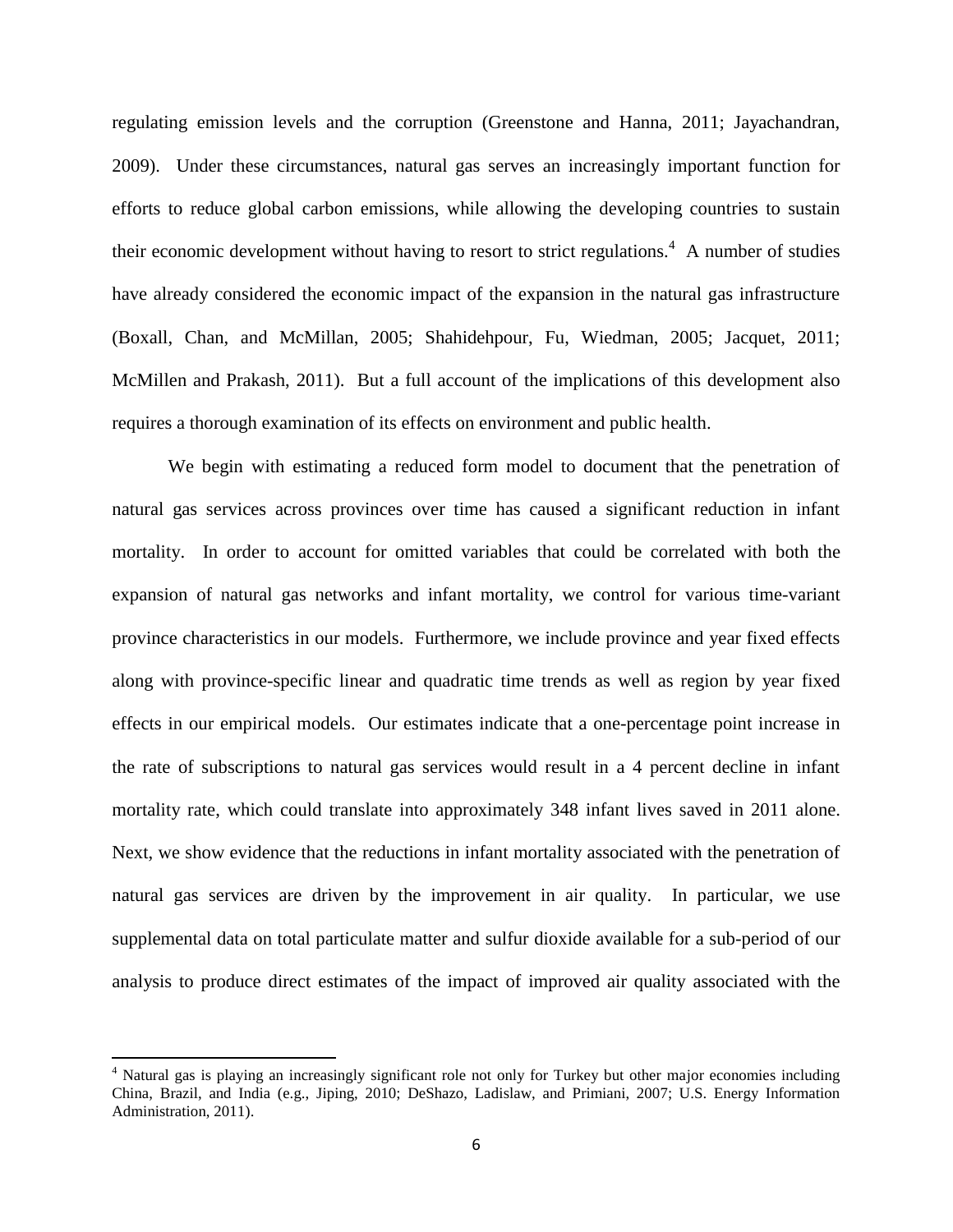regulating emission levels and the corruption (Greenstone and Hanna, 2011; Jayachandran, 2009). Under these circumstances, natural gas serves an increasingly important function for efforts to reduce global carbon emissions, while allowing the developing countries to sustain their economic development without having to resort to strict regulations.[4] A number of studies have already considered the economic impact of the expansion in the natural gas infrastructure (Boxall, Chan, and McMillan, 2005; Shahidehpour, Fu, Wiedman, 2005; Jacquet, 2011; McMillen and Prakash, 2011). But a full account of the implications of this development also requires a thorough examination of its effects on environment and public health.

We begin with estimating a reduced form model to document that the penetration of natural gas services across provinces over time has caused a significant reduction in infant mortality. In order to account for omitted variables that could be correlated with both the expansion of natural gas networks and infant mortality, we control for various time-variant province characteristics in our models. Furthermore, we include province and year fixed effects along with province-specific linear and quadratic time trends as well as region by year fixed effects in our empirical models. Our estimates indicate that a one-percentage point increase in the rate of subscriptions to natural gas services would result in a 4 percent decline in infant mortality rate, which could translate into approximately 348 infant lives saved in 2011 alone. Next, we show evidence that the reductions in infant mortality associated with the penetration of natural gas services are driven by the improvement in air quality. In particular, we use supplemental data on total particulate matter and sulfur dioxide available for a sub-period of our analysis to produce direct estimates of the impact of improved air quality associated with the

[4] Natural gas is playing an increasingly significant role not only for Turkey but other major economies including China, Brazil, and India (e.g., Jiping, 2010; DeShazo, Ladislaw, and Primiani, 2007; U.S. Energy Information Administration, 2011).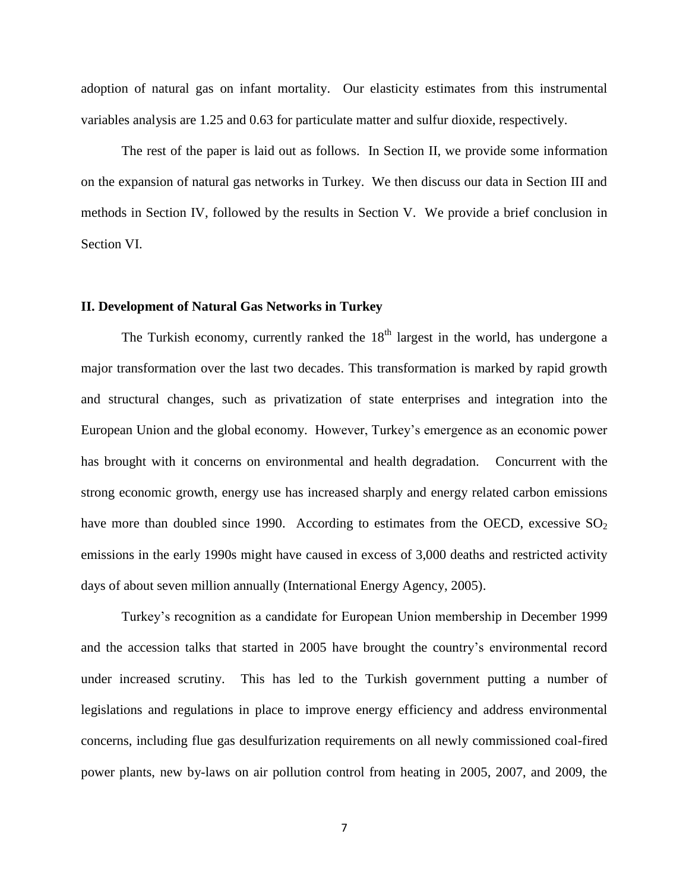adoption of natural gas on infant mortality. Our elasticity estimates from this instrumental variables analysis are 1.25 and 0.63 for particulate matter and sulfur dioxide, respectively.

The rest of the paper is laid out as follows. In Section II, we provide some information on the expansion of natural gas networks in Turkey. We then discuss our data in Section III and methods in Section IV, followed by the results in Section V. We provide a brief conclusion in Section VI.

## II. Development of Natural Gas Networks in Turkey

The Turkish economy, currently ranked the 18th largest in the world, has undergone a major transformation over the last two decades. This transformation is marked by rapid growth and structural changes, such as privatization of state enterprises and integration into the European Union and the global economy. However, Turkey's emergence as an economic power has brought with it concerns on environmental and health degradation. Concurrent with the strong economic growth, energy use has increased sharply and energy related carbon emissions have more than doubled since 1990. According to estimates from the OECD, excessive $SO_2$ emissions in the early 1990s might have caused in excess of 3,000 deaths and restricted activity days of about seven million annually (International Energy Agency, 2005).

Turkey's recognition as a candidate for European Union membership in December 1999 and the accession talks that started in 2005 have brought the country's environmental record under increased scrutiny. This has led to the Turkish government putting a number of legislations and regulations in place to improve energy efficiency and address environmental concerns, including flue gas desulfurization requirements on all newly commissioned coal-fired power plants, new by-laws on air pollution control from heating in 2005, 2007, and 2009, the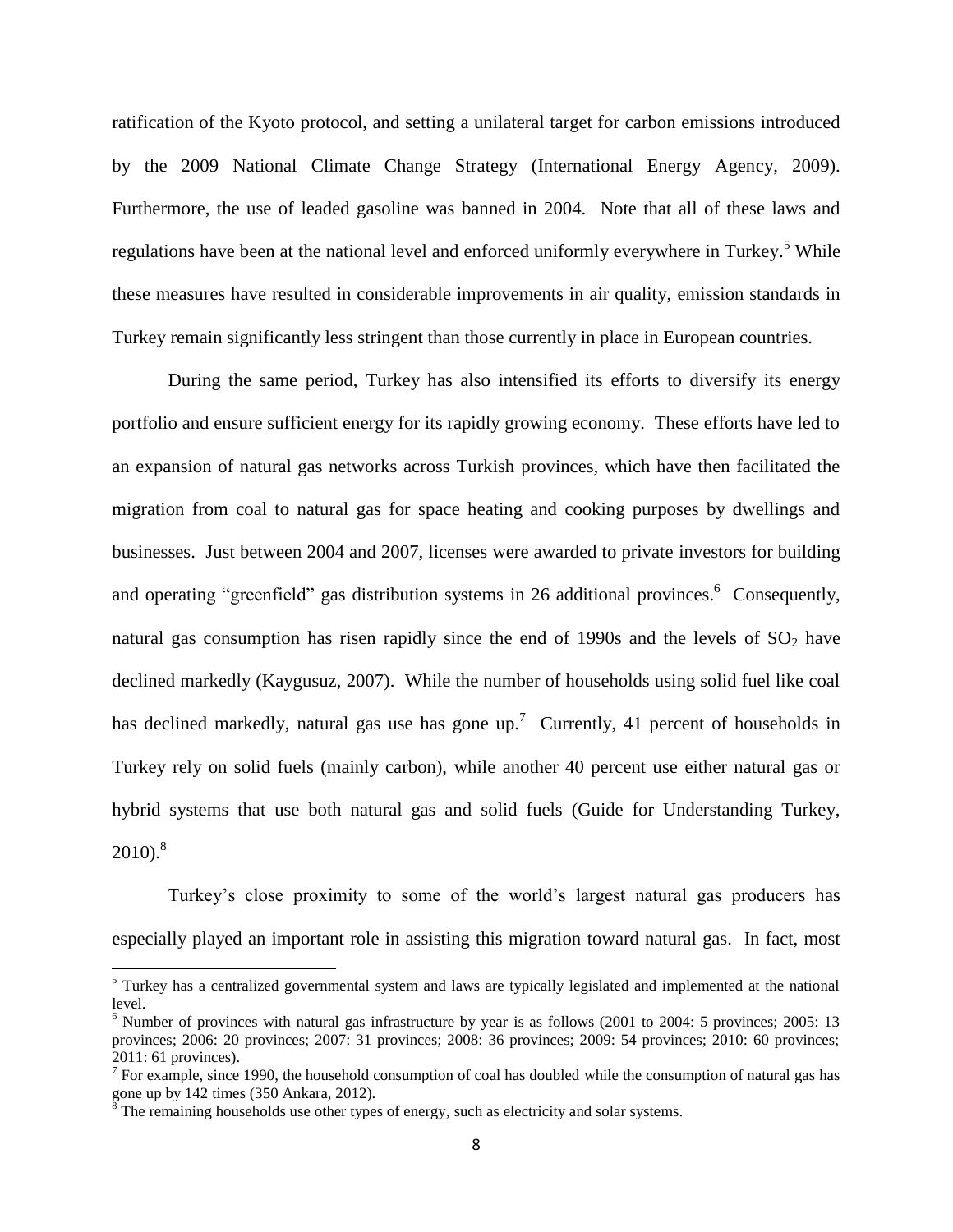ratification of the Kyoto protocol, and setting a unilateral target for carbon emissions introduced by the 2009 National Climate Change Strategy (International Energy Agency, 2009). Furthermore, the use of leaded gasoline was banned in 2004. Note that all of these laws and regulations have been at the national level and enforced uniformly everywhere in Turkey.[5] While these measures have resulted in considerable improvements in air quality, emission standards in Turkey remain significantly less stringent than those currently in place in European countries.

During the same period, Turkey has also intensified its efforts to diversify its energy portfolio and ensure sufficient energy for its rapidly growing economy. These efforts have led to an expansion of natural gas networks across Turkish provinces, which have then facilitated the migration from coal to natural gas for space heating and cooking purposes by dwellings and businesses. Just between 2004 and 2007, licenses were awarded to private investors for building and operating "greenfield" gas distribution systems in 26 additional provinces.[6] Consequently, natural gas consumption has risen rapidly since the end of 1990s and the levels of $SO_2$ have declined markedly (Kaygusuz, 2007). While the number of households using solid fuel like coal has declined markedly, natural gas use has gone up.[7] Currently, 41 percent of households in Turkey rely on solid fuels (mainly carbon), while another 40 percent use either natural gas or hybrid systems that use both natural gas and solid fuels (Guide for Understanding Turkey, 2010).[8]

Turkey's close proximity to some of the world's largest natural gas producers has especially played an important role in assisting this migration toward natural gas. In fact, most

---

[5] Turkey has a centralized governmental system and laws are typically legislated and implemented at the national level.

[6] Number of provinces with natural gas infrastructure by year is as follows (2001 to 2004: 5 provinces; 2005: 13 provinces; 2006: 20 provinces; 2007: 31 provinces; 2008: 36 provinces; 2009: 54 provinces; 2010: 60 provinces; 2011: 61 provinces).

[7] For example, since 1990, the household consumption of coal has doubled while the consumption of natural gas has gone up by 142 times (350 Ankara, 2012).

[8] The remaining households use other types of energy, such as electricity and solar systems.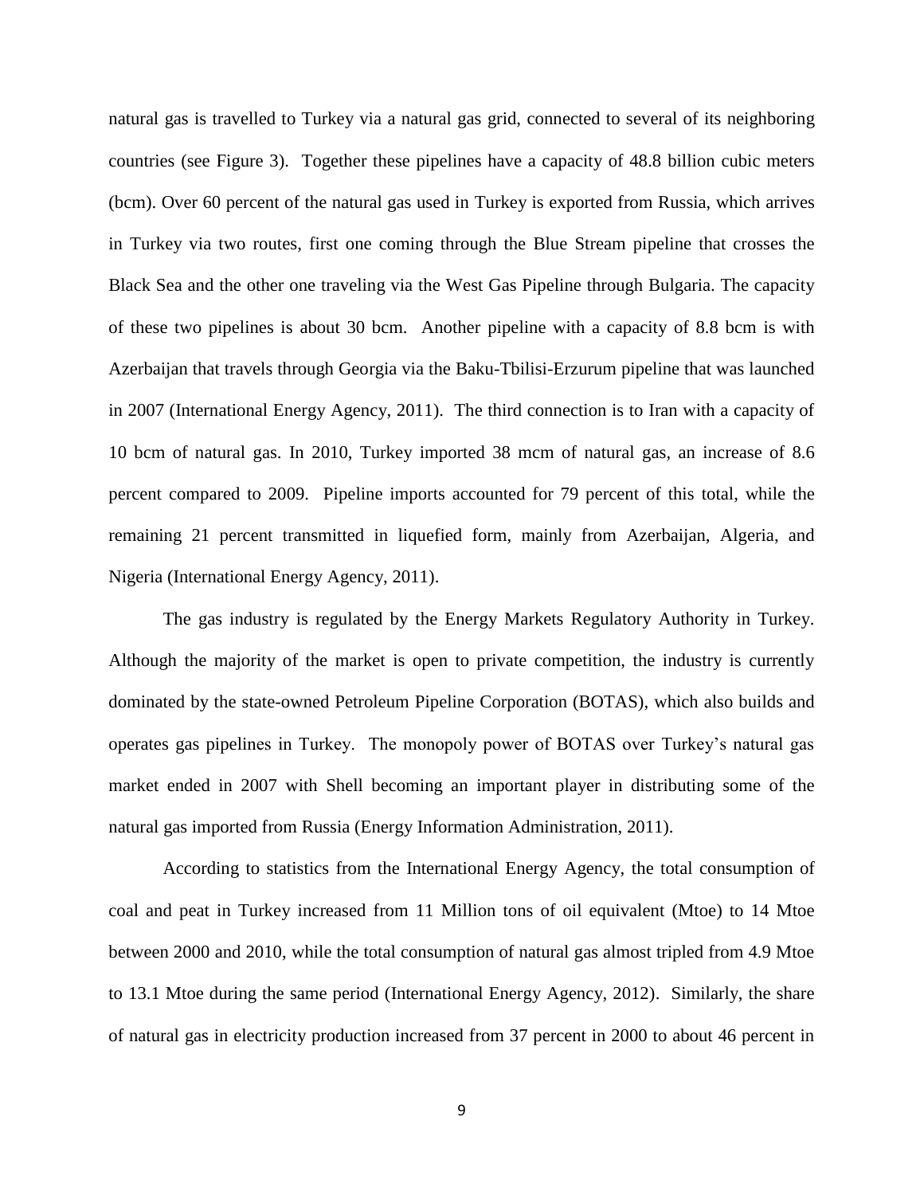natural gas is travelled to Turkey via a natural gas grid, connected to several of its neighboring countries (see Figure 3). Together these pipelines have a capacity of 48.8 billion cubic meters (bcm). Over 60 percent of the natural gas used in Turkey is exported from Russia, which arrives in Turkey via two routes, first one coming through the Blue Stream pipeline that crosses the Black Sea and the other one traveling via the West Gas Pipeline through Bulgaria. The capacity of these two pipelines is about 30 bcm. Another pipeline with a capacity of 8.8 bcm is with Azerbaijan that travels through Georgia via the Baku-Tbilisi-Erzurum pipeline that was launched in 2007 (International Energy Agency, 2011). The third connection is to Iran with a capacity of 10 bcm of natural gas. In 2010, Turkey imported 38 mcm of natural gas, an increase of 8.6 percent compared to 2009. Pipeline imports accounted for 79 percent of this total, while the remaining 21 percent transmitted in liquefied form, mainly from Azerbaijan, Algeria, and Nigeria (International Energy Agency, 2011).

The gas industry is regulated by the Energy Markets Regulatory Authority in Turkey. Although the majority of the market is open to private competition, the industry is currently dominated by the state-owned Petroleum Pipeline Corporation (BOTAS), which also builds and operates gas pipelines in Turkey. The monopoly power of BOTAS over Turkey's natural gas market ended in 2007 with Shell becoming an important player in distributing some of the natural gas imported from Russia (Energy Information Administration, 2011).

According to statistics from the International Energy Agency, the total consumption of coal and peat in Turkey increased from 11 Million tons of oil equivalent (Mtoe) to 14 Mtoe between 2000 and 2010, while the total consumption of natural gas almost tripled from 4.9 Mtoe to 13.1 Mtoe during the same period (International Energy Agency, 2012). Similarly, the share of natural gas in electricity production increased from 37 percent in 2000 to about 46 percent in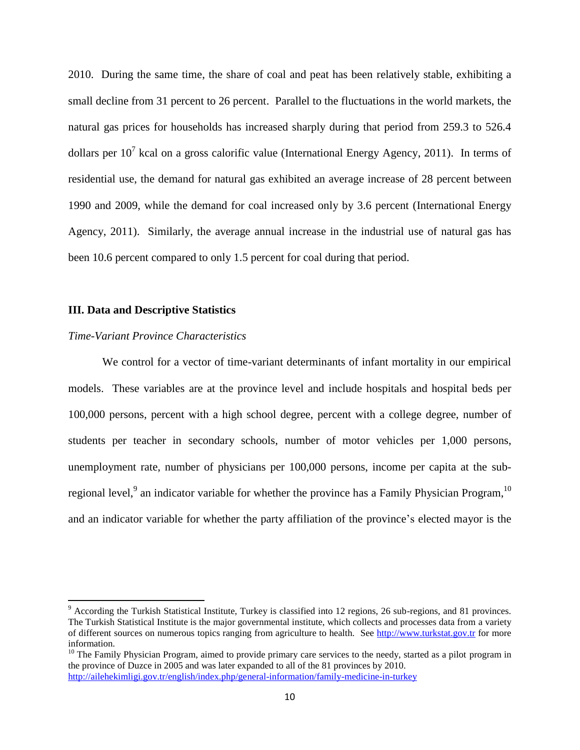2010. During the same time, the share of coal and peat has been relatively stable, exhibiting a small decline from 31 percent to 26 percent. Parallel to the fluctuations in the world markets, the natural gas prices for households has increased sharply during that period from 259.3 to 526.4 dollars per $10^7$ kcal on a gross calorific value (International Energy Agency, 2011). In terms of residential use, the demand for natural gas exhibited an average increase of 28 percent between 1990 and 2009, while the demand for coal increased only by 3.6 percent (International Energy Agency, 2011). Similarly, the average annual increase in the industrial use of natural gas has been 10.6 percent compared to only 1.5 percent for coal during that period.

## III. Data and Descriptive Statistics

*Time-Variant Province Characteristics*

We control for a vector of time-variant determinants of infant mortality in our empirical models. These variables are at the province level and include hospitals and hospital beds per 100,000 persons, percent with a high school degree, percent with a college degree, number of students per teacher in secondary schools, number of motor vehicles per 1,000 persons, unemployment rate, number of physicians per 100,000 persons, income per capita at the sub-regional level,[9] an indicator variable for whether the province has a Family Physician Program,[10] and an indicator variable for whether the party affiliation of the province's elected mayor is the

---

[9] According the Turkish Statistical Institute, Turkey is classified into 12 regions, 26 sub-regions, and 81 provinces. The Turkish Statistical Institute is the major governmental institute, which collects and processes data from a variety of different sources on numerous topics ranging from agriculture to health. See http://www.turkstat.gov.tr for more information.

[10] The Family Physician Program, aimed to provide primary care services to the needy, started as a pilot program in the province of Duzce in 2005 and was later expanded to all of the 81 provinces by 2010. http://ailehekimligi.gov.tr/english/index.php/general-information/family-medicine-in-turkey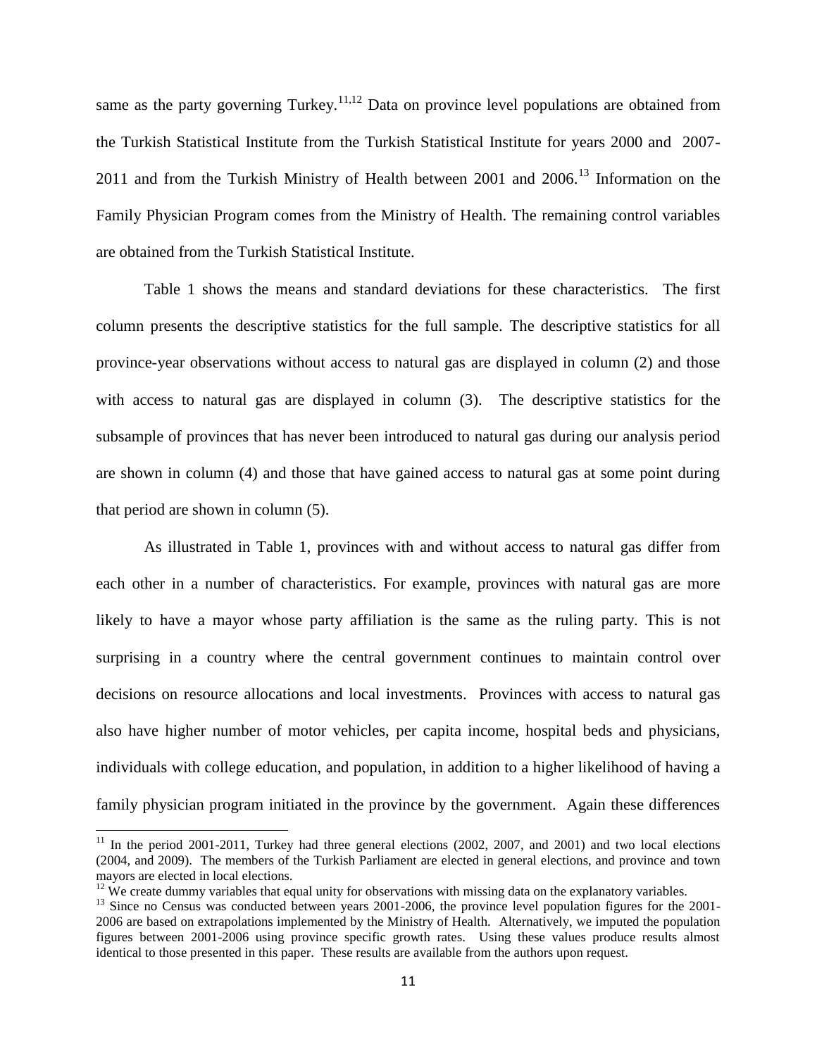same as the party governing Turkey.[11,12] Data on province level populations are obtained from the Turkish Statistical Institute from the Turkish Statistical Institute for years 2000 and 2007-2011 and from the Turkish Ministry of Health between 2001 and 2006.[13] Information on the Family Physician Program comes from the Ministry of Health. The remaining control variables are obtained from the Turkish Statistical Institute.

Table 1 shows the means and standard deviations for these characteristics. The first column presents the descriptive statistics for the full sample. The descriptive statistics for all province-year observations without access to natural gas are displayed in column (2) and those with access to natural gas are displayed in column (3). The descriptive statistics for the subsample of provinces that has never been introduced to natural gas during our analysis period are shown in column (4) and those that have gained access to natural gas at some point during that period are shown in column (5).

As illustrated in Table 1, provinces with and without access to natural gas differ from each other in a number of characteristics. For example, provinces with natural gas are more likely to have a mayor whose party affiliation is the same as the ruling party. This is not surprising in a country where the central government continues to maintain control over decisions on resource allocations and local investments. Provinces with access to natural gas also have higher number of motor vehicles, per capita income, hospital beds and physicians, individuals with college education, and population, in addition to a higher likelihood of having a family physician program initiated in the province by the government. Again these differences

---

[11] In the period 2001-2011, Turkey had three general elections (2002, 2007, and 2001) and two local elections (2004, and 2009). The members of the Turkish Parliament are elected in general elections, and province and town mayors are elected in local elections.

[12] We create dummy variables that equal unity for observations with missing data on the explanatory variables.

[13] Since no Census was conducted between years 2001-2006, the province level population figures for the 2001-2006 are based on extrapolations implemented by the Ministry of Health. Alternatively, we imputed the population figures between 2001-2006 using province specific growth rates. Using these values produce results almost identical to those presented in this paper. These results are available from the authors upon request.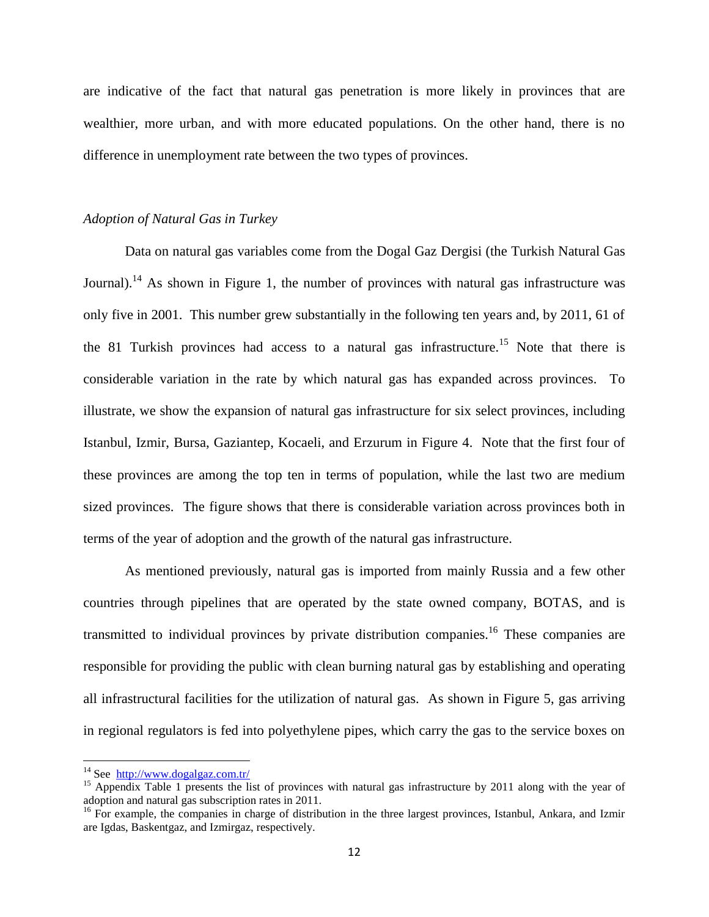are indicative of the fact that natural gas penetration is more likely in provinces that are wealthier, more urban, and with more educated populations. On the other hand, there is no difference in unemployment rate between the two types of provinces.

*Adoption of Natural Gas in Turkey*

Data on natural gas variables come from the Dogal Gaz Dergisi (the Turkish Natural Gas Journal).[14] As shown in Figure 1, the number of provinces with natural gas infrastructure was only five in 2001. This number grew substantially in the following ten years and, by 2011, 61 of the 81 Turkish provinces had access to a natural gas infrastructure.[15] Note that there is considerable variation in the rate by which natural gas has expanded across provinces. To illustrate, we show the expansion of natural gas infrastructure for six select provinces, including Istanbul, Izmir, Bursa, Gaziantep, Kocaeli, and Erzurum in Figure 4. Note that the first four of these provinces are among the top ten in terms of population, while the last two are medium sized provinces. The figure shows that there is considerable variation across provinces both in terms of the year of adoption and the growth of the natural gas infrastructure.

As mentioned previously, natural gas is imported from mainly Russia and a few other countries through pipelines that are operated by the state owned company, BOTAS, and is transmitted to individual provinces by private distribution companies.[16] These companies are responsible for providing the public with clean burning natural gas by establishing and operating all infrastructural facilities for the utilization of natural gas. As shown in Figure 5, gas arriving in regional regulators is fed into polyethylene pipes, which carry the gas to the service boxes on

---

[14] See http://www.dogalgaz.com.tr/

[15] Appendix Table 1 presents the list of provinces with natural gas infrastructure by 2011 along with the year of adoption and natural gas subscription rates in 2011.

[16] For example, the companies in charge of distribution in the three largest provinces, Istanbul, Ankara, and Izmir are Igdas, Baskentgaz, and Izmirgaz, respectively.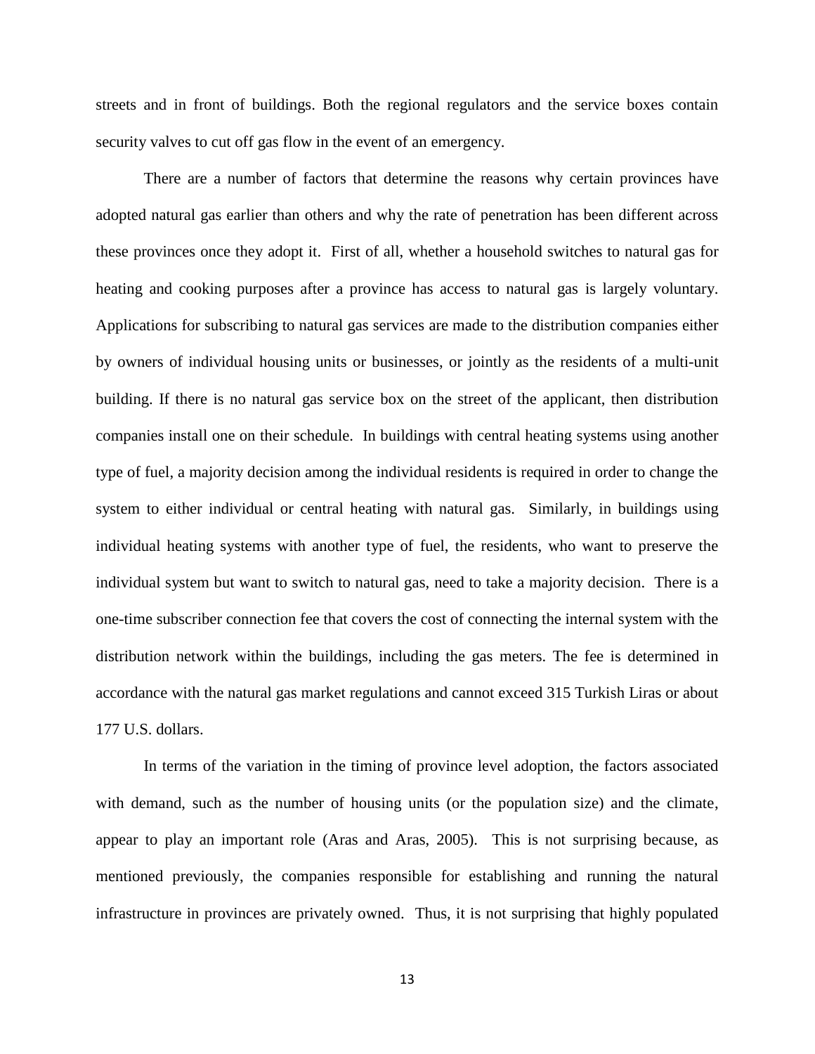streets and in front of buildings. Both the regional regulators and the service boxes contain security valves to cut off gas flow in the event of an emergency.

There are a number of factors that determine the reasons why certain provinces have adopted natural gas earlier than others and why the rate of penetration has been different across these provinces once they adopt it. First of all, whether a household switches to natural gas for heating and cooking purposes after a province has access to natural gas is largely voluntary. Applications for subscribing to natural gas services are made to the distribution companies either by owners of individual housing units or businesses, or jointly as the residents of a multi-unit building. If there is no natural gas service box on the street of the applicant, then distribution companies install one on their schedule. In buildings with central heating systems using another type of fuel, a majority decision among the individual residents is required in order to change the system to either individual or central heating with natural gas. Similarly, in buildings using individual heating systems with another type of fuel, the residents, who want to preserve the individual system but want to switch to natural gas, need to take a majority decision. There is a one-time subscriber connection fee that covers the cost of connecting the internal system with the distribution network within the buildings, including the gas meters. The fee is determined in accordance with the natural gas market regulations and cannot exceed 315 Turkish Liras or about 177 U.S. dollars.

In terms of the variation in the timing of province level adoption, the factors associated with demand, such as the number of housing units (or the population size) and the climate, appear to play an important role (Aras and Aras, 2005). This is not surprising because, as mentioned previously, the companies responsible for establishing and running the natural infrastructure in provinces are privately owned. Thus, it is not surprising that highly populated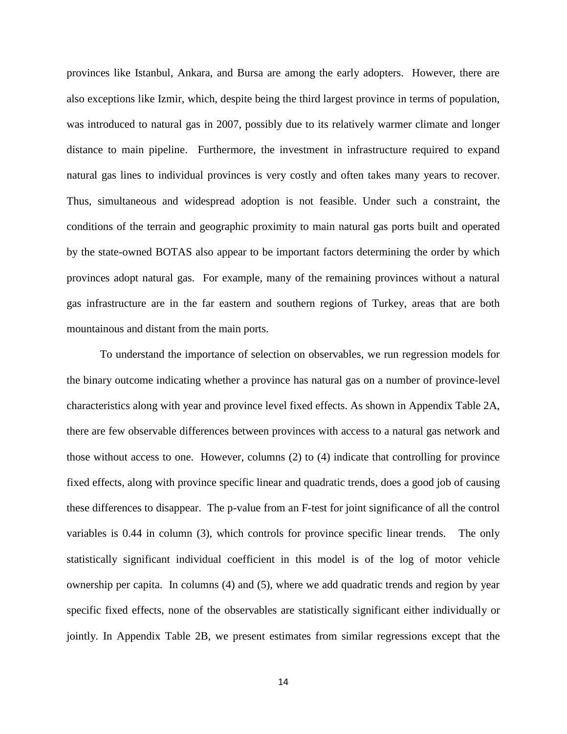provinces like Istanbul, Ankara, and Bursa are among the early adopters. However, there are also exceptions like Izmir, which, despite being the third largest province in terms of population, was introduced to natural gas in 2007, possibly due to its relatively warmer climate and longer distance to main pipeline. Furthermore, the investment in infrastructure required to expand natural gas lines to individual provinces is very costly and often takes many years to recover. Thus, simultaneous and widespread adoption is not feasible. Under such a constraint, the conditions of the terrain and geographic proximity to main natural gas ports built and operated by the state-owned BOTAS also appear to be important factors determining the order by which provinces adopt natural gas. For example, many of the remaining provinces without a natural gas infrastructure are in the far eastern and southern regions of Turkey, areas that are both mountainous and distant from the main ports.

To understand the importance of selection on observables, we run regression models for the binary outcome indicating whether a province has natural gas on a number of province-level characteristics along with year and province level fixed effects. As shown in Appendix Table 2A, there are few observable differences between provinces with access to a natural gas network and those without access to one. However, columns (2) to (4) indicate that controlling for province fixed effects, along with province specific linear and quadratic trends, does a good job of causing these differences to disappear. The p-value from an F-test for joint significance of all the control variables is 0.44 in column (3), which controls for province specific linear trends. The only statistically significant individual coefficient in this model is of the log of motor vehicle ownership per capita. In columns (4) and (5), where we add quadratic trends and region by year specific fixed effects, none of the observables are statistically significant either individually or jointly. In Appendix Table 2B, we present estimates from similar regressions except that the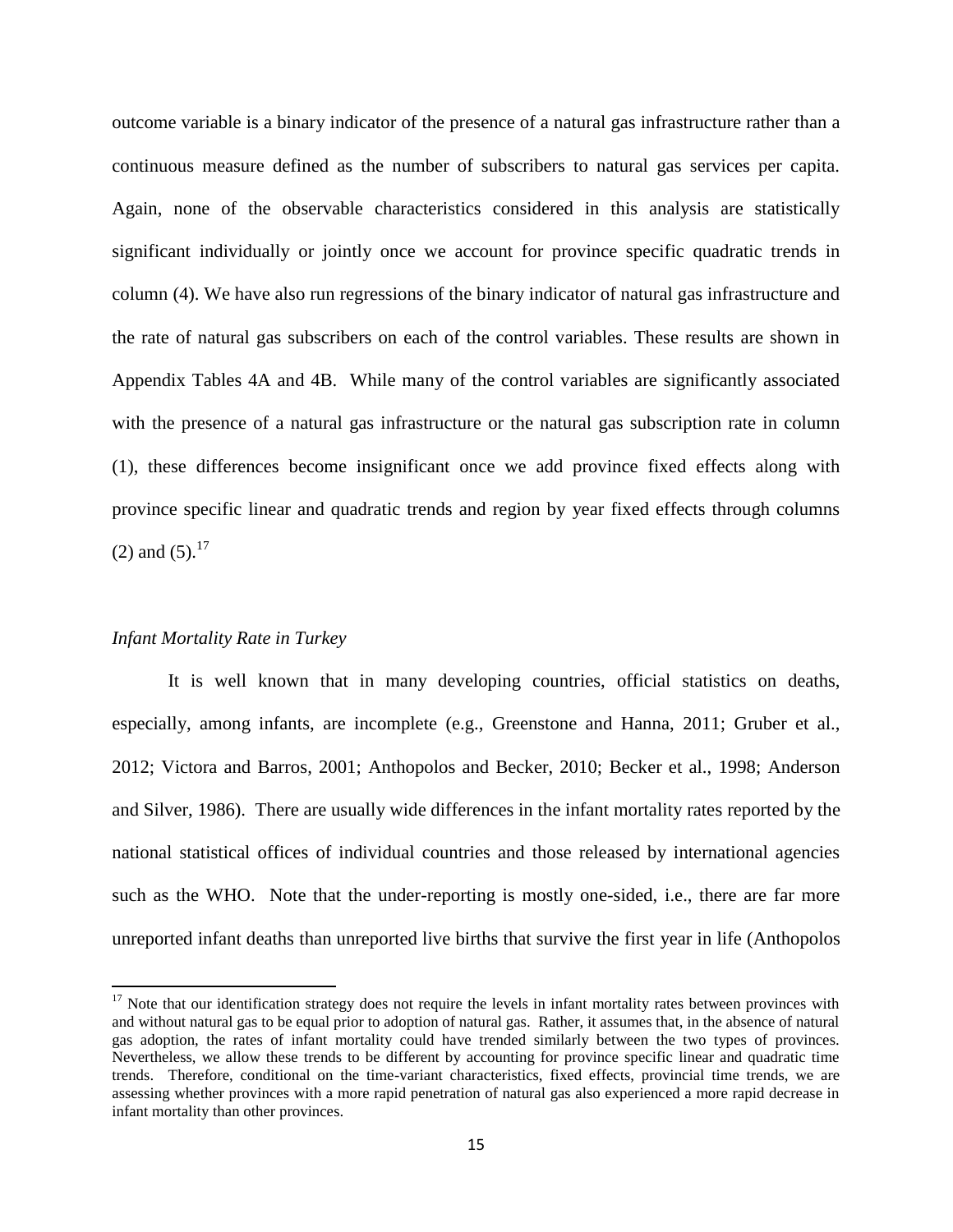outcome variable is a binary indicator of the presence of a natural gas infrastructure rather than a continuous measure defined as the number of subscribers to natural gas services per capita. Again, none of the observable characteristics considered in this analysis are statistically significant individually or jointly once we account for province specific quadratic trends in column (4). We have also run regressions of the binary indicator of natural gas infrastructure and the rate of natural gas subscribers on each of the control variables. These results are shown in Appendix Tables 4A and 4B. While many of the control variables are significantly associated with the presence of a natural gas infrastructure or the natural gas subscription rate in column (1), these differences become insignificant once we add province fixed effects along with province specific linear and quadratic trends and region by year fixed effects through columns (2) and (5).[17]

*Infant Mortality Rate in Turkey*

It is well known that in many developing countries, official statistics on deaths, especially, among infants, are incomplete (e.g., Greenstone and Hanna, 2011; Gruber et al., 2012; Victora and Barros, 2001; Anthopolos and Becker, 2010; Becker et al., 1998; Anderson and Silver, 1986). There are usually wide differences in the infant mortality rates reported by the national statistical offices of individual countries and those released by international agencies such as the WHO. Note that the under-reporting is mostly one-sided, i.e., there are far more unreported infant deaths than unreported live births that survive the first year in life (Anthopolos

[17] Note that our identification strategy does not require the levels in infant mortality rates between provinces with and without natural gas to be equal prior to adoption of natural gas. Rather, it assumes that, in the absence of natural gas adoption, the rates of infant mortality could have trended similarly between the two types of provinces. Nevertheless, we allow these trends to be different by accounting for province specific linear and quadratic time trends. Therefore, conditional on the time-variant characteristics, fixed effects, provincial time trends, we are assessing whether provinces with a more rapid penetration of natural gas also experienced a more rapid decrease in infant mortality than other provinces.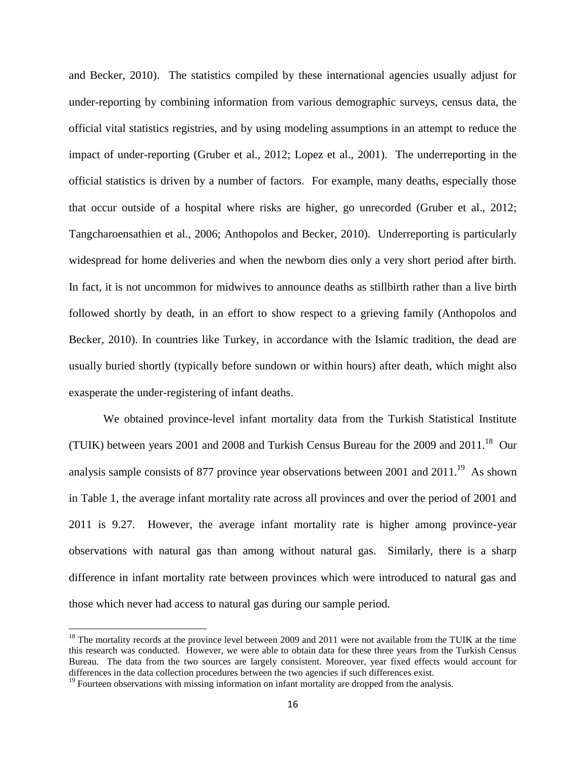and Becker, 2010). The statistics compiled by these international agencies usually adjust for under-reporting by combining information from various demographic surveys, census data, the official vital statistics registries, and by using modeling assumptions in an attempt to reduce the impact of under-reporting (Gruber et al., 2012; Lopez et al., 2001). The underreporting in the official statistics is driven by a number of factors. For example, many deaths, especially those that occur outside of a hospital where risks are higher, go unrecorded (Gruber et al., 2012; Tangcharoensathien et al., 2006; Anthopolos and Becker, 2010). Underreporting is particularly widespread for home deliveries and when the newborn dies only a very short period after birth. In fact, it is not uncommon for midwives to announce deaths as stillbirth rather than a live birth followed shortly by death, in an effort to show respect to a grieving family (Anthopolos and Becker, 2010). In countries like Turkey, in accordance with the Islamic tradition, the dead are usually buried shortly (typically before sundown or within hours) after death, which might also exasperate the under-registering of infant deaths.

We obtained province-level infant mortality data from the Turkish Statistical Institute (TUIK) between years 2001 and 2008 and Turkish Census Bureau for the 2009 and 2011.[18] Our analysis sample consists of 877 province year observations between 2001 and 2011.[19] As shown in Table 1, the average infant mortality rate across all provinces and over the period of 2001 and 2011 is 9.27. However, the average infant mortality rate is higher among province-year observations with natural gas than among without natural gas. Similarly, there is a sharp difference in infant mortality rate between provinces which were introduced to natural gas and those which never had access to natural gas during our sample period.

[18] The mortality records at the province level between 2009 and 2011 were not available from the TUIK at the time this research was conducted. However, we were able to obtain data for these three years from the Turkish Census Bureau. The data from the two sources are largely consistent. Moreover, year fixed effects would account for differences in the data collection procedures between the two agencies if such differences exist.

[19] Fourteen observations with missing information on infant mortality are dropped from the analysis.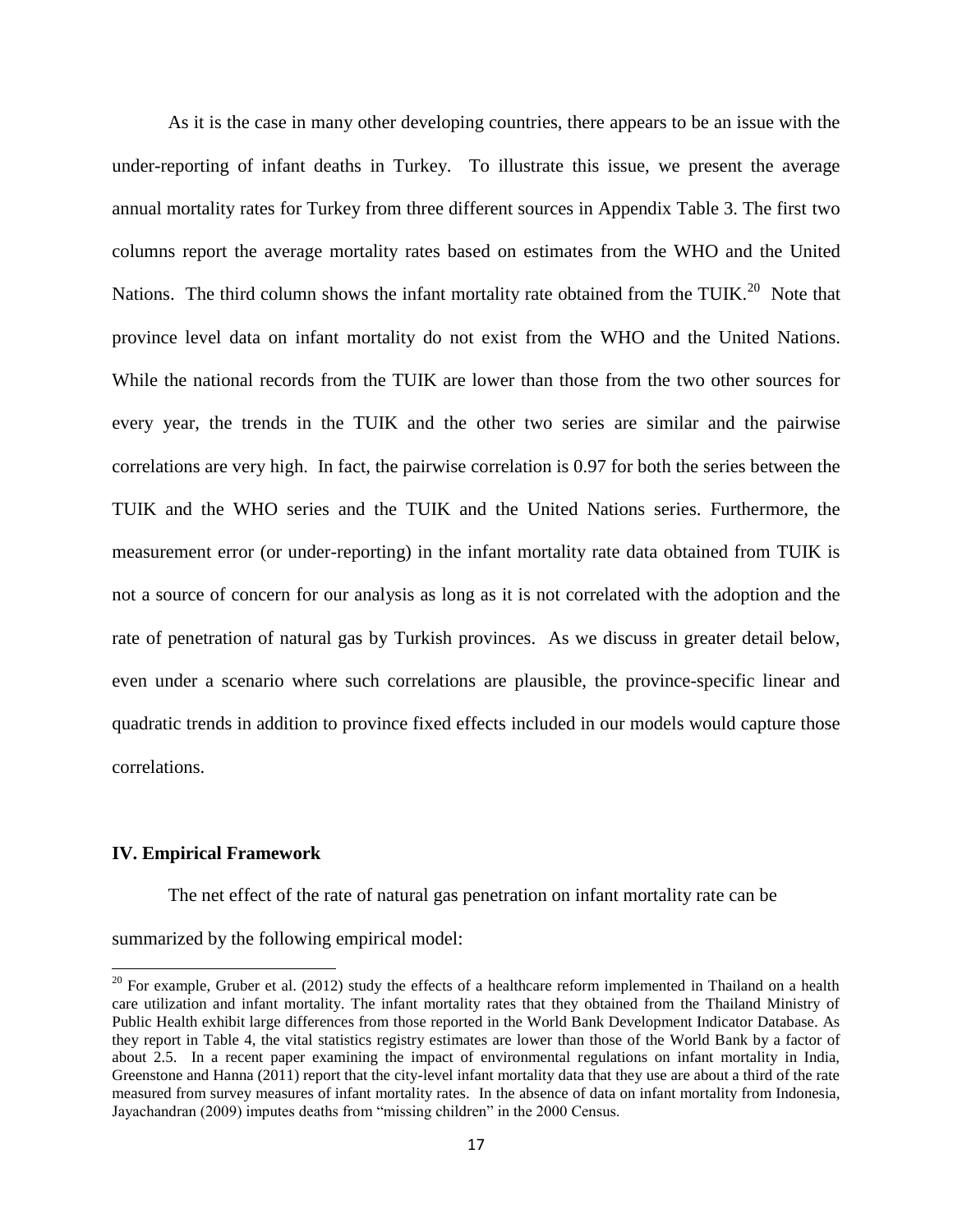As it is the case in many other developing countries, there appears to be an issue with the under-reporting of infant deaths in Turkey. To illustrate this issue, we present the average annual mortality rates for Turkey from three different sources in Appendix Table 3. The first two columns report the average mortality rates based on estimates from the WHO and the United Nations. The third column shows the infant mortality rate obtained from the TUIK.[20] Note that province level data on infant mortality do not exist from the WHO and the United Nations. While the national records from the TUIK are lower than those from the two other sources for every year, the trends in the TUIK and the other two series are similar and the pairwise correlations are very high. In fact, the pairwise correlation is 0.97 for both the series between the TUIK and the WHO series and the TUIK and the United Nations series. Furthermore, the measurement error (or under-reporting) in the infant mortality rate data obtained from TUIK is not a source of concern for our analysis as long as it is not correlated with the adoption and the rate of penetration of natural gas by Turkish provinces. As we discuss in greater detail below, even under a scenario where such correlations are plausible, the province-specific linear and quadratic trends in addition to province fixed effects included in our models would capture those correlations.

## IV. Empirical Framework

The net effect of the rate of natural gas penetration on infant mortality rate can be summarized by the following empirical model:

[20] For example, Gruber et al. (2012) study the effects of a healthcare reform implemented in Thailand on a health care utilization and infant mortality. The infant mortality rates that they obtained from the Thailand Ministry of Public Health exhibit large differences from those reported in the World Bank Development Indicator Database. As they report in Table 4, the vital statistics registry estimates are lower than those of the World Bank by a factor of about 2.5. In a recent paper examining the impact of environmental regulations on infant mortality in India, Greenstone and Hanna (2011) report that the city-level infant mortality data that they use are about a third of the rate measured from survey measures of infant mortality rates. In the absence of data on infant mortality from Indonesia, Jayachandran (2009) imputes deaths from "missing children" in the 2000 Census.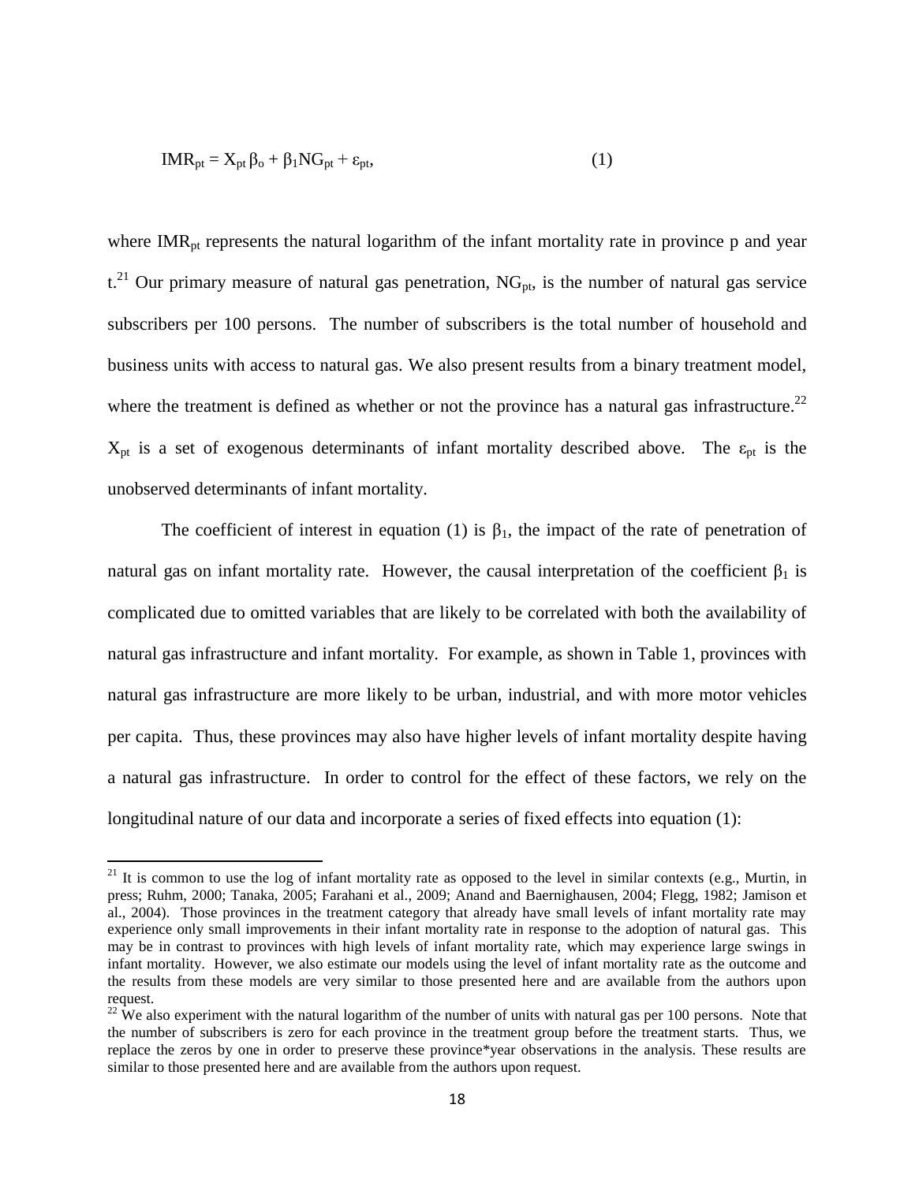$$IMR_{pt} = X_{pt}\,\beta_o + \beta_1 NG_{pt} + \varepsilon_{pt}, \qquad (1)$$

where $IMR_{pt}$ represents the natural logarithm of the infant mortality rate in province p and year t.[21] Our primary measure of natural gas penetration, $NG_{pt}$, is the number of natural gas service subscribers per 100 persons. The number of subscribers is the total number of household and business units with access to natural gas. We also present results from a binary treatment model, where the treatment is defined as whether or not the province has a natural gas infrastructure.[22] $X_{pt}$ is a set of exogenous determinants of infant mortality described above. The $\varepsilon_{pt}$ is the unobserved determinants of infant mortality.

The coefficient of interest in equation (1) is $\beta_1$, the impact of the rate of penetration of natural gas on infant mortality rate. However, the causal interpretation of the coefficient $\beta_1$ is complicated due to omitted variables that are likely to be correlated with both the availability of natural gas infrastructure and infant mortality. For example, as shown in Table 1, provinces with natural gas infrastructure are more likely to be urban, industrial, and with more motor vehicles per capita. Thus, these provinces may also have higher levels of infant mortality despite having a natural gas infrastructure. In order to control for the effect of these factors, we rely on the longitudinal nature of our data and incorporate a series of fixed effects into equation (1):

[21] It is common to use the log of infant mortality rate as opposed to the level in similar contexts (e.g., Murtin, in press; Ruhm, 2000; Tanaka, 2005; Farahani et al., 2009; Anand and Baernighausen, 2004; Flegg, 1982; Jamison et al., 2004). Those provinces in the treatment category that already have small levels of infant mortality rate may experience only small improvements in their infant mortality rate in response to the adoption of natural gas. This may be in contrast to provinces with high levels of infant mortality rate, which may experience large swings in infant mortality. However, we also estimate our models using the level of infant mortality rate as the outcome and the results from these models are very similar to those presented here and are available from the authors upon request.

[22] We also experiment with the natural logarithm of the number of units with natural gas per 100 persons. Note that the number of subscribers is zero for each province in the treatment group before the treatment starts. Thus, we replace the zeros by one in order to preserve these province*year observations in the analysis. These results are similar to those presented here and are available from the authors upon request.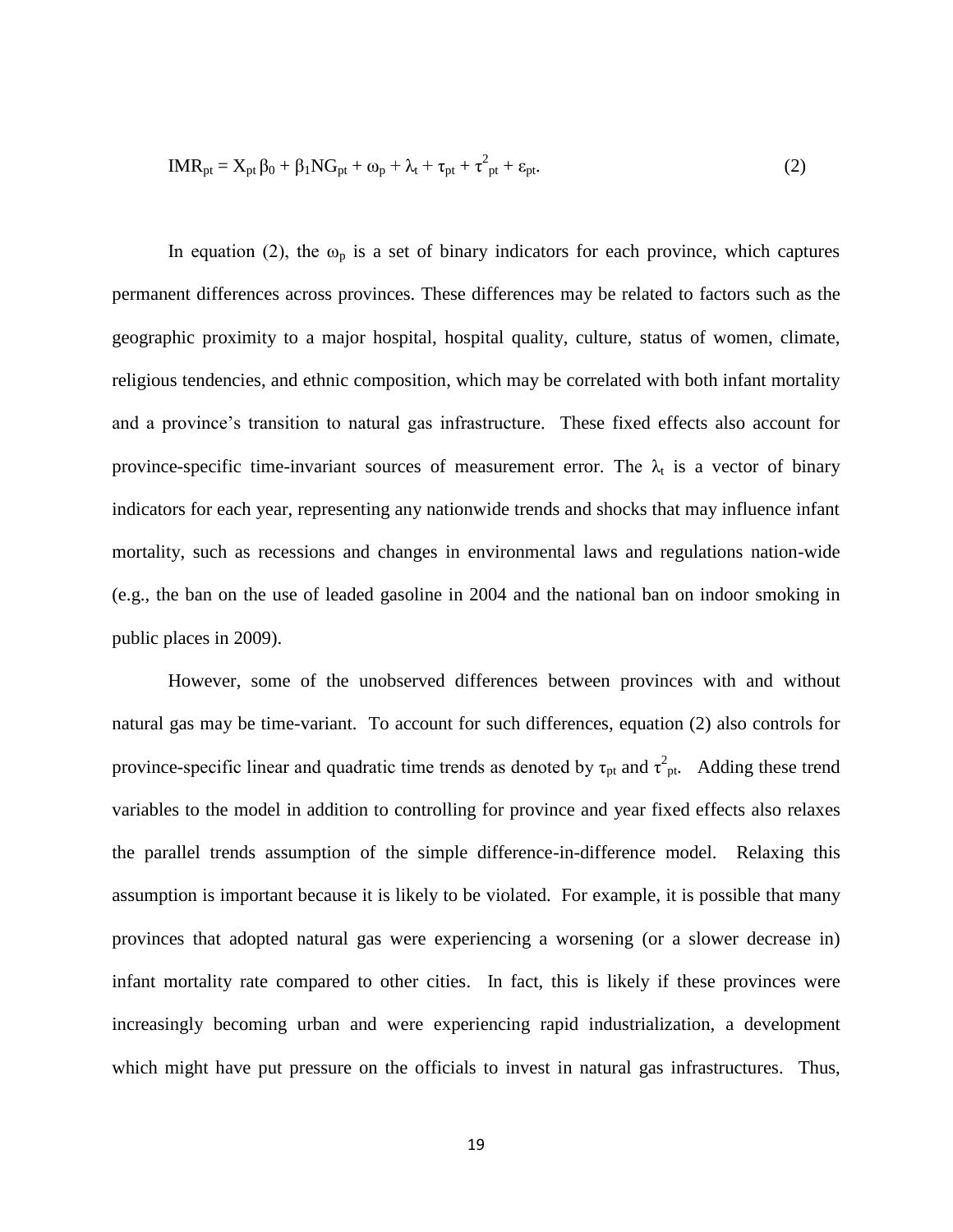$$\text{IMR}_{pt} = X_{pt}\,\beta_0 + \beta_1\text{NG}_{pt} + \omega_p + \lambda_t + \tau_{pt} + \tau^2_{pt} + \varepsilon_{pt}. \tag{2}$$

In equation (2), the $\omega_p$ is a set of binary indicators for each province, which captures permanent differences across provinces. These differences may be related to factors such as the geographic proximity to a major hospital, hospital quality, culture, status of women, climate, religious tendencies, and ethnic composition, which may be correlated with both infant mortality and a province's transition to natural gas infrastructure. These fixed effects also account for province-specific time-invariant sources of measurement error. The $\lambda_t$ is a vector of binary indicators for each year, representing any nationwide trends and shocks that may influence infant mortality, such as recessions and changes in environmental laws and regulations nation-wide (e.g., the ban on the use of leaded gasoline in 2004 and the national ban on indoor smoking in public places in 2009).

However, some of the unobserved differences between provinces with and without natural gas may be time-variant. To account for such differences, equation (2) also controls for province-specific linear and quadratic time trends as denoted by $\tau_{pt}$ and $\tau^2_{pt}$. Adding these trend variables to the model in addition to controlling for province and year fixed effects also relaxes the parallel trends assumption of the simple difference-in-difference model. Relaxing this assumption is important because it is likely to be violated. For example, it is possible that many provinces that adopted natural gas were experiencing a worsening (or a slower decrease in) infant mortality rate compared to other cities. In fact, this is likely if these provinces were increasingly becoming urban and were experiencing rapid industrialization, a development which might have put pressure on the officials to invest in natural gas infrastructures. Thus,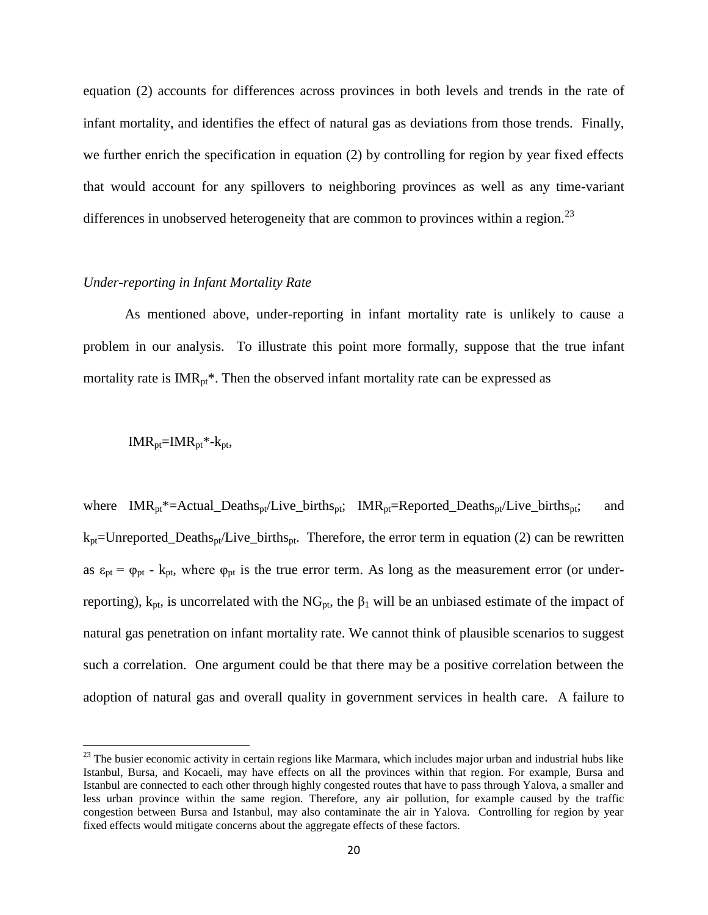equation (2) accounts for differences across provinces in both levels and trends in the rate of infant mortality, and identifies the effect of natural gas as deviations from those trends. Finally, we further enrich the specification in equation (2) by controlling for region by year fixed effects that would account for any spillovers to neighboring provinces as well as any time-variant differences in unobserved heterogeneity that are common to provinces within a region.[23]

*Under-reporting in Infant Mortality Rate*

As mentioned above, under-reporting in infant mortality rate is unlikely to cause a problem in our analysis. To illustrate this point more formally, suppose that the true infant mortality rate is $IMR_{pt}$*. Then the observed infant mortality rate can be expressed as

$$IMR_{pt}=IMR_{pt}^{*}-k_{pt},$$

where $IMR_{pt}^{*}=Actual\_Deaths_{pt}/Live\_births_{pt}$; $IMR_{pt}=Reported\_Deaths_{pt}/Live\_births_{pt}$; and $k_{pt}=Unreported\_Deaths_{pt}/Live\_births_{pt}$. Therefore, the error term in equation (2) can be rewritten as $\varepsilon_{pt} = \varphi_{pt} - k_{pt}$, where $\varphi_{pt}$ is the true error term. As long as the measurement error (or under-reporting), $k_{pt}$, is uncorrelated with the $NG_{pt}$, the $\beta_1$ will be an unbiased estimate of the impact of natural gas penetration on infant mortality rate. We cannot think of plausible scenarios to suggest such a correlation. One argument could be that there may be a positive correlation between the adoption of natural gas and overall quality in government services in health care. A failure to

[23] The busier economic activity in certain regions like Marmara, which includes major urban and industrial hubs like Istanbul, Bursa, and Kocaeli, may have effects on all the provinces within that region. For example, Bursa and Istanbul are connected to each other through highly congested routes that have to pass through Yalova, a smaller and less urban province within the same region. Therefore, any air pollution, for example caused by the traffic congestion between Bursa and Istanbul, may also contaminate the air in Yalova. Controlling for region by year fixed effects would mitigate concerns about the aggregate effects of these factors.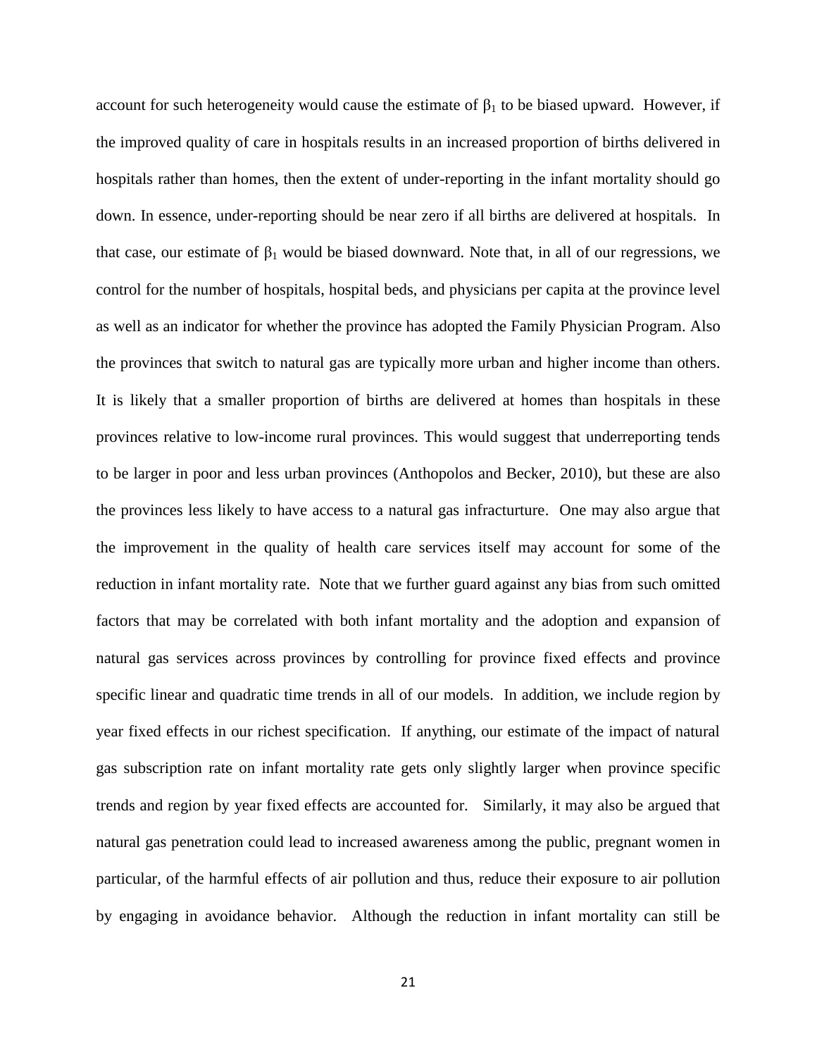account for such heterogeneity would cause the estimate of $\beta_1$ to be biased upward. However, if the improved quality of care in hospitals results in an increased proportion of births delivered in hospitals rather than homes, then the extent of under-reporting in the infant mortality should go down. In essence, under-reporting should be near zero if all births are delivered at hospitals. In that case, our estimate of $\beta_1$ would be biased downward. Note that, in all of our regressions, we control for the number of hospitals, hospital beds, and physicians per capita at the province level as well as an indicator for whether the province has adopted the Family Physician Program. Also the provinces that switch to natural gas are typically more urban and higher income than others. It is likely that a smaller proportion of births are delivered at homes than hospitals in these provinces relative to low-income rural provinces. This would suggest that underreporting tends to be larger in poor and less urban provinces (Anthopolos and Becker, 2010), but these are also the provinces less likely to have access to a natural gas infracturture. One may also argue that the improvement in the quality of health care services itself may account for some of the reduction in infant mortality rate. Note that we further guard against any bias from such omitted factors that may be correlated with both infant mortality and the adoption and expansion of natural gas services across provinces by controlling for province fixed effects and province specific linear and quadratic time trends in all of our models. In addition, we include region by year fixed effects in our richest specification. If anything, our estimate of the impact of natural gas subscription rate on infant mortality rate gets only slightly larger when province specific trends and region by year fixed effects are accounted for. Similarly, it may also be argued that natural gas penetration could lead to increased awareness among the public, pregnant women in particular, of the harmful effects of air pollution and thus, reduce their exposure to air pollution by engaging in avoidance behavior. Although the reduction in infant mortality can still be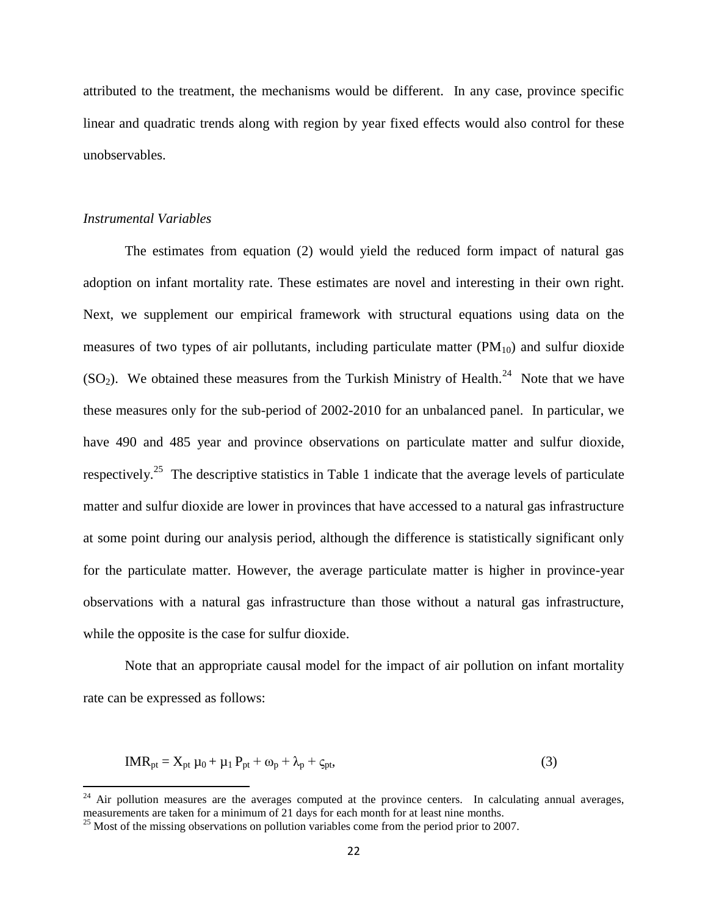attributed to the treatment, the mechanisms would be different. In any case, province specific linear and quadratic trends along with region by year fixed effects would also control for these unobservables.

### *Instrumental Variables*

The estimates from equation (2) would yield the reduced form impact of natural gas adoption on infant mortality rate. These estimates are novel and interesting in their own right. Next, we supplement our empirical framework with structural equations using data on the measures of two types of air pollutants, including particulate matter ($PM_{10}$) and sulfur dioxide ($SO_2$). We obtained these measures from the Turkish Ministry of Health.[24] Note that we have these measures only for the sub-period of 2002-2010 for an unbalanced panel. In particular, we have 490 and 485 year and province observations on particulate matter and sulfur dioxide, respectively.[25] The descriptive statistics in Table 1 indicate that the average levels of particulate matter and sulfur dioxide are lower in provinces that have accessed to a natural gas infrastructure at some point during our analysis period, although the difference is statistically significant only for the particulate matter. However, the average particulate matter is higher in province-year observations with a natural gas infrastructure than those without a natural gas infrastructure, while the opposite is the case for sulfur dioxide.

Note that an appropriate causal model for the impact of air pollution on infant mortality rate can be expressed as follows:

$$IMR_{pt} = X_{pt}\,\mu_0 + \mu_1\,P_{pt} + \omega_p + \lambda_p + \varsigma_{pt}, \tag{3}$$

[24] Air pollution measures are the averages computed at the province centers. In calculating annual averages, measurements are taken for a minimum of 21 days for each month for at least nine months.

[25] Most of the missing observations on pollution variables come from the period prior to 2007.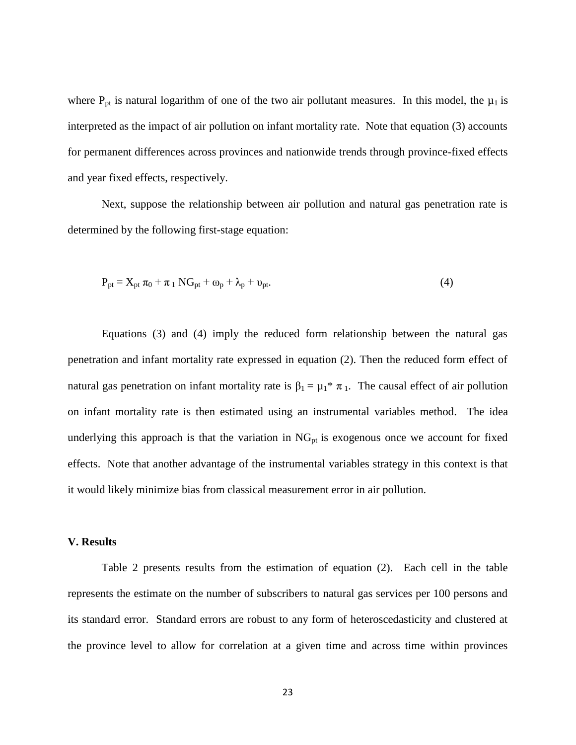where $P_{pt}$ is natural logarithm of one of the two air pollutant measures. In this model, the $\mu_1$ is interpreted as the impact of air pollution on infant mortality rate. Note that equation (3) accounts for permanent differences across provinces and nationwide trends through province-fixed effects and year fixed effects, respectively.

Next, suppose the relationship between air pollution and natural gas penetration rate is determined by the following first-stage equation:

$$P_{pt} = X_{pt}\,\pi_0 + \pi_1\,NG_{pt} + \omega_p + \lambda_p + \upsilon_{pt}. \qquad (4)$$

Equations (3) and (4) imply the reduced form relationship between the natural gas penetration and infant mortality rate expressed in equation (2). Then the reduced form effect of natural gas penetration on infant mortality rate is $\beta_1 = \mu_1 * \pi_1$. The causal effect of air pollution on infant mortality rate is then estimated using an instrumental variables method. The idea underlying this approach is that the variation in $NG_{pt}$ is exogenous once we account for fixed effects. Note that another advantage of the instrumental variables strategy in this context is that it would likely minimize bias from classical measurement error in air pollution.

### V. Results

Table 2 presents results from the estimation of equation (2). Each cell in the table represents the estimate on the number of subscribers to natural gas services per 100 persons and its standard error. Standard errors are robust to any form of heteroscedasticity and clustered at the province level to allow for correlation at a given time and across time within provinces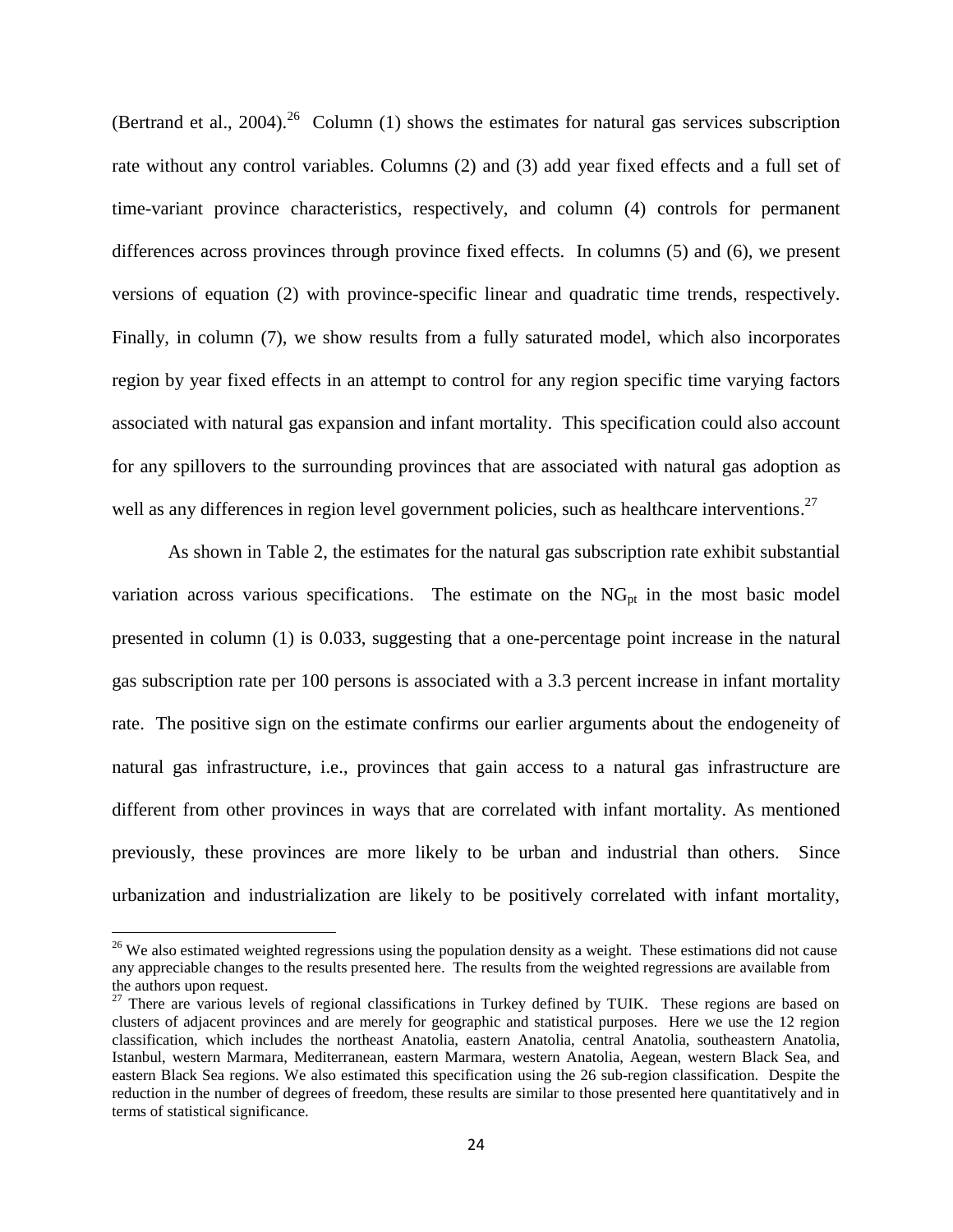(Bertrand et al., 2004).[26] Column (1) shows the estimates for natural gas services subscription rate without any control variables. Columns (2) and (3) add year fixed effects and a full set of time-variant province characteristics, respectively, and column (4) controls for permanent differences across provinces through province fixed effects. In columns (5) and (6), we present versions of equation (2) with province-specific linear and quadratic time trends, respectively. Finally, in column (7), we show results from a fully saturated model, which also incorporates region by year fixed effects in an attempt to control for any region specific time varying factors associated with natural gas expansion and infant mortality. This specification could also account for any spillovers to the surrounding provinces that are associated with natural gas adoption as well as any differences in region level government policies, such as healthcare interventions.[27]

As shown in Table 2, the estimates for the natural gas subscription rate exhibit substantial variation across various specifications. The estimate on the $NG_{pt}$ in the most basic model presented in column (1) is 0.033, suggesting that a one-percentage point increase in the natural gas subscription rate per 100 persons is associated with a 3.3 percent increase in infant mortality rate. The positive sign on the estimate confirms our earlier arguments about the endogeneity of natural gas infrastructure, i.e., provinces that gain access to a natural gas infrastructure are different from other provinces in ways that are correlated with infant mortality. As mentioned previously, these provinces are more likely to be urban and industrial than others. Since urbanization and industrialization are likely to be positively correlated with infant mortality,

[26] We also estimated weighted regressions using the population density as a weight. These estimations did not cause any appreciable changes to the results presented here. The results from the weighted regressions are available from the authors upon request.

[27] There are various levels of regional classifications in Turkey defined by TUIK. These regions are based on clusters of adjacent provinces and are merely for geographic and statistical purposes. Here we use the 12 region classification, which includes the northeast Anatolia, eastern Anatolia, central Anatolia, southeastern Anatolia, Istanbul, western Marmara, Mediterranean, eastern Marmara, western Anatolia, Aegean, western Black Sea, and eastern Black Sea regions. We also estimated this specification using the 26 sub-region classification. Despite the reduction in the number of degrees of freedom, these results are similar to those presented here quantitatively and in terms of statistical significance.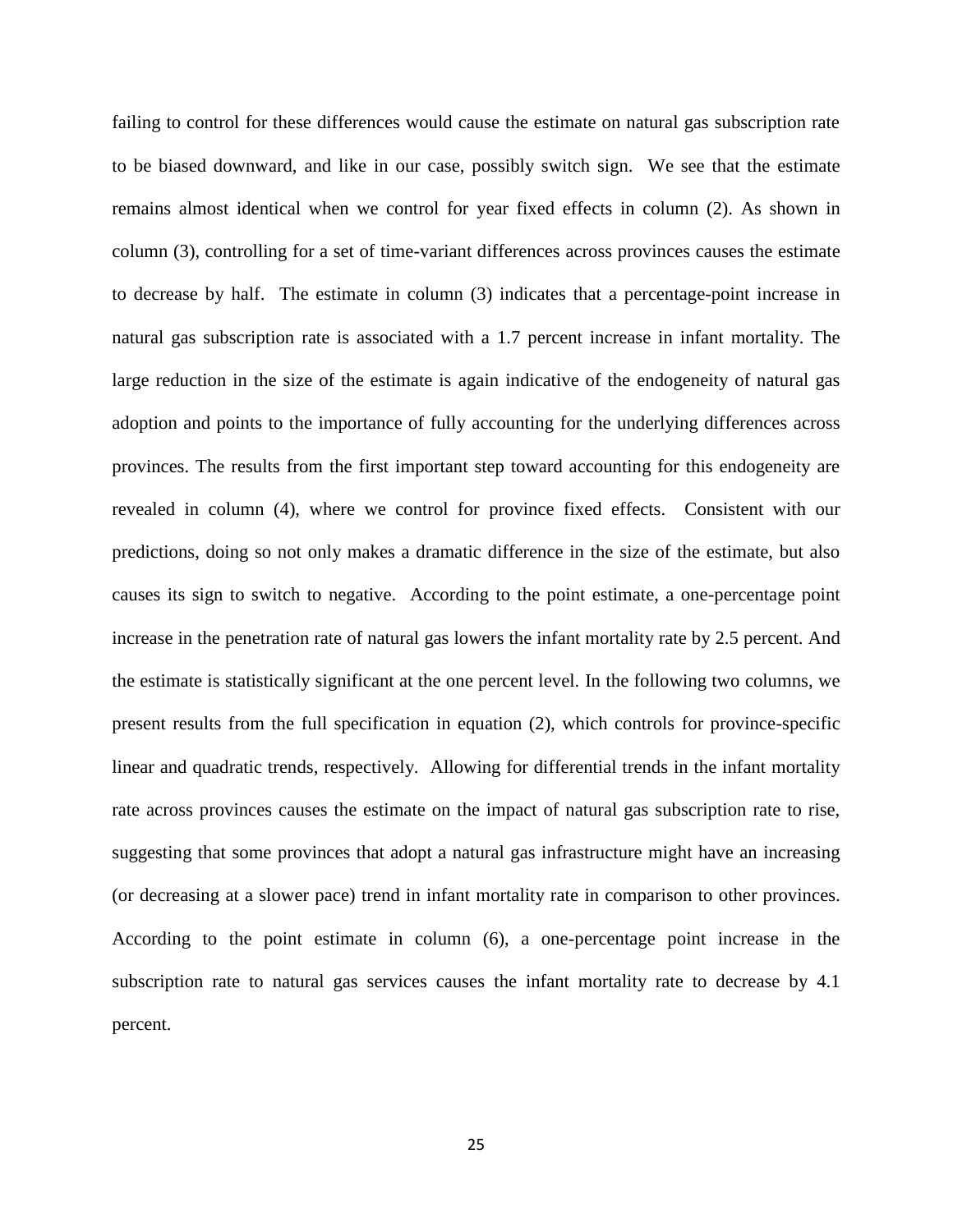failing to control for these differences would cause the estimate on natural gas subscription rate to be biased downward, and like in our case, possibly switch sign. We see that the estimate remains almost identical when we control for year fixed effects in column (2). As shown in column (3), controlling for a set of time-variant differences across provinces causes the estimate to decrease by half. The estimate in column (3) indicates that a percentage-point increase in natural gas subscription rate is associated with a 1.7 percent increase in infant mortality. The large reduction in the size of the estimate is again indicative of the endogeneity of natural gas adoption and points to the importance of fully accounting for the underlying differences across provinces. The results from the first important step toward accounting for this endogeneity are revealed in column (4), where we control for province fixed effects. Consistent with our predictions, doing so not only makes a dramatic difference in the size of the estimate, but also causes its sign to switch to negative. According to the point estimate, a one-percentage point increase in the penetration rate of natural gas lowers the infant mortality rate by 2.5 percent. And the estimate is statistically significant at the one percent level. In the following two columns, we present results from the full specification in equation (2), which controls for province-specific linear and quadratic trends, respectively. Allowing for differential trends in the infant mortality rate across provinces causes the estimate on the impact of natural gas subscription rate to rise, suggesting that some provinces that adopt a natural gas infrastructure might have an increasing (or decreasing at a slower pace) trend in infant mortality rate in comparison to other provinces. According to the point estimate in column (6), a one-percentage point increase in the subscription rate to natural gas services causes the infant mortality rate to decrease by 4.1 percent.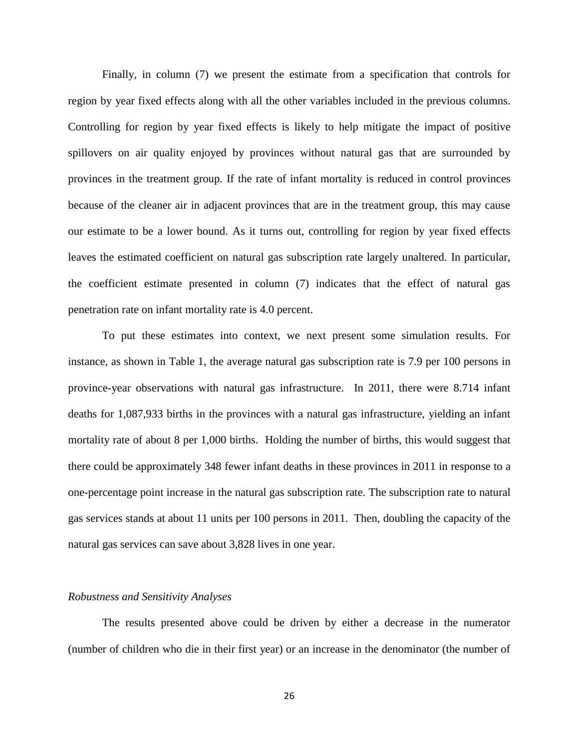Finally, in column (7) we present the estimate from a specification that controls for region by year fixed effects along with all the other variables included in the previous columns. Controlling for region by year fixed effects is likely to help mitigate the impact of positive spillovers on air quality enjoyed by provinces without natural gas that are surrounded by provinces in the treatment group. If the rate of infant mortality is reduced in control provinces because of the cleaner air in adjacent provinces that are in the treatment group, this may cause our estimate to be a lower bound. As it turns out, controlling for region by year fixed effects leaves the estimated coefficient on natural gas subscription rate largely unaltered. In particular, the coefficient estimate presented in column (7) indicates that the effect of natural gas penetration rate on infant mortality rate is 4.0 percent.

To put these estimates into context, we next present some simulation results. For instance, as shown in Table 1, the average natural gas subscription rate is 7.9 per 100 persons in province-year observations with natural gas infrastructure. In 2011, there were 8.714 infant deaths for 1,087,933 births in the provinces with a natural gas infrastructure, yielding an infant mortality rate of about 8 per 1,000 births. Holding the number of births, this would suggest that there could be approximately 348 fewer infant deaths in these provinces in 2011 in response to a one-percentage point increase in the natural gas subscription rate. The subscription rate to natural gas services stands at about 11 units per 100 persons in 2011. Then, doubling the capacity of the natural gas services can save about 3,828 lives in one year.

### *Robustness and Sensitivity Analyses*

The results presented above could be driven by either a decrease in the numerator (number of children who die in their first year) or an increase in the denominator (the number of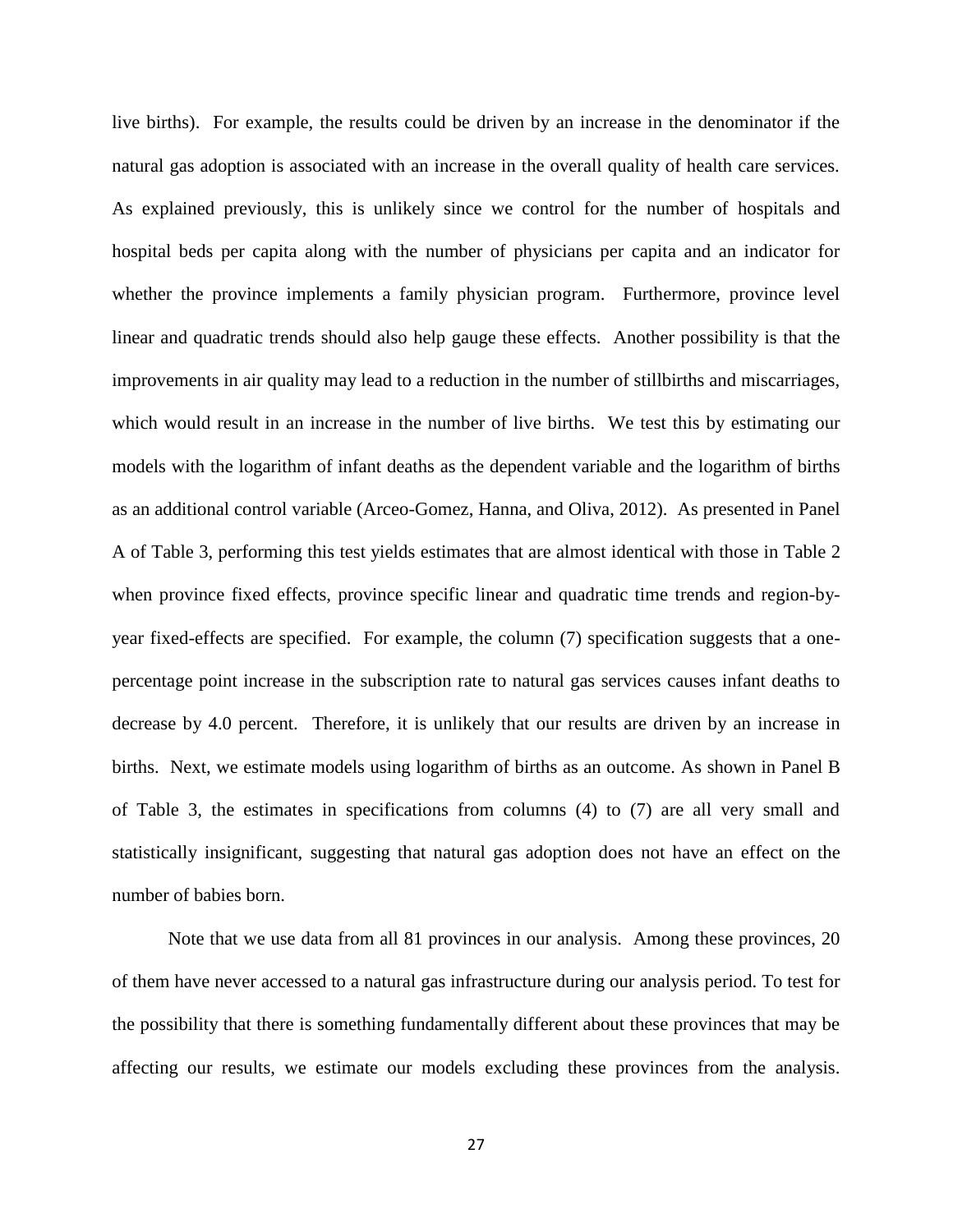live births). For example, the results could be driven by an increase in the denominator if the natural gas adoption is associated with an increase in the overall quality of health care services. As explained previously, this is unlikely since we control for the number of hospitals and hospital beds per capita along with the number of physicians per capita and an indicator for whether the province implements a family physician program. Furthermore, province level linear and quadratic trends should also help gauge these effects. Another possibility is that the improvements in air quality may lead to a reduction in the number of stillbirths and miscarriages, which would result in an increase in the number of live births. We test this by estimating our models with the logarithm of infant deaths as the dependent variable and the logarithm of births as an additional control variable (Arceo-Gomez, Hanna, and Oliva, 2012). As presented in Panel A of Table 3, performing this test yields estimates that are almost identical with those in Table 2 when province fixed effects, province specific linear and quadratic time trends and region-by-year fixed-effects are specified. For example, the column (7) specification suggests that a one-percentage point increase in the subscription rate to natural gas services causes infant deaths to decrease by 4.0 percent. Therefore, it is unlikely that our results are driven by an increase in births. Next, we estimate models using logarithm of births as an outcome. As shown in Panel B of Table 3, the estimates in specifications from columns (4) to (7) are all very small and statistically insignificant, suggesting that natural gas adoption does not have an effect on the number of babies born.

Note that we use data from all 81 provinces in our analysis. Among these provinces, 20 of them have never accessed to a natural gas infrastructure during our analysis period. To test for the possibility that there is something fundamentally different about these provinces that may be affecting our results, we estimate our models excluding these provinces from the analysis.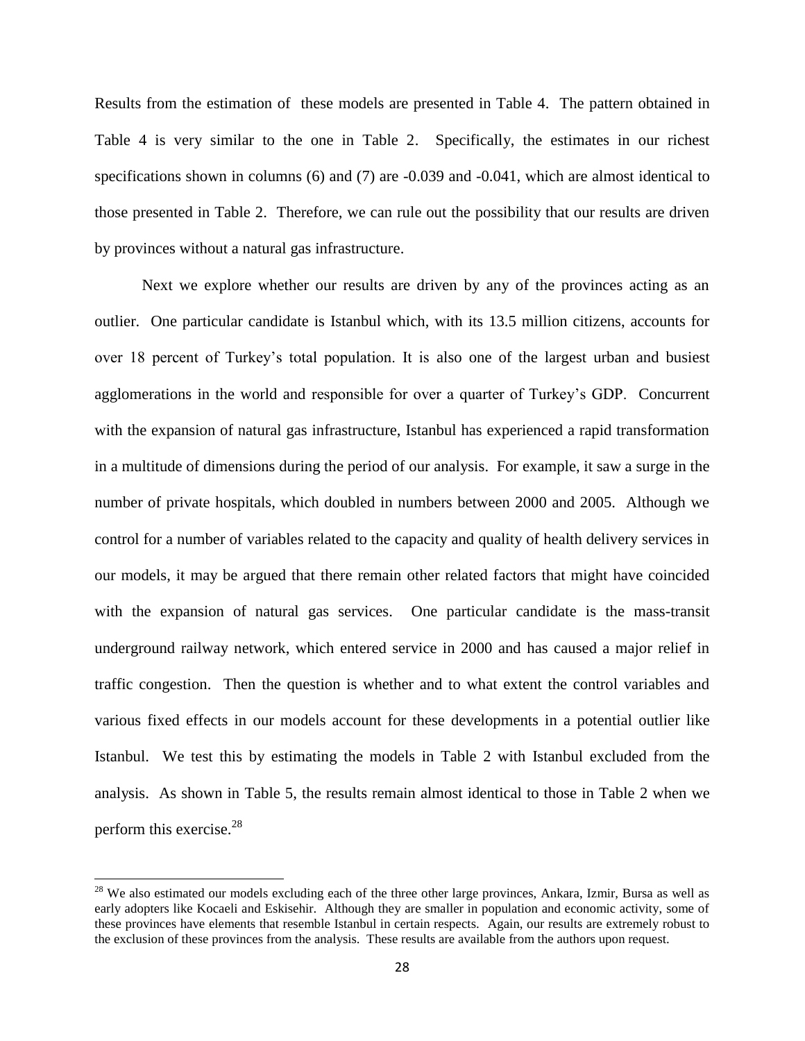Results from the estimation of these models are presented in Table 4. The pattern obtained in Table 4 is very similar to the one in Table 2. Specifically, the estimates in our richest specifications shown in columns (6) and (7) are -0.039 and -0.041, which are almost identical to those presented in Table 2. Therefore, we can rule out the possibility that our results are driven by provinces without a natural gas infrastructure.

Next we explore whether our results are driven by any of the provinces acting as an outlier. One particular candidate is Istanbul which, with its 13.5 million citizens, accounts for over 18 percent of Turkey's total population. It is also one of the largest urban and busiest agglomerations in the world and responsible for over a quarter of Turkey's GDP. Concurrent with the expansion of natural gas infrastructure, Istanbul has experienced a rapid transformation in a multitude of dimensions during the period of our analysis. For example, it saw a surge in the number of private hospitals, which doubled in numbers between 2000 and 2005. Although we control for a number of variables related to the capacity and quality of health delivery services in our models, it may be argued that there remain other related factors that might have coincided with the expansion of natural gas services. One particular candidate is the mass-transit underground railway network, which entered service in 2000 and has caused a major relief in traffic congestion. Then the question is whether and to what extent the control variables and various fixed effects in our models account for these developments in a potential outlier like Istanbul. We test this by estimating the models in Table 2 with Istanbul excluded from the analysis. As shown in Table 5, the results remain almost identical to those in Table 2 when we perform this exercise.[28]

[28] We also estimated our models excluding each of the three other large provinces, Ankara, Izmir, Bursa as well as early adopters like Kocaeli and Eskisehir. Although they are smaller in population and economic activity, some of these provinces have elements that resemble Istanbul in certain respects. Again, our results are extremely robust to the exclusion of these provinces from the analysis. These results are available from the authors upon request.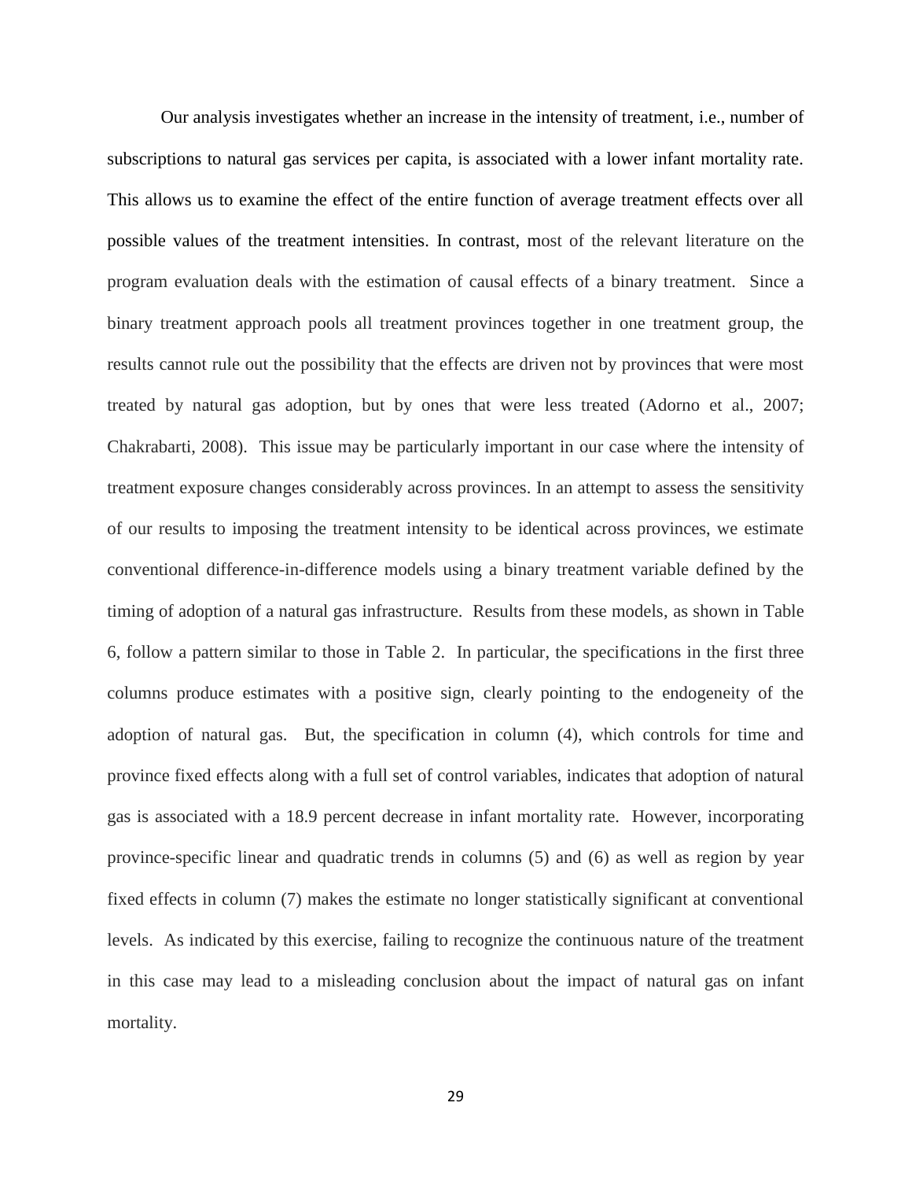Our analysis investigates whether an increase in the intensity of treatment, i.e., number of subscriptions to natural gas services per capita, is associated with a lower infant mortality rate. This allows us to examine the effect of the entire function of average treatment effects over all possible values of the treatment intensities. In contrast, most of the relevant literature on the program evaluation deals with the estimation of causal effects of a binary treatment. Since a binary treatment approach pools all treatment provinces together in one treatment group, the results cannot rule out the possibility that the effects are driven not by provinces that were most treated by natural gas adoption, but by ones that were less treated (Adorno et al., 2007; Chakrabarti, 2008). This issue may be particularly important in our case where the intensity of treatment exposure changes considerably across provinces. In an attempt to assess the sensitivity of our results to imposing the treatment intensity to be identical across provinces, we estimate conventional difference-in-difference models using a binary treatment variable defined by the timing of adoption of a natural gas infrastructure. Results from these models, as shown in Table 6, follow a pattern similar to those in Table 2. In particular, the specifications in the first three columns produce estimates with a positive sign, clearly pointing to the endogeneity of the adoption of natural gas. But, the specification in column (4), which controls for time and province fixed effects along with a full set of control variables, indicates that adoption of natural gas is associated with a 18.9 percent decrease in infant mortality rate. However, incorporating province-specific linear and quadratic trends in columns (5) and (6) as well as region by year fixed effects in column (7) makes the estimate no longer statistically significant at conventional levels. As indicated by this exercise, failing to recognize the continuous nature of the treatment in this case may lead to a misleading conclusion about the impact of natural gas on infant mortality.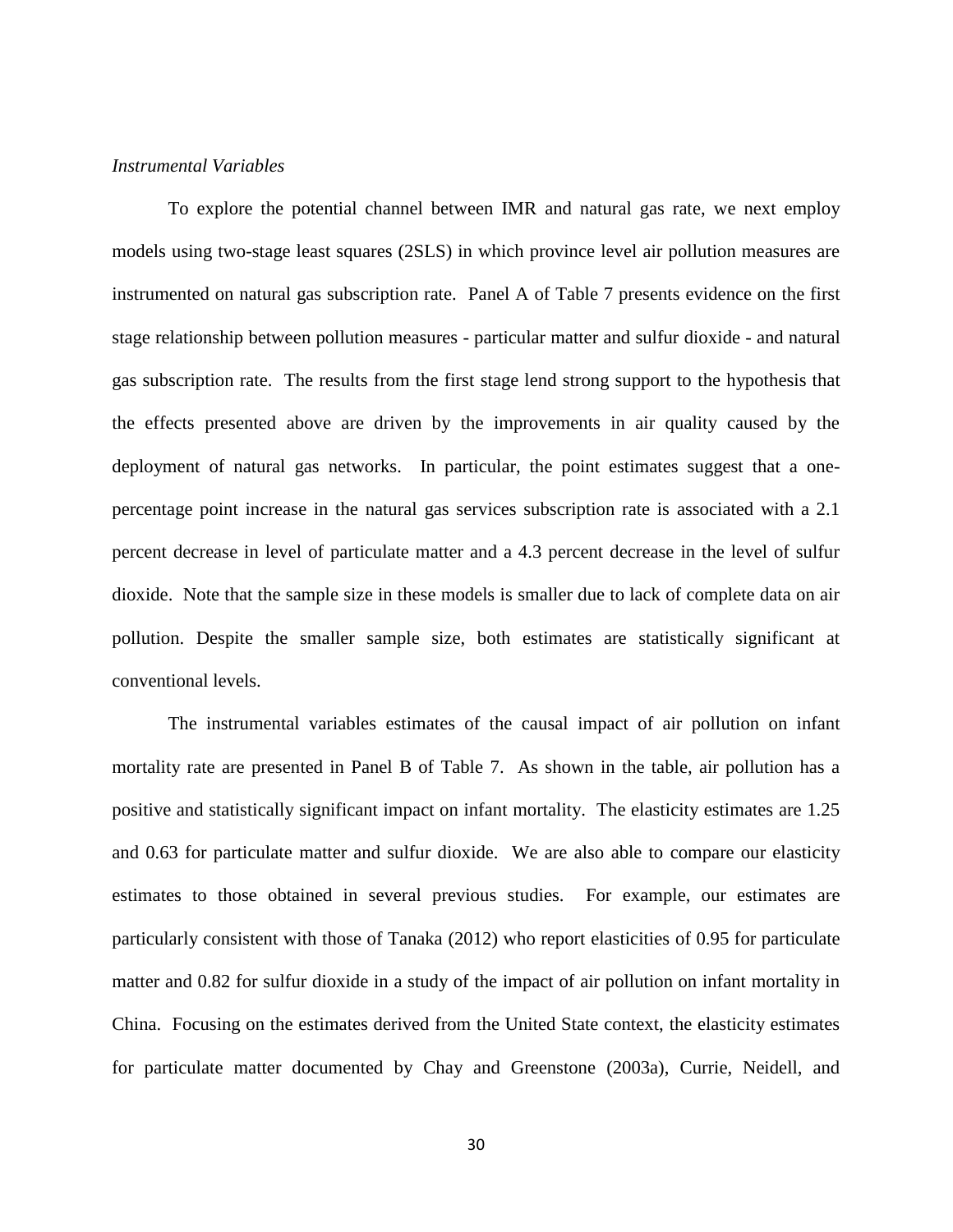*Instrumental Variables*

To explore the potential channel between IMR and natural gas rate, we next employ models using two-stage least squares (2SLS) in which province level air pollution measures are instrumented on natural gas subscription rate. Panel A of Table 7 presents evidence on the first stage relationship between pollution measures - particular matter and sulfur dioxide - and natural gas subscription rate. The results from the first stage lend strong support to the hypothesis that the effects presented above are driven by the improvements in air quality caused by the deployment of natural gas networks. In particular, the point estimates suggest that a one-percentage point increase in the natural gas services subscription rate is associated with a 2.1 percent decrease in level of particulate matter and a 4.3 percent decrease in the level of sulfur dioxide. Note that the sample size in these models is smaller due to lack of complete data on air pollution. Despite the smaller sample size, both estimates are statistically significant at conventional levels.

The instrumental variables estimates of the causal impact of air pollution on infant mortality rate are presented in Panel B of Table 7. As shown in the table, air pollution has a positive and statistically significant impact on infant mortality. The elasticity estimates are 1.25 and 0.63 for particulate matter and sulfur dioxide. We are also able to compare our elasticity estimates to those obtained in several previous studies. For example, our estimates are particularly consistent with those of Tanaka (2012) who report elasticities of 0.95 for particulate matter and 0.82 for sulfur dioxide in a study of the impact of air pollution on infant mortality in China. Focusing on the estimates derived from the United State context, the elasticity estimates for particulate matter documented by Chay and Greenstone (2003a), Currie, Neidell, and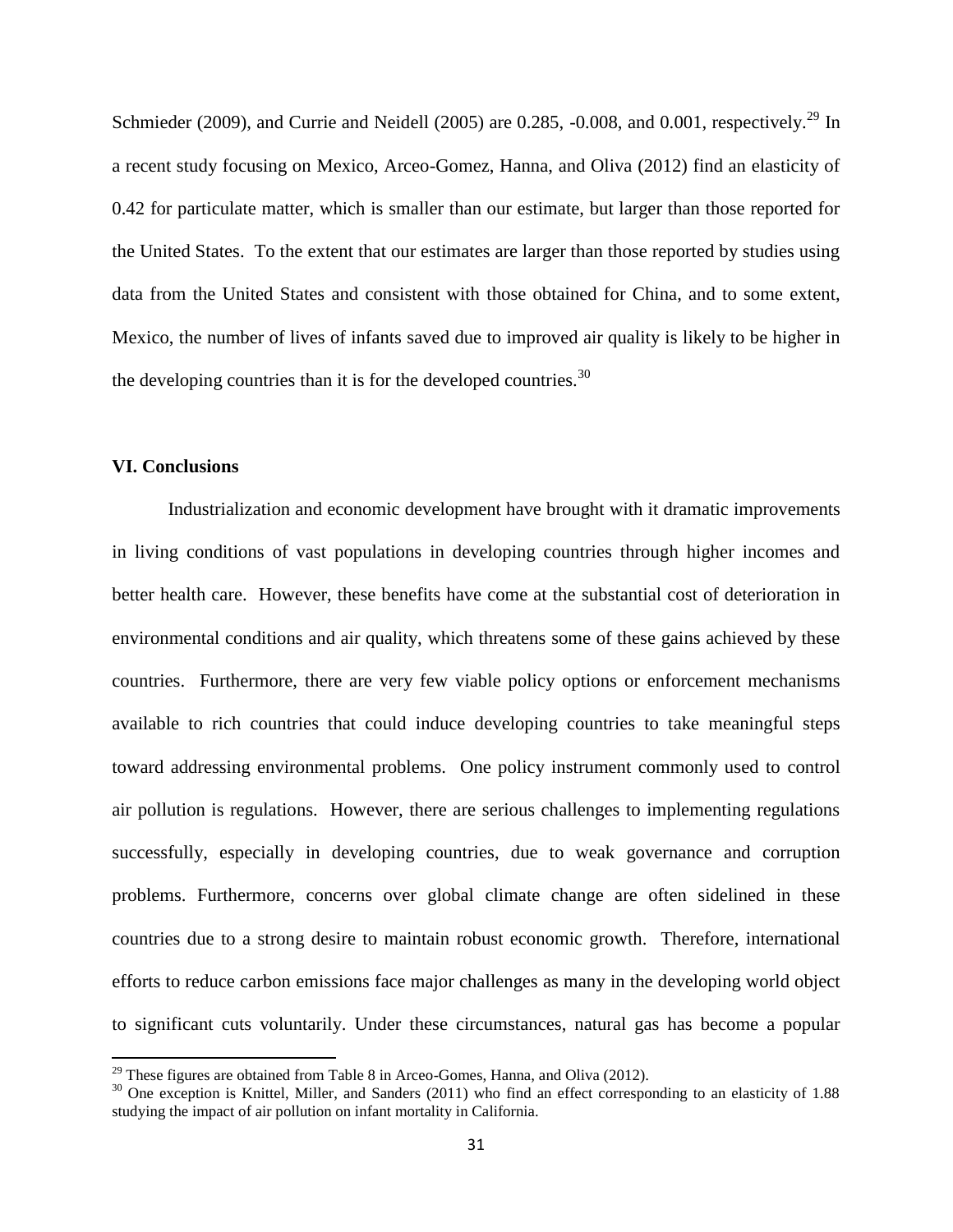Schmieder (2009), and Currie and Neidell (2005) are 0.285, -0.008, and 0.001, respectively.[29] In a recent study focusing on Mexico, Arceo-Gomez, Hanna, and Oliva (2012) find an elasticity of 0.42 for particulate matter, which is smaller than our estimate, but larger than those reported for the United States. To the extent that our estimates are larger than those reported by studies using data from the United States and consistent with those obtained for China, and to some extent, Mexico, the number of lives of infants saved due to improved air quality is likely to be higher in the developing countries than it is for the developed countries.[30]

## VI. Conclusions

Industrialization and economic development have brought with it dramatic improvements in living conditions of vast populations in developing countries through higher incomes and better health care. However, these benefits have come at the substantial cost of deterioration in environmental conditions and air quality, which threatens some of these gains achieved by these countries. Furthermore, there are very few viable policy options or enforcement mechanisms available to rich countries that could induce developing countries to take meaningful steps toward addressing environmental problems. One policy instrument commonly used to control air pollution is regulations. However, there are serious challenges to implementing regulations successfully, especially in developing countries, due to weak governance and corruption problems. Furthermore, concerns over global climate change are often sidelined in these countries due to a strong desire to maintain robust economic growth. Therefore, international efforts to reduce carbon emissions face major challenges as many in the developing world object to significant cuts voluntarily. Under these circumstances, natural gas has become a popular

---

[29] These figures are obtained from Table 8 in Arceo-Gomes, Hanna, and Oliva (2012).

[30] One exception is Knittel, Miller, and Sanders (2011) who find an effect corresponding to an elasticity of 1.88 studying the impact of air pollution on infant mortality in California.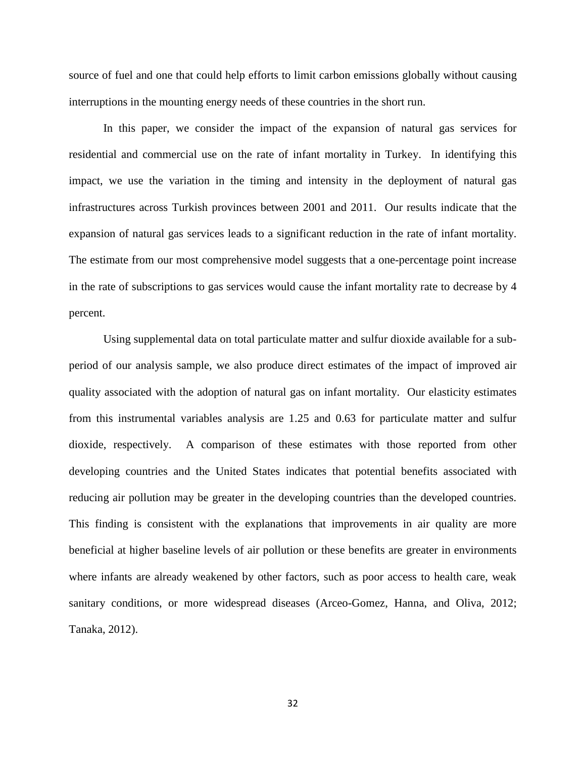source of fuel and one that could help efforts to limit carbon emissions globally without causing interruptions in the mounting energy needs of these countries in the short run.

In this paper, we consider the impact of the expansion of natural gas services for residential and commercial use on the rate of infant mortality in Turkey. In identifying this impact, we use the variation in the timing and intensity in the deployment of natural gas infrastructures across Turkish provinces between 2001 and 2011. Our results indicate that the expansion of natural gas services leads to a significant reduction in the rate of infant mortality. The estimate from our most comprehensive model suggests that a one-percentage point increase in the rate of subscriptions to gas services would cause the infant mortality rate to decrease by 4 percent.

Using supplemental data on total particulate matter and sulfur dioxide available for a sub-period of our analysis sample, we also produce direct estimates of the impact of improved air quality associated with the adoption of natural gas on infant mortality. Our elasticity estimates from this instrumental variables analysis are 1.25 and 0.63 for particulate matter and sulfur dioxide, respectively. A comparison of these estimates with those reported from other developing countries and the United States indicates that potential benefits associated with reducing air pollution may be greater in the developing countries than the developed countries. This finding is consistent with the explanations that improvements in air quality are more beneficial at higher baseline levels of air pollution or these benefits are greater in environments where infants are already weakened by other factors, such as poor access to health care, weak sanitary conditions, or more widespread diseases (Arceo-Gomez, Hanna, and Oliva, 2012; Tanaka, 2012).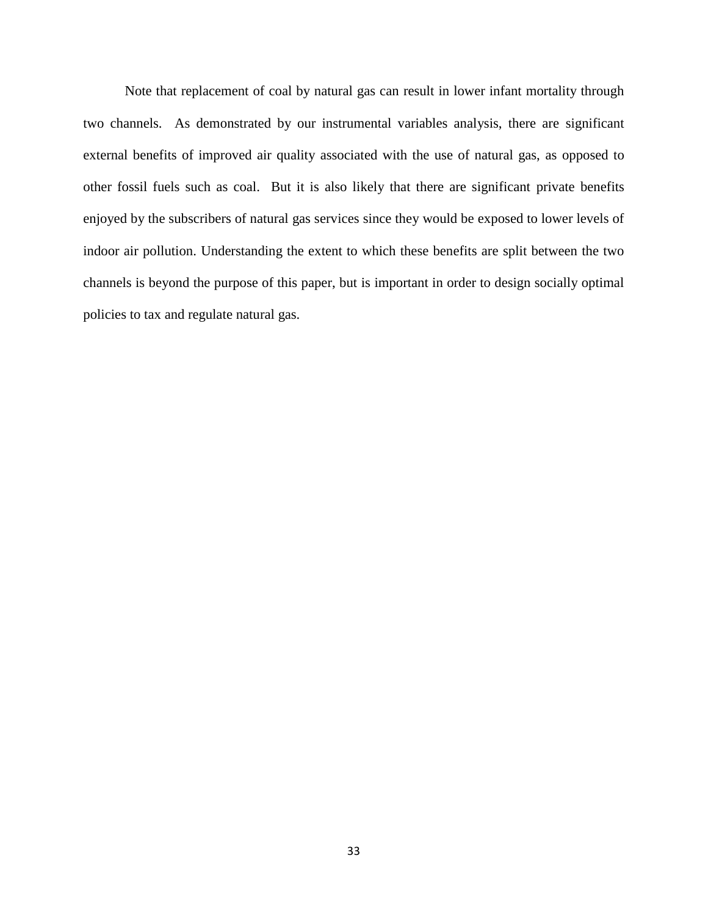Note that replacement of coal by natural gas can result in lower infant mortality through two channels. As demonstrated by our instrumental variables analysis, there are significant external benefits of improved air quality associated with the use of natural gas, as opposed to other fossil fuels such as coal. But it is also likely that there are significant private benefits enjoyed by the subscribers of natural gas services since they would be exposed to lower levels of indoor air pollution. Understanding the extent to which these benefits are split between the two channels is beyond the purpose of this paper, but is important in order to design socially optimal policies to tax and regulate natural gas.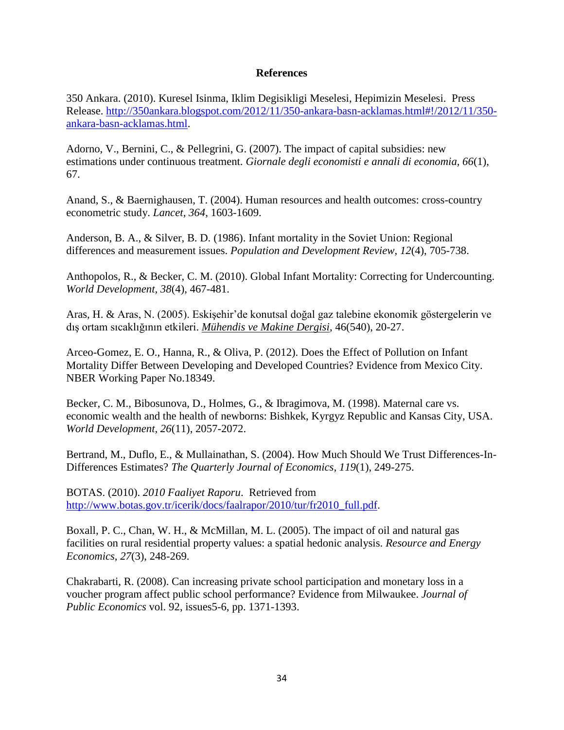# References

350 Ankara. (2010). Kuresel Isinma, Iklim Degisikligi Meselesi, Hepimizin Meselesi. Press Release. [http://350ankara.blogspot.com/2012/11/350-ankara-basn-acklamas.html#!/2012/11/350-ankara-basn-acklamas.html](http://350ankara.blogspot.com/2012/11/350-ankara-basn-acklamas.html#!/2012/11/350-ankara-basn-acklamas.html).

Adorno, V., Bernini, C., & Pellegrini, G. (2007). The impact of capital subsidies: new estimations under continuous treatment. *Giornale degli economisti e annali di economia, 66*(1), 67.

Anand, S., & Baernighausen, T. (2004). Human resources and health outcomes: cross-country econometric study. *Lancet, 364*, 1603-1609.

Anderson, B. A., & Silver, B. D. (1986). Infant mortality in the Soviet Union: Regional differences and measurement issues. *Population and Development Review, 12*(4), 705-738.

Anthopolos, R., & Becker, C. M. (2010). Global Infant Mortality: Correcting for Undercounting. *World Development, 38*(4), 467-481.

Aras, H. & Aras, N. (2005). Eskişehir'de konutsal doğal gaz talebine ekonomik göstergelerin ve dış ortam sıcaklığının etkileri. *Mühendis ve Makine Dergisi*, 46(540), 20-27.

Arceo-Gomez, E. O., Hanna, R., & Oliva, P. (2012). Does the Effect of Pollution on Infant Mortality Differ Between Developing and Developed Countries? Evidence from Mexico City. NBER Working Paper No.18349.

Becker, C. M., Bibosunova, D., Holmes, G., & Ibragimova, M. (1998). Maternal care vs. economic wealth and the health of newborns: Bishkek, Kyrgyz Republic and Kansas City, USA. *World Development, 26*(11), 2057-2072.

Bertrand, M., Duflo, E., & Mullainathan, S. (2004). How Much Should We Trust Differences-In-Differences Estimates? *The Quarterly Journal of Economics, 119*(1), 249-275.

BOTAS. (2010). *2010 Faaliyet Raporu*. Retrieved from [http://www.botas.gov.tr/icerik/docs/faalrapor/2010/tur/fr2010_full.pdf](http://www.botas.gov.tr/icerik/docs/faalrapor/2010/tur/fr2010_full.pdf).

Boxall, P. C., Chan, W. H., & McMillan, M. L. (2005). The impact of oil and natural gas facilities on rural residential property values: a spatial hedonic analysis. *Resource and Energy Economics, 27*(3), 248-269.

Chakrabarti, R. (2008). Can increasing private school participation and monetary loss in a voucher program affect public school performance? Evidence from Milwaukee. *Journal of Public Economics* vol. 92, issues5-6, pp. 1371-1393.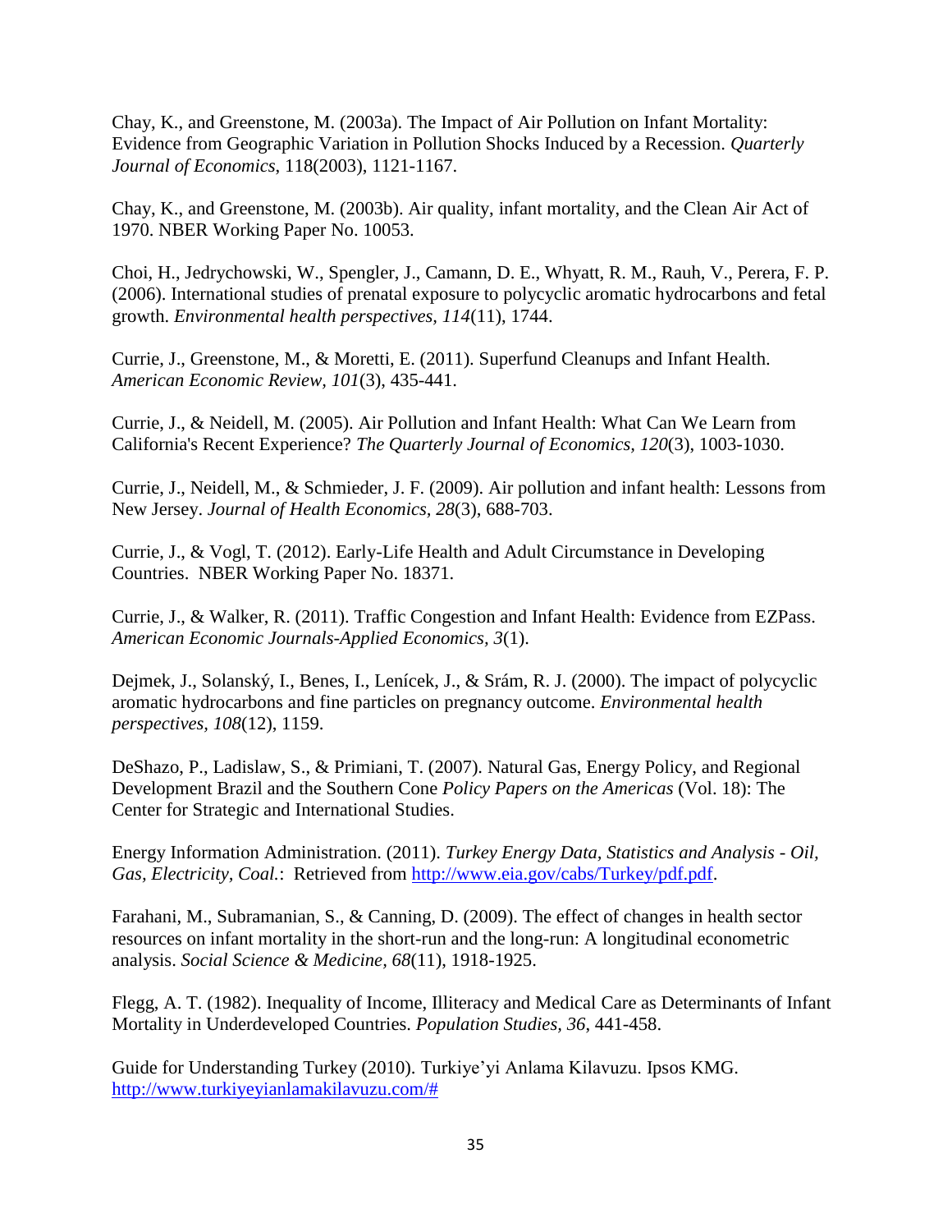Chay, K., and Greenstone, M. (2003a). The Impact of Air Pollution on Infant Mortality: Evidence from Geographic Variation in Pollution Shocks Induced by a Recession. *Quarterly Journal of Economics*, 118(2003), 1121-1167.

Chay, K., and Greenstone, M. (2003b). Air quality, infant mortality, and the Clean Air Act of 1970. NBER Working Paper No. 10053.

Choi, H., Jedrychowski, W., Spengler, J., Camann, D. E., Whyatt, R. M., Rauh, V., Perera, F. P. (2006). International studies of prenatal exposure to polycyclic aromatic hydrocarbons and fetal growth. *Environmental health perspectives*, *114*(11), 1744.

Currie, J., Greenstone, M., & Moretti, E. (2011). Superfund Cleanups and Infant Health. *American Economic Review*, *101*(3), 435-441.

Currie, J., & Neidell, M. (2005). Air Pollution and Infant Health: What Can We Learn from California's Recent Experience? *The Quarterly Journal of Economics*, *120*(3), 1003-1030.

Currie, J., Neidell, M., & Schmieder, J. F. (2009). Air pollution and infant health: Lessons from New Jersey. *Journal of Health Economics*, *28*(3), 688-703.

Currie, J., & Vogl, T. (2012). Early-Life Health and Adult Circumstance in Developing Countries. NBER Working Paper No. 18371.

Currie, J., & Walker, R. (2011). Traffic Congestion and Infant Health: Evidence from EZPass. *American Economic Journals-Applied Economics*, *3*(1).

Dejmek, J., Solanský, I., Benes, I., Lenícek, J., & Srám, R. J. (2000). The impact of polycyclic aromatic hydrocarbons and fine particles on pregnancy outcome. *Environmental health perspectives*, *108*(12), 1159.

DeShazo, P., Ladislaw, S., & Primiani, T. (2007). Natural Gas, Energy Policy, and Regional Development Brazil and the Southern Cone *Policy Papers on the Americas* (Vol. 18): The Center for Strategic and International Studies.

Energy Information Administration. (2011). *Turkey Energy Data, Statistics and Analysis - Oil, Gas, Electricity, Coal.*: Retrieved from http://www.eia.gov/cabs/Turkey/pdf.pdf.

Farahani, M., Subramanian, S., & Canning, D. (2009). The effect of changes in health sector resources on infant mortality in the short-run and the long-run: A longitudinal econometric analysis. *Social Science & Medicine*, *68*(11), 1918-1925.

Flegg, A. T. (1982). Inequality of Income, Illiteracy and Medical Care as Determinants of Infant Mortality in Underdeveloped Countries. *Population Studies*, *36*, 441-458.

Guide for Understanding Turkey (2010). Turkiye'yi Anlama Kilavuzu. Ipsos KMG. http://www.turkiyeyianlamakilavuzu.com/#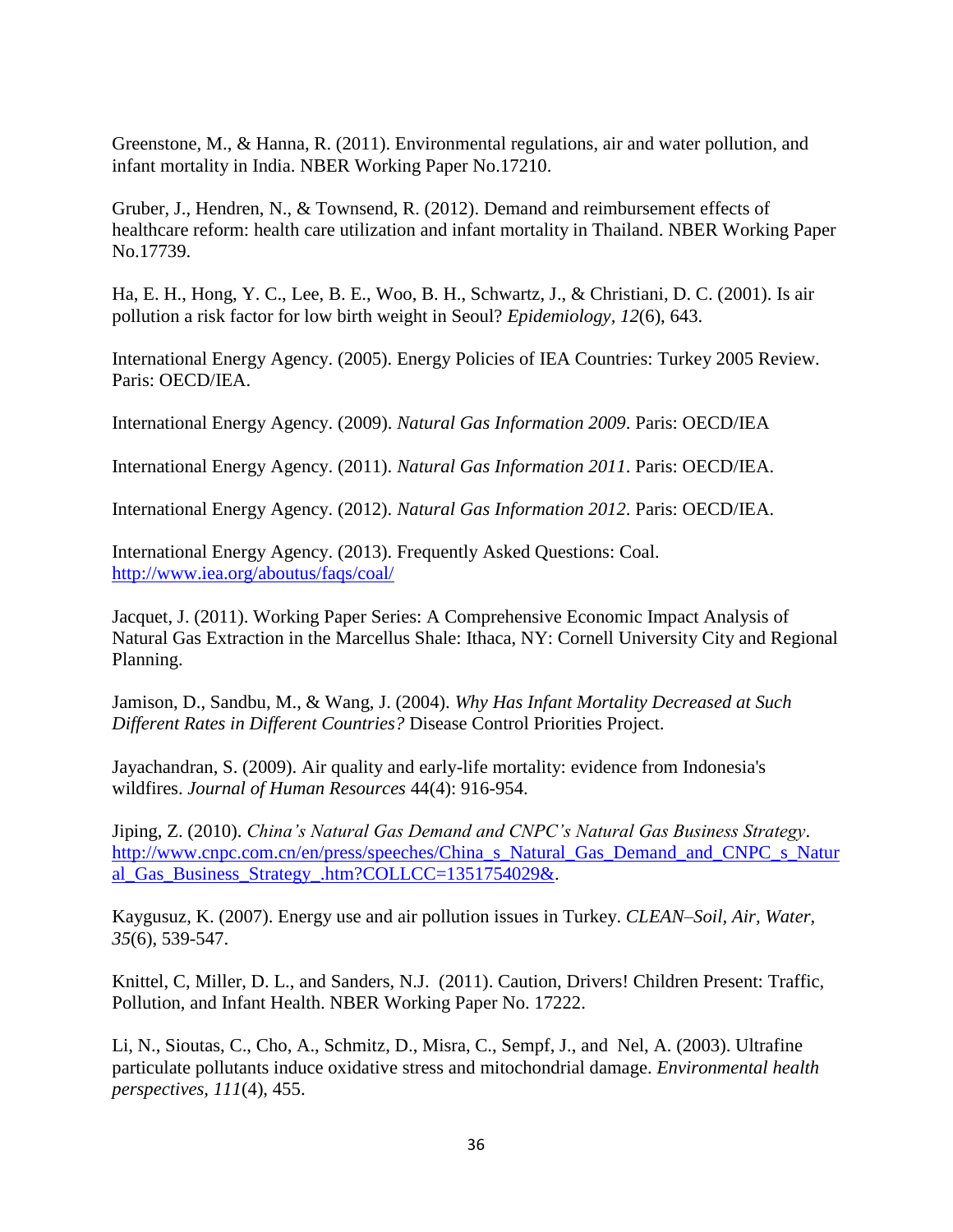Greenstone, M., & Hanna, R. (2011). Environmental regulations, air and water pollution, and infant mortality in India. NBER Working Paper No.17210.

Gruber, J., Hendren, N., & Townsend, R. (2012). Demand and reimbursement effects of healthcare reform: health care utilization and infant mortality in Thailand. NBER Working Paper No.17739.

Ha, E. H., Hong, Y. C., Lee, B. E., Woo, B. H., Schwartz, J., & Christiani, D. C. (2001). Is air pollution a risk factor for low birth weight in Seoul? *Epidemiology*, *12*(6), 643.

International Energy Agency. (2005). Energy Policies of IEA Countries: Turkey 2005 Review. Paris: OECD/IEA.

International Energy Agency. (2009). *Natural Gas Information 2009*. Paris: OECD/IEA

International Energy Agency. (2011). *Natural Gas Information 2011*. Paris: OECD/IEA.

International Energy Agency. (2012). *Natural Gas Information 2012*. Paris: OECD/IEA.

International Energy Agency. (2013). Frequently Asked Questions: Coal. http://www.iea.org/aboutus/faqs/coal/

Jacquet, J. (2011). Working Paper Series: A Comprehensive Economic Impact Analysis of Natural Gas Extraction in the Marcellus Shale: Ithaca, NY: Cornell University City and Regional Planning.

Jamison, D., Sandbu, M., & Wang, J. (2004). *Why Has Infant Mortality Decreased at Such Different Rates in Different Countries?* Disease Control Priorities Project.

Jayachandran, S. (2009). Air quality and early-life mortality: evidence from Indonesia's wildfires. *Journal of Human Resources* 44(4): 916-954.

Jiping, Z. (2010). *China's Natural Gas Demand and CNPC's Natural Gas Business Strategy*. http://www.cnpc.com.cn/en/press/speeches/China_s_Natural_Gas_Demand_and_CNPC_s_Natural_Gas_Business_Strategy_.htm?COLLCC=1351754029&.

Kaygusuz, K. (2007). Energy use and air pollution issues in Turkey. *CLEAN–Soil, Air, Water, 35*(6), 539-547.

Knittel, C, Miller, D. L., and Sanders, N.J. (2011). Caution, Drivers! Children Present: Traffic, Pollution, and Infant Health. NBER Working Paper No. 17222.

Li, N., Sioutas, C., Cho, A., Schmitz, D., Misra, C., Sempf, J., and Nel, A. (2003). Ultrafine particulate pollutants induce oxidative stress and mitochondrial damage. *Environmental health perspectives, 111*(4), 455.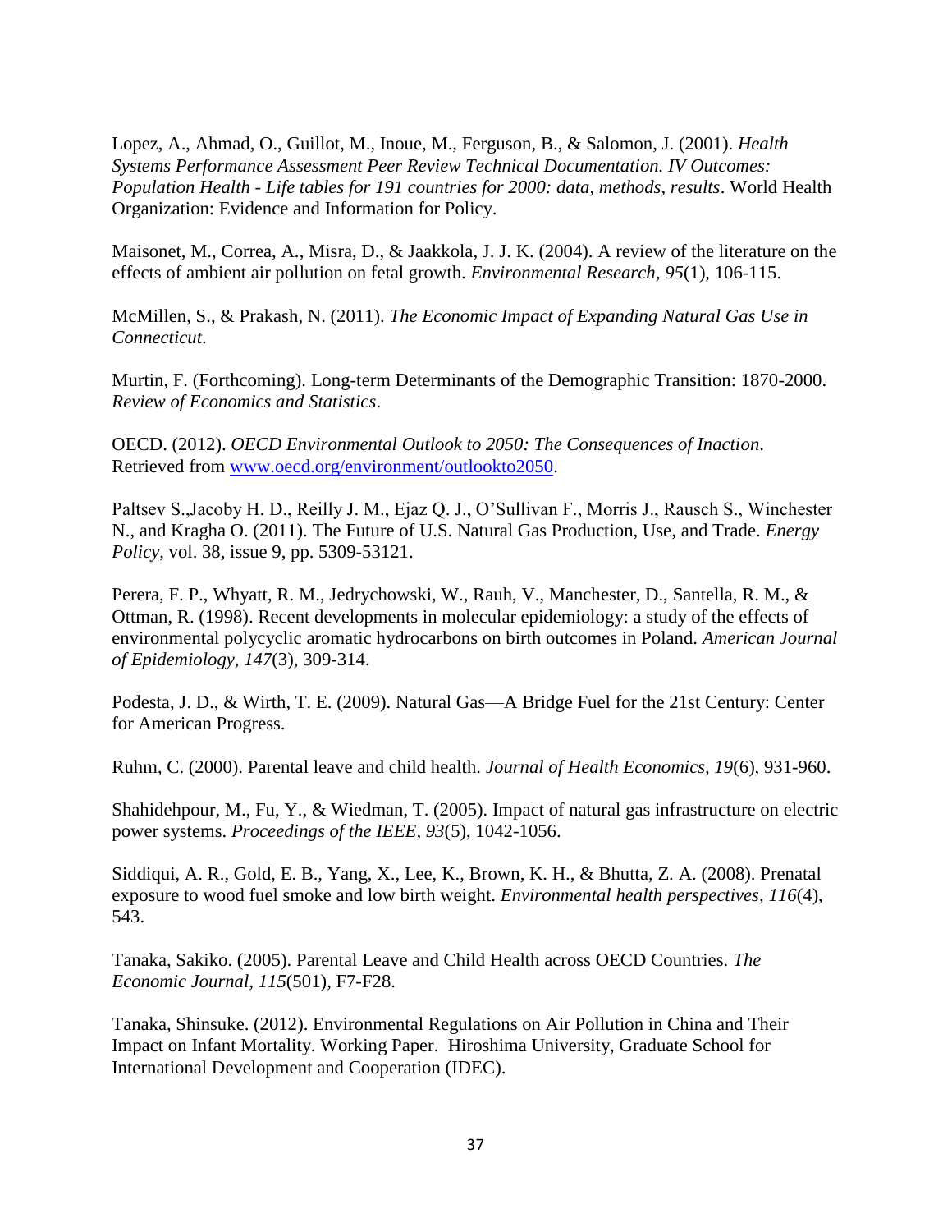Lopez, A., Ahmad, O., Guillot, M., Inoue, M., Ferguson, B., & Salomon, J. (2001). *Health Systems Performance Assessment Peer Review Technical Documentation. IV Outcomes: Population Health - Life tables for 191 countries for 2000: data, methods, results*. World Health Organization: Evidence and Information for Policy.

Maisonet, M., Correa, A., Misra, D., & Jaakkola, J. J. K. (2004). A review of the literature on the effects of ambient air pollution on fetal growth. *Environmental Research, 95*(1), 106-115.

McMillen, S., & Prakash, N. (2011). *The Economic Impact of Expanding Natural Gas Use in Connecticut*.

Murtin, F. (Forthcoming). Long-term Determinants of the Demographic Transition: 1870-2000. *Review of Economics and Statistics*.

OECD. (2012). *OECD Environmental Outlook to 2050: The Consequences of Inaction*. Retrieved from www.oecd.org/environment/outlookto2050.

Paltsev S.,Jacoby H. D., Reilly J. M., Ejaz Q. J., O'Sullivan F., Morris J., Rausch S., Winchester N., and Kragha O. (2011). The Future of U.S. Natural Gas Production, Use, and Trade. *Energy Policy*, vol. 38, issue 9, pp. 5309-53121.

Perera, F. P., Whyatt, R. M., Jedrychowski, W., Rauh, V., Manchester, D., Santella, R. M., & Ottman, R. (1998). Recent developments in molecular epidemiology: a study of the effects of environmental polycyclic aromatic hydrocarbons on birth outcomes in Poland. *American Journal of Epidemiology, 147*(3), 309-314.

Podesta, J. D., & Wirth, T. E. (2009). Natural Gas—A Bridge Fuel for the 21st Century: Center for American Progress.

Ruhm, C. (2000). Parental leave and child health. *Journal of Health Economics, 19*(6), 931-960.

Shahidehpour, M., Fu, Y., & Wiedman, T. (2005). Impact of natural gas infrastructure on electric power systems. *Proceedings of the IEEE, 93*(5), 1042-1056.

Siddiqui, A. R., Gold, E. B., Yang, X., Lee, K., Brown, K. H., & Bhutta, Z. A. (2008). Prenatal exposure to wood fuel smoke and low birth weight. *Environmental health perspectives, 116*(4), 543.

Tanaka, Sakiko. (2005). Parental Leave and Child Health across OECD Countries. *The Economic Journal, 115*(501), F7-F28.

Tanaka, Shinsuke. (2012). Environmental Regulations on Air Pollution in China and Their Impact on Infant Mortality. Working Paper. Hiroshima University, Graduate School for International Development and Cooperation (IDEC).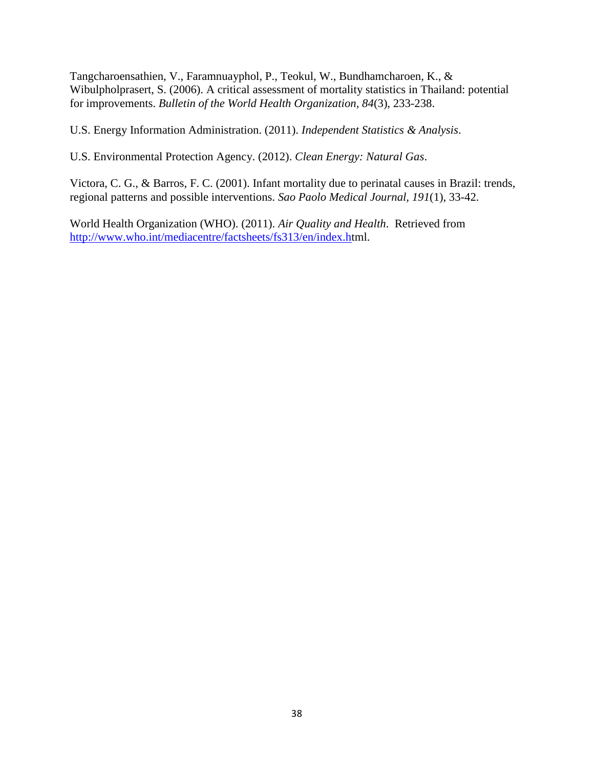Tangcharoensathien, V., Faramnuayphol, P., Teokul, W., Bundhamcharoen, K., & Wibulpholprasert, S. (2006). A critical assessment of mortality statistics in Thailand: potential for improvements. *Bulletin of the World Health Organization*, *84*(3), 233-238.

U.S. Energy Information Administration. (2011). *Independent Statistics & Analysis*.

U.S. Environmental Protection Agency. (2012). *Clean Energy: Natural Gas*.

Victora, C. G., & Barros, F. C. (2001). Infant mortality due to perinatal causes in Brazil: trends, regional patterns and possible interventions. *Sao Paolo Medical Journal*, *191*(1), 33-42.

World Health Organization (WHO). (2011). *Air Quality and Health*. Retrieved from http://www.who.int/mediacentre/factsheets/fs313/en/index.html.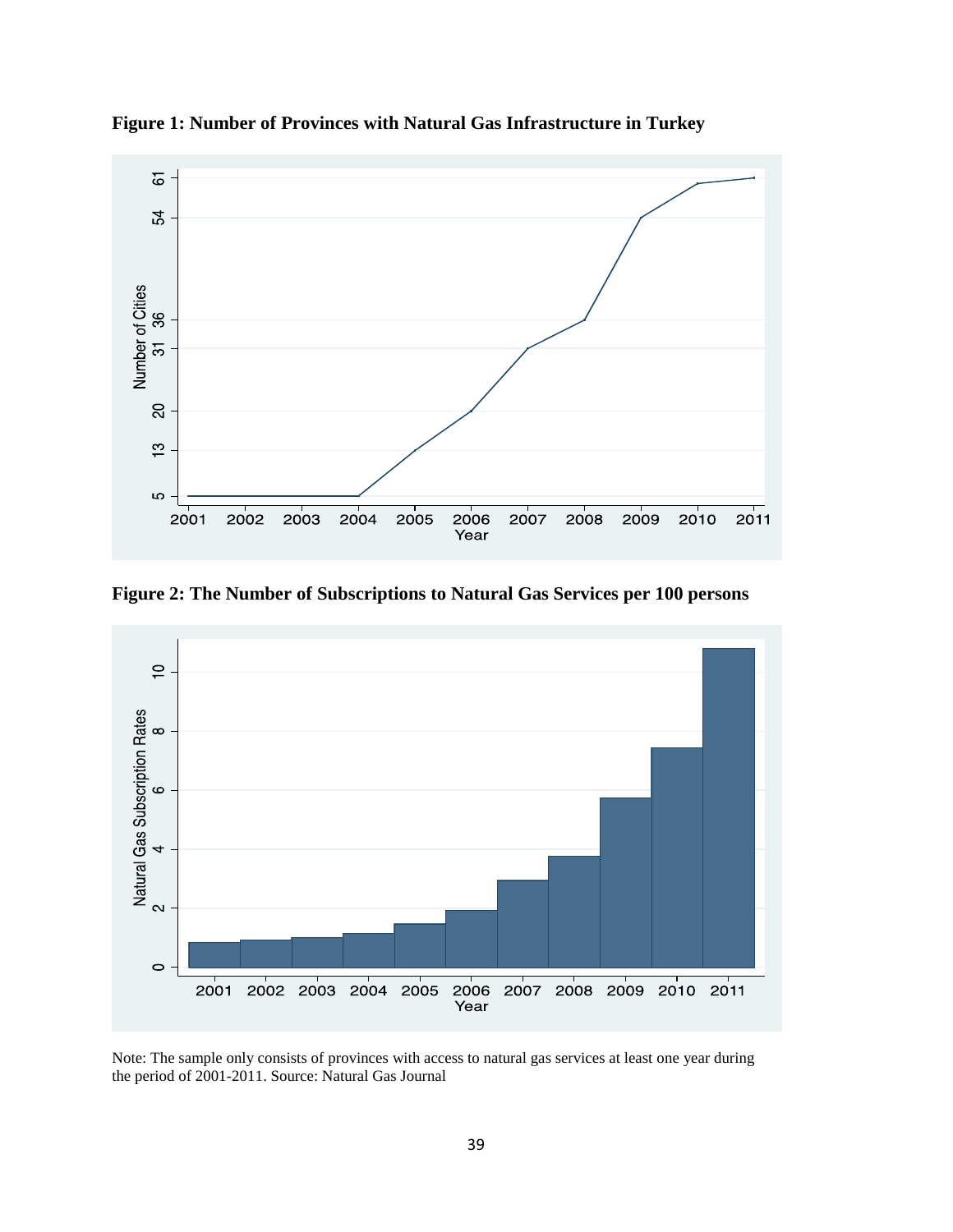**Figure 1: Number of Provinces with Natural Gas Infrastructure in Turkey**

**Figure 2: The Number of Subscriptions to Natural Gas Services per 100 persons**

Note: The sample only consists of provinces with access to natural gas services at least one year during the period of 2001-2011. Source: Natural Gas Journal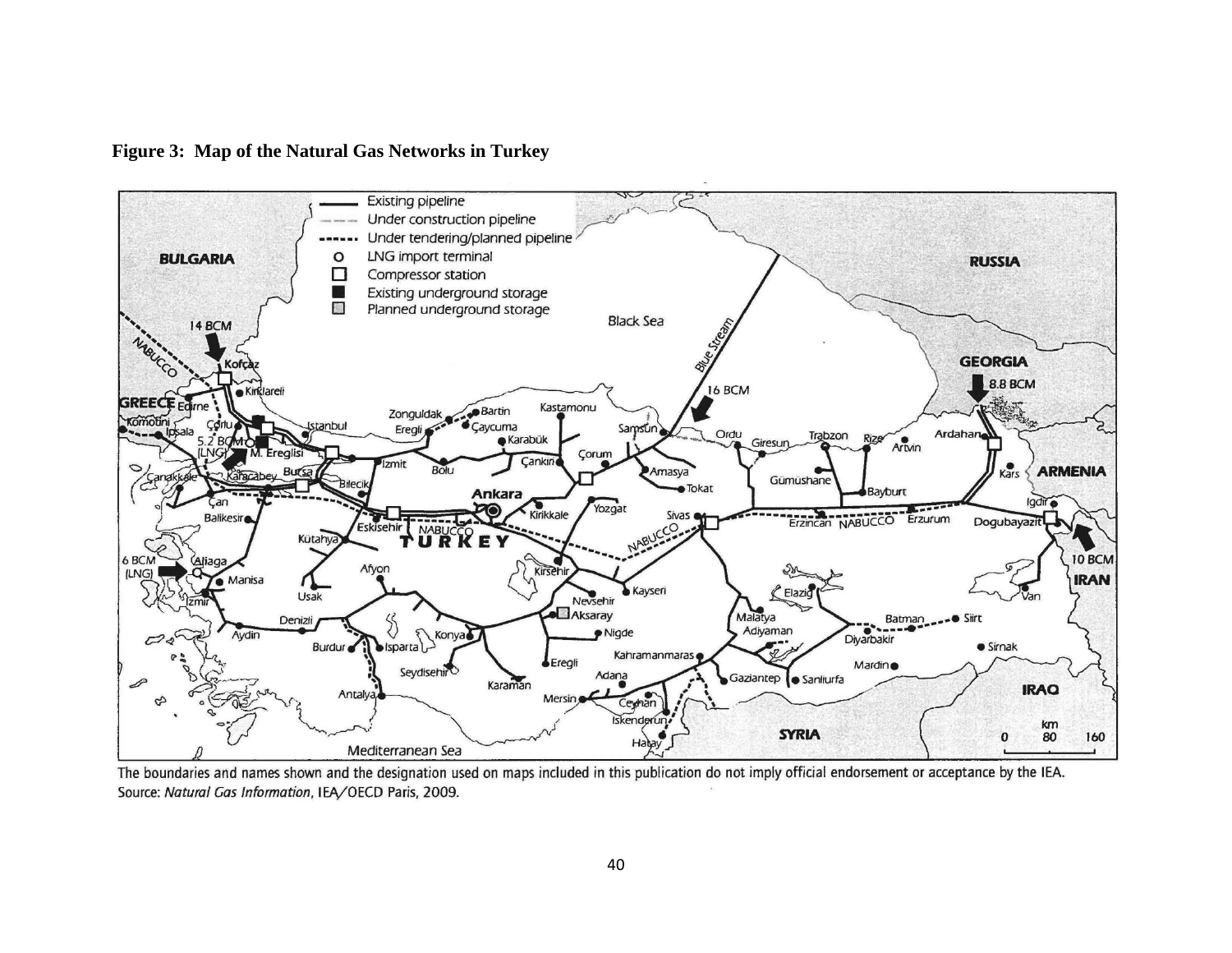**Figure 3: Map of the Natural Gas Networks in Turkey**

The boundaries and names shown and the designation used on maps included in this publication do not imply official endorsement or acceptance by the IEA.
Source: *Natural Gas Information*, IEA/OECD Paris, 2009.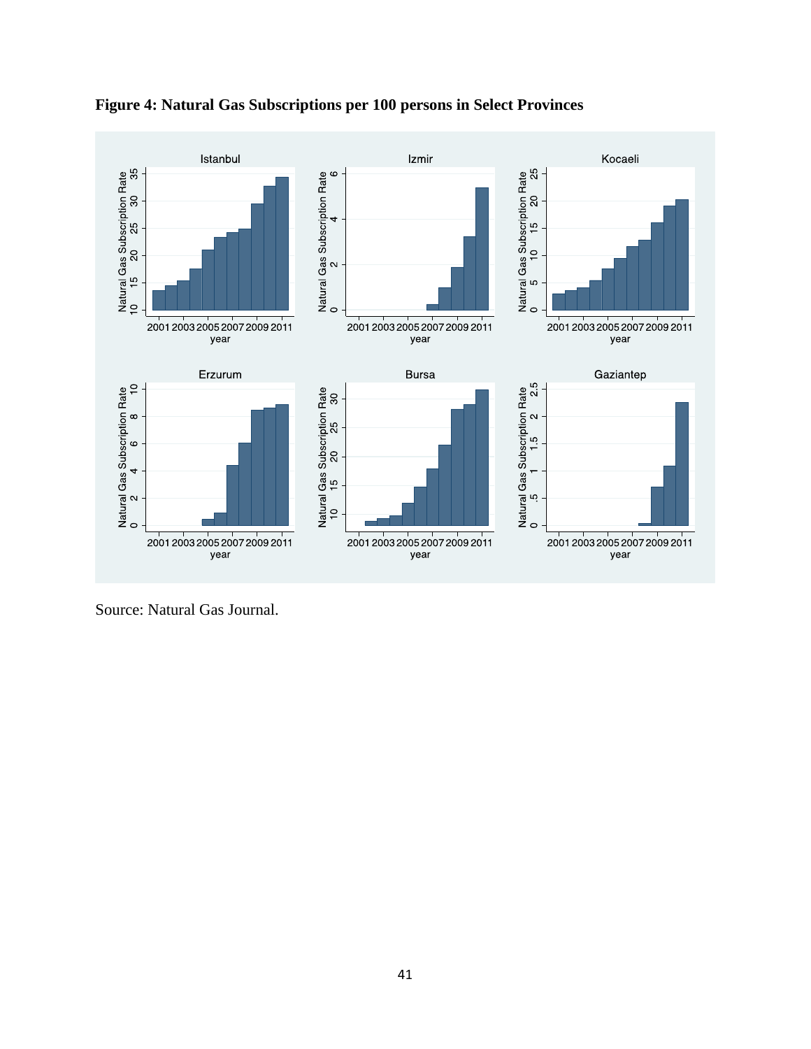**Figure 4: Natural Gas Subscriptions per 100 persons in Select Provinces**

Source: Natural Gas Journal.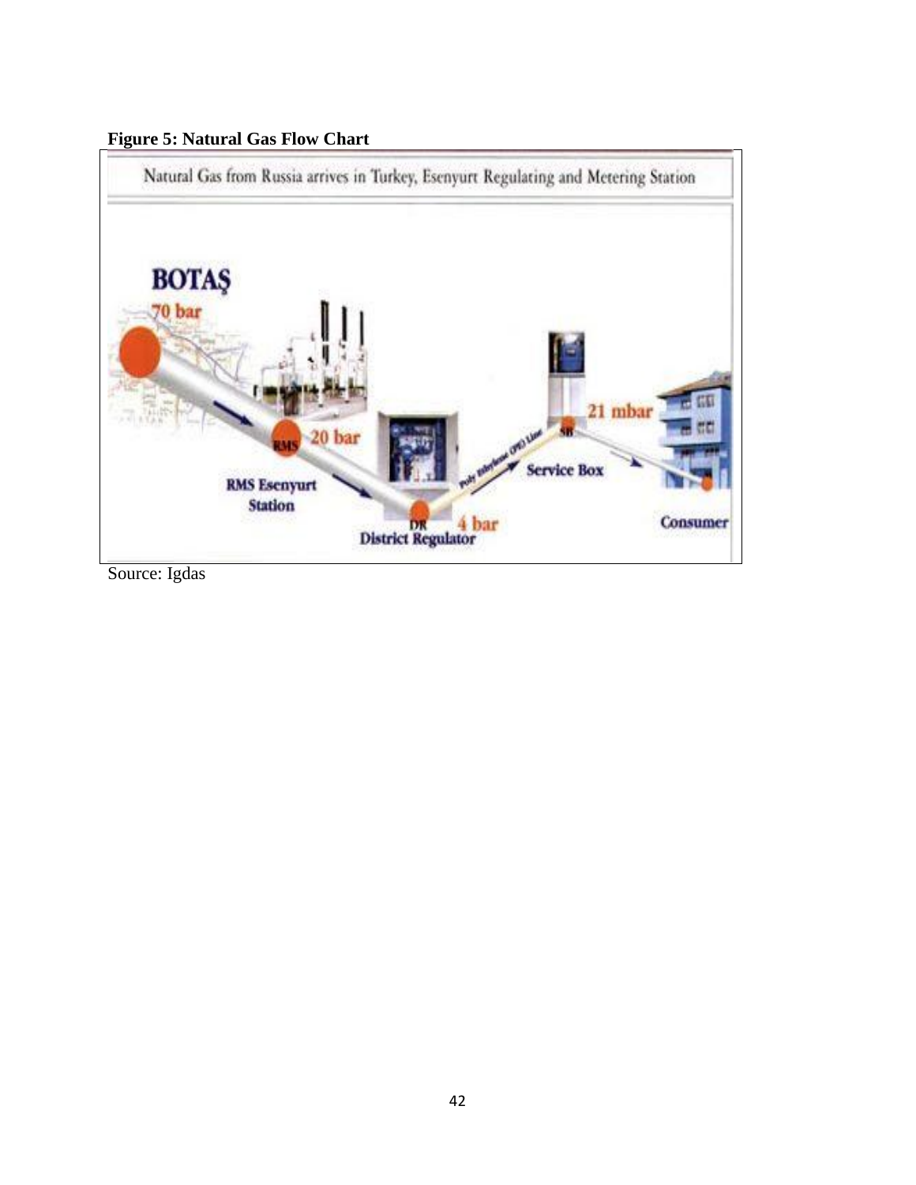**Figure 5: Natural Gas Flow Chart**

Source: Igdas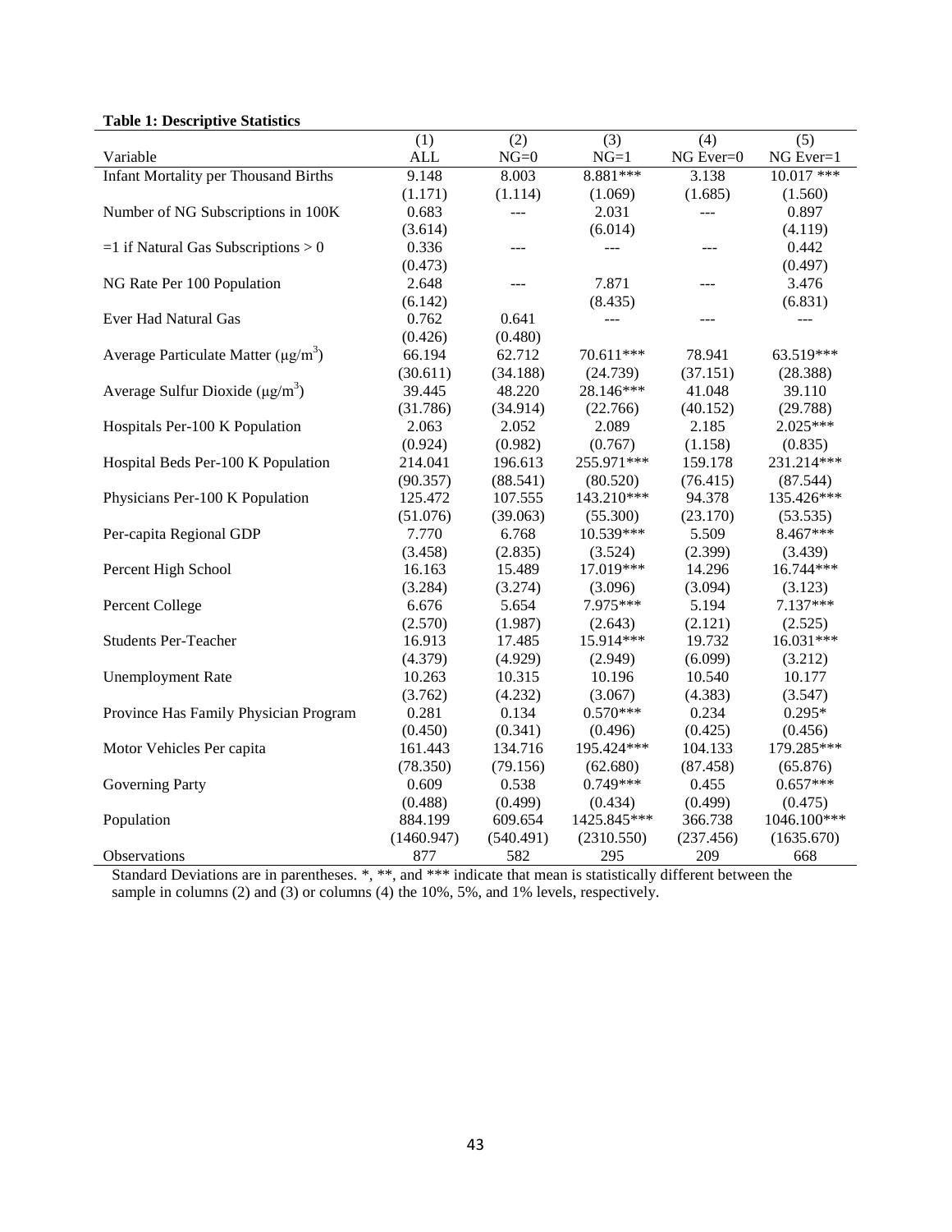**Table 1: Descriptive Statistics**

| Variable | (1) ALL | (2) NG=0 | (3) NG=1 | (4) NG Ever=0 | (5) NG Ever=1 |
|---|---|---|---|---|---|
| Infant Mortality per Thousand Births | 9.148 | 8.003 | 8.881*** | 3.138 | 10.017 *** |
| | (1.171) | (1.114) | (1.069) | (1.685) | (1.560) |
| Number of NG Subscriptions in 100K | 0.683 | --- | 2.031 | --- | 0.897 |
| | (3.614) | | (6.014) | | (4.119) |
| =1 if Natural Gas Subscriptions > 0 | 0.336 | --- | --- | --- | 0.442 |
| | (0.473) | | | | (0.497) |
| NG Rate Per 100 Population | 2.648 | --- | 7.871 | --- | 3.476 |
| | (6.142) | | (8.435) | | (6.831) |
| Ever Had Natural Gas | 0.762 | 0.641 | --- | --- | --- |
| | (0.426) | (0.480) | | | |
| Average Particulate Matter ($\mu g/m^3$) | 66.194 | 62.712 | 70.611*** | 78.941 | 63.519*** |
| | (30.611) | (34.188) | (24.739) | (37.151) | (28.388) |
| Average Sulfur Dioxide ($\mu g/m^3$) | 39.445 | 48.220 | 28.146*** | 41.048 | 39.110 |
| | (31.786) | (34.914) | (22.766) | (40.152) | (29.788) |
| Hospitals Per-100 K Population | 2.063 | 2.052 | 2.089 | 2.185 | 2.025*** |
| | (0.924) | (0.982) | (0.767) | (1.158) | (0.835) |
| Hospital Beds Per-100 K Population | 214.041 | 196.613 | 255.971*** | 159.178 | 231.214*** |
| | (90.357) | (88.541) | (80.520) | (76.415) | (87.544) |
| Physicians Per-100 K Population | 125.472 | 107.555 | 143.210*** | 94.378 | 135.426*** |
| | (51.076) | (39.063) | (55.300) | (23.170) | (53.535) |
| Per-capita Regional GDP | 7.770 | 6.768 | 10.539*** | 5.509 | 8.467*** |
| | (3.458) | (2.835) | (3.524) | (2.399) | (3.439) |
| Percent High School | 16.163 | 15.489 | 17.019*** | 14.296 | 16.744*** |
| | (3.284) | (3.274) | (3.096) | (3.094) | (3.123) |
| Percent College | 6.676 | 5.654 | 7.975*** | 5.194 | 7.137*** |
| | (2.570) | (1.987) | (2.643) | (2.121) | (2.525) |
| Students Per-Teacher | 16.913 | 17.485 | 15.914*** | 19.732 | 16.031*** |
| | (4.379) | (4.929) | (2.949) | (6.099) | (3.212) |
| Unemployment Rate | 10.263 | 10.315 | 10.196 | 10.540 | 10.177 |
| | (3.762) | (4.232) | (3.067) | (4.383) | (3.547) |
| Province Has Family Physician Program | 0.281 | 0.134 | 0.570*** | 0.234 | 0.295* |
| | (0.450) | (0.341) | (0.496) | (0.425) | (0.456) |
| Motor Vehicles Per capita | 161.443 | 134.716 | 195.424*** | 104.133 | 179.285*** |
| | (78.350) | (79.156) | (62.680) | (87.458) | (65.876) |
| Governing Party | 0.609 | 0.538 | 0.749*** | 0.455 | 0.657*** |
| | (0.488) | (0.499) | (0.434) | (0.499) | (0.475) |
| Population | 884.199 | 609.654 | 1425.845*** | 366.738 | 1046.100*** |
| | (1460.947) | (540.491) | (2310.550) | (237.456) | (1635.670) |
| Observations | 877 | 582 | 295 | 209 | 668 |

Standard Deviations are in parentheses. *, **, and *** indicate that mean is statistically different between the sample in columns (2) and (3) or columns (4) the 10%, 5%, and 1% levels, respectively.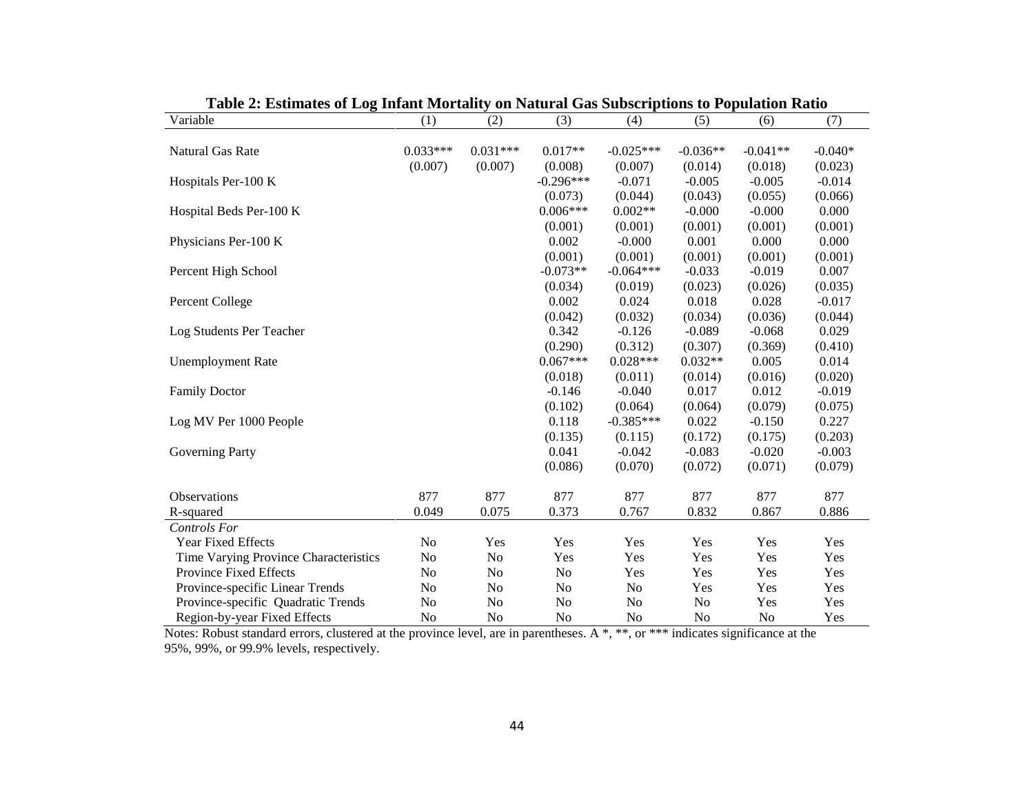**Table 2: Estimates of Log Infant Mortality on Natural Gas Subscriptions to Population Ratio**

| Variable | (1) | (2) | (3) | (4) | (5) | (6) | (7) |
|---|---|---|---|---|---|---|---|
| Natural Gas Rate | 0.033*** | 0.031*** | 0.017** | -0.025*** | -0.036** | -0.041** | -0.040* |
| | (0.007) | (0.007) | (0.008) | (0.007) | (0.014) | (0.018) | (0.023) |
| Hospitals Per-100 K | | | -0.296*** | -0.071 | -0.005 | -0.005 | -0.014 |
| | | | (0.073) | (0.044) | (0.043) | (0.055) | (0.066) |
| Hospital Beds Per-100 K | | | 0.006*** | 0.002** | -0.000 | -0.000 | 0.000 |
| | | | (0.001) | (0.001) | (0.001) | (0.001) | (0.001) |
| Physicians Per-100 K | | | 0.002 | -0.000 | 0.001 | 0.000 | 0.000 |
| | | | (0.001) | (0.001) | (0.001) | (0.001) | (0.001) |
| Percent High School | | | -0.073** | -0.064*** | -0.033 | -0.019 | 0.007 |
| | | | (0.034) | (0.019) | (0.023) | (0.026) | (0.035) |
| Percent College | | | 0.002 | 0.024 | 0.018 | 0.028 | -0.017 |
| | | | (0.042) | (0.032) | (0.034) | (0.036) | (0.044) |
| Log Students Per Teacher | | | 0.342 | -0.126 | -0.089 | -0.068 | 0.029 |
| | | | (0.290) | (0.312) | (0.307) | (0.369) | (0.410) |
| Unemployment Rate | | | 0.067*** | 0.028*** | 0.032** | 0.005 | 0.014 |
| | | | (0.018) | (0.011) | (0.014) | (0.016) | (0.020) |
| Family Doctor | | | -0.146 | -0.040 | 0.017 | 0.012 | -0.019 |
| | | | (0.102) | (0.064) | (0.064) | (0.079) | (0.075) |
| Log MV Per 1000 People | | | 0.118 | -0.385*** | 0.022 | -0.150 | 0.227 |
| | | | (0.135) | (0.115) | (0.172) | (0.175) | (0.203) |
| Governing Party | | | 0.041 | -0.042 | -0.083 | -0.020 | -0.003 |
| | | | (0.086) | (0.070) | (0.072) | (0.071) | (0.079) |
| Observations | 877 | 877 | 877 | 877 | 877 | 877 | 877 |
| R-squared | 0.049 | 0.075 | 0.373 | 0.767 | 0.832 | 0.867 | 0.886 |
| *Controls For* | | | | | | | |
| Year Fixed Effects | No | Yes | Yes | Yes | Yes | Yes | Yes |
| Time Varying Province Characteristics | No | No | Yes | Yes | Yes | Yes | Yes |
| Province Fixed Effects | No | No | No | Yes | Yes | Yes | Yes |
| Province-specific Linear Trends | No | No | No | No | Yes | Yes | Yes |
| Province-specific Quadratic Trends | No | No | No | No | No | Yes | Yes |
| Region-by-year Fixed Effects | No | No | No | No | No | No | Yes |

Notes: Robust standard errors, clustered at the province level, are in parentheses. A *, **, or *** indicates significance at the 95%, 99%, or 99.9% levels, respectively.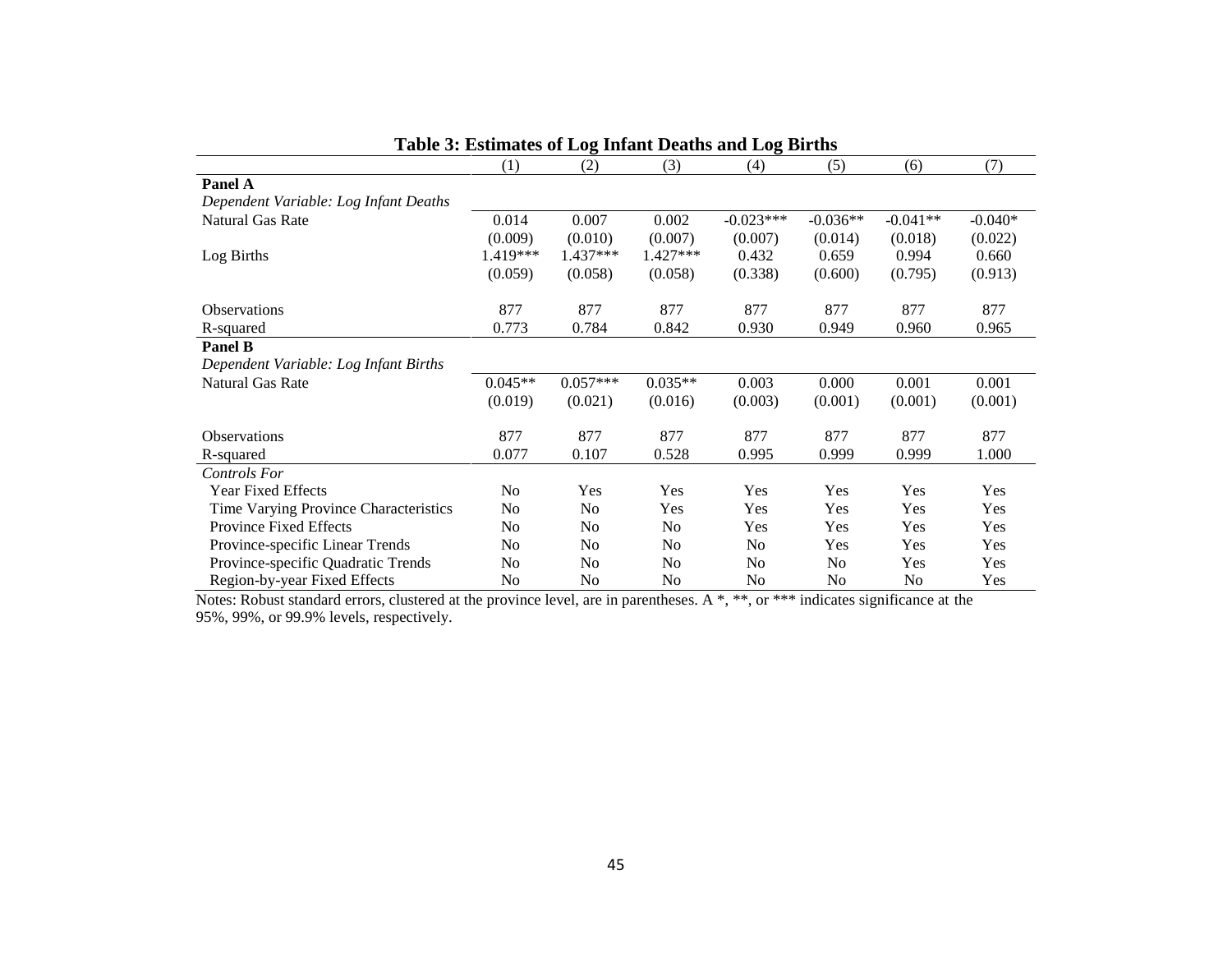**Table 3: Estimates of Log Infant Deaths and Log Births**

| | (1) | (2) | (3) | (4) | (5) | (6) | (7) |
|---|---|---|---|---|---|---|---|
| **Panel A** | | | | | | | |
| *Dependent Variable: Log Infant Deaths* | | | | | | | |
| Natural Gas Rate | 0.014 | 0.007 | 0.002 | -0.023*** | -0.036** | -0.041** | -0.040* |
| | (0.009) | (0.010) | (0.007) | (0.007) | (0.014) | (0.018) | (0.022) |
| Log Births | 1.419*** | 1.437*** | 1.427*** | 0.432 | 0.659 | 0.994 | 0.660 |
| | (0.059) | (0.058) | (0.058) | (0.338) | (0.600) | (0.795) | (0.913) |
| Observations | 877 | 877 | 877 | 877 | 877 | 877 | 877 |
| R-squared | 0.773 | 0.784 | 0.842 | 0.930 | 0.949 | 0.960 | 0.965 |
| **Panel B** | | | | | | | |
| *Dependent Variable: Log Infant Births* | | | | | | | |
| Natural Gas Rate | 0.045** | 0.057*** | 0.035** | 0.003 | 0.000 | 0.001 | 0.001 |
| | (0.019) | (0.021) | (0.016) | (0.003) | (0.001) | (0.001) | (0.001) |
| Observations | 877 | 877 | 877 | 877 | 877 | 877 | 877 |
| R-squared | 0.077 | 0.107 | 0.528 | 0.995 | 0.999 | 0.999 | 1.000 |
| *Controls For* | | | | | | | |
| Year Fixed Effects | No | Yes | Yes | Yes | Yes | Yes | Yes |
| Time Varying Province Characteristics | No | No | Yes | Yes | Yes | Yes | Yes |
| Province Fixed Effects | No | No | No | Yes | Yes | Yes | Yes |
| Province-specific Linear Trends | No | No | No | No | Yes | Yes | Yes |
| Province-specific Quadratic Trends | No | No | No | No | No | Yes | Yes |
| Region-by-year Fixed Effects | No | No | No | No | No | No | Yes |

Notes: Robust standard errors, clustered at the province level, are in parentheses. A *, **, or *** indicates significance at the 95%, 99%, or 99.9% levels, respectively.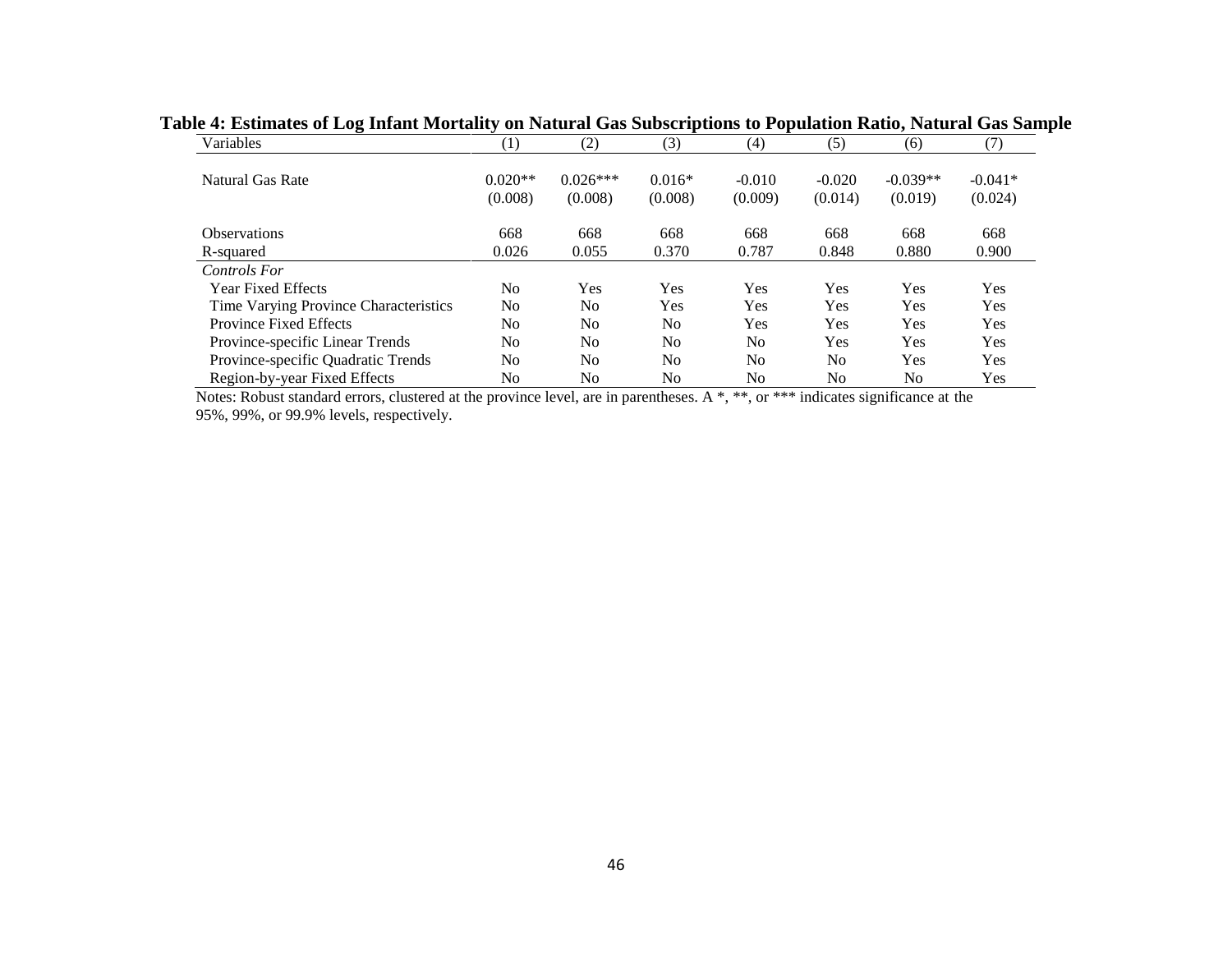**Table 4: Estimates of Log Infant Mortality on Natural Gas Subscriptions to Population Ratio, Natural Gas Sample**

| Variables | (1) | (2) | (3) | (4) | (5) | (6) | (7) |
|---|---|---|---|---|---|---|---|
| Natural Gas Rate | 0.020** | 0.026*** | 0.016* | -0.010 | -0.020 | -0.039** | -0.041* |
| | (0.008) | (0.008) | (0.008) | (0.009) | (0.014) | (0.019) | (0.024) |
| Observations | 668 | 668 | 668 | 668 | 668 | 668 | 668 |
| R-squared | 0.026 | 0.055 | 0.370 | 0.787 | 0.848 | 0.880 | 0.900 |
| *Controls For* | | | | | | | |
| Year Fixed Effects | No | Yes | Yes | Yes | Yes | Yes | Yes |
| Time Varying Province Characteristics | No | No | Yes | Yes | Yes | Yes | Yes |
| Province Fixed Effects | No | No | No | Yes | Yes | Yes | Yes |
| Province-specific Linear Trends | No | No | No | No | Yes | Yes | Yes |
| Province-specific Quadratic Trends | No | No | No | No | No | Yes | Yes |
| Region-by-year Fixed Effects | No | No | No | No | No | No | Yes |

Notes: Robust standard errors, clustered at the province level, are in parentheses. A *, **, or *** indicates significance at the 95%, 99%, or 99.9% levels, respectively.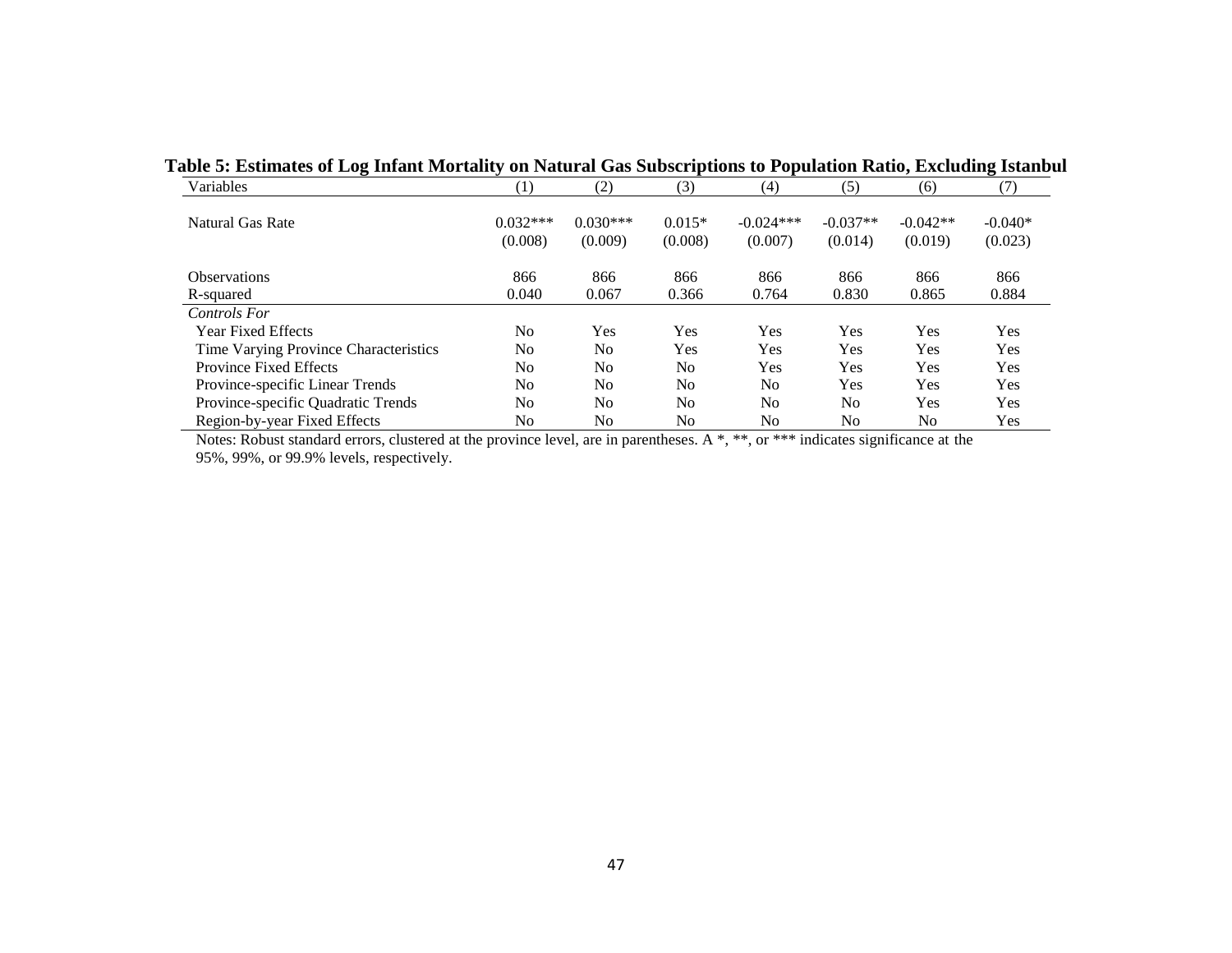**Table 5: Estimates of Log Infant Mortality on Natural Gas Subscriptions to Population Ratio, Excluding Istanbul**

| Variables | (1) | (2) | (3) | (4) | (5) | (6) | (7) |
|---|---|---|---|---|---|---|---|
| Natural Gas Rate | 0.032*** | 0.030*** | 0.015* | -0.024*** | -0.037** | -0.042** | -0.040* |
| | (0.008) | (0.009) | (0.008) | (0.007) | (0.014) | (0.019) | (0.023) |
| Observations | 866 | 866 | 866 | 866 | 866 | 866 | 866 |
| R-squared | 0.040 | 0.067 | 0.366 | 0.764 | 0.830 | 0.865 | 0.884 |
| *Controls For* | | | | | | | |
| Year Fixed Effects | No | Yes | Yes | Yes | Yes | Yes | Yes |
| Time Varying Province Characteristics | No | No | Yes | Yes | Yes | Yes | Yes |
| Province Fixed Effects | No | No | No | Yes | Yes | Yes | Yes |
| Province-specific Linear Trends | No | No | No | No | Yes | Yes | Yes |
| Province-specific Quadratic Trends | No | No | No | No | No | Yes | Yes |
| Region-by-year Fixed Effects | No | No | No | No | No | No | Yes |

Notes: Robust standard errors, clustered at the province level, are in parentheses. A *, **, or *** indicates significance at the 95%, 99%, or 99.9% levels, respectively.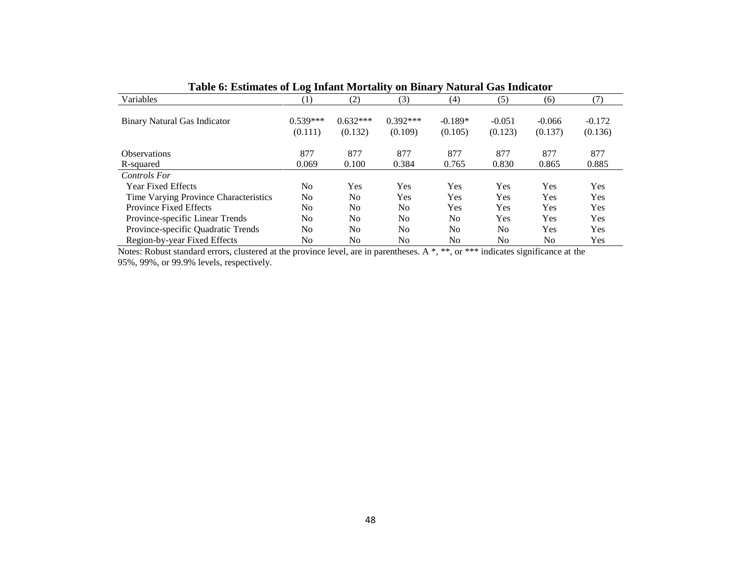**Table 6: Estimates of Log Infant Mortality on Binary Natural Gas Indicator**

| Variables | (1) | (2) | (3) | (4) | (5) | (6) | (7) |
|---|---|---|---|---|---|---|---|
| Binary Natural Gas Indicator | 0.539*** | 0.632*** | 0.392*** | -0.189* | -0.051 | -0.066 | -0.172 |
| | (0.111) | (0.132) | (0.109) | (0.105) | (0.123) | (0.137) | (0.136) |
| Observations | 877 | 877 | 877 | 877 | 877 | 877 | 877 |
| R-squared | 0.069 | 0.100 | 0.384 | 0.765 | 0.830 | 0.865 | 0.885 |
| *Controls For* | | | | | | | |
| Year Fixed Effects | No | Yes | Yes | Yes | Yes | Yes | Yes |
| Time Varying Province Characteristics | No | No | Yes | Yes | Yes | Yes | Yes |
| Province Fixed Effects | No | No | No | Yes | Yes | Yes | Yes |
| Province-specific Linear Trends | No | No | No | No | Yes | Yes | Yes |
| Province-specific Quadratic Trends | No | No | No | No | No | Yes | Yes |
| Region-by-year Fixed Effects | No | No | No | No | No | No | Yes |

Notes: Robust standard errors, clustered at the province level, are in parentheses. A *, **, or *** indicates significance at the 95%, 99%, or 99.9% levels, respectively.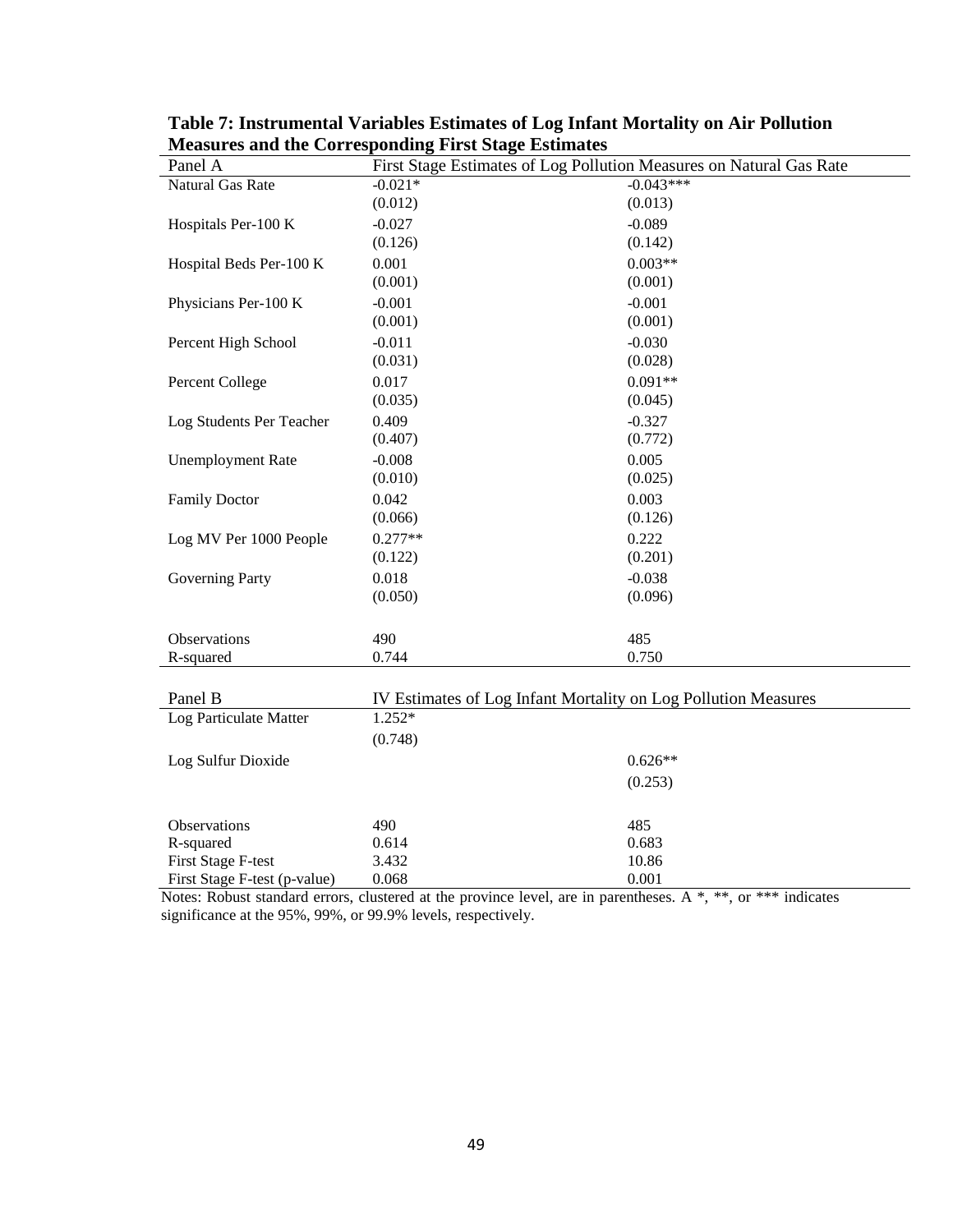**Table 7: Instrumental Variables Estimates of Log Infant Mortality on Air Pollution Measures and the Corresponding First Stage Estimates**

| Panel A | First Stage Estimates of Log Pollution Measures on Natural Gas Rate | |
|---|---|---|
| Natural Gas Rate | -0.021* | -0.043*** |
| | (0.012) | (0.013) |
| Hospitals Per-100 K | -0.027 | -0.089 |
| | (0.126) | (0.142) |
| Hospital Beds Per-100 K | 0.001 | 0.003** |
| | (0.001) | (0.001) |
| Physicians Per-100 K | -0.001 | -0.001 |
| | (0.001) | (0.001) |
| Percent High School | -0.011 | -0.030 |
| | (0.031) | (0.028) |
| Percent College | 0.017 | 0.091** |
| | (0.035) | (0.045) |
| Log Students Per Teacher | 0.409 | -0.327 |
| | (0.407) | (0.772) |
| Unemployment Rate | -0.008 | 0.005 |
| | (0.010) | (0.025) |
| Family Doctor | 0.042 | 0.003 |
| | (0.066) | (0.126) |
| Log MV Per 1000 People | 0.277** | 0.222 |
| | (0.122) | (0.201) |
| Governing Party | 0.018 | -0.038 |
| | (0.050) | (0.096) |
| Observations | 490 | 485 |
| R-squared | 0.744 | 0.750 |

| Panel B | IV Estimates of Log Infant Mortality on Log Pollution Measures | |
|---|---|---|
| Log Particulate Matter | 1.252* | |
| | (0.748) | |
| Log Sulfur Dioxide | | 0.626** |
| | | (0.253) |
| Observations | 490 | 485 |
| R-squared | 0.614 | 0.683 |
| First Stage F-test | 3.432 | 10.86 |
| First Stage F-test (p-value) | 0.068 | 0.001 |

Notes: Robust standard errors, clustered at the province level, are in parentheses. A *, **, or *** indicates significance at the 95%, 99%, or 99.9% levels, respectively.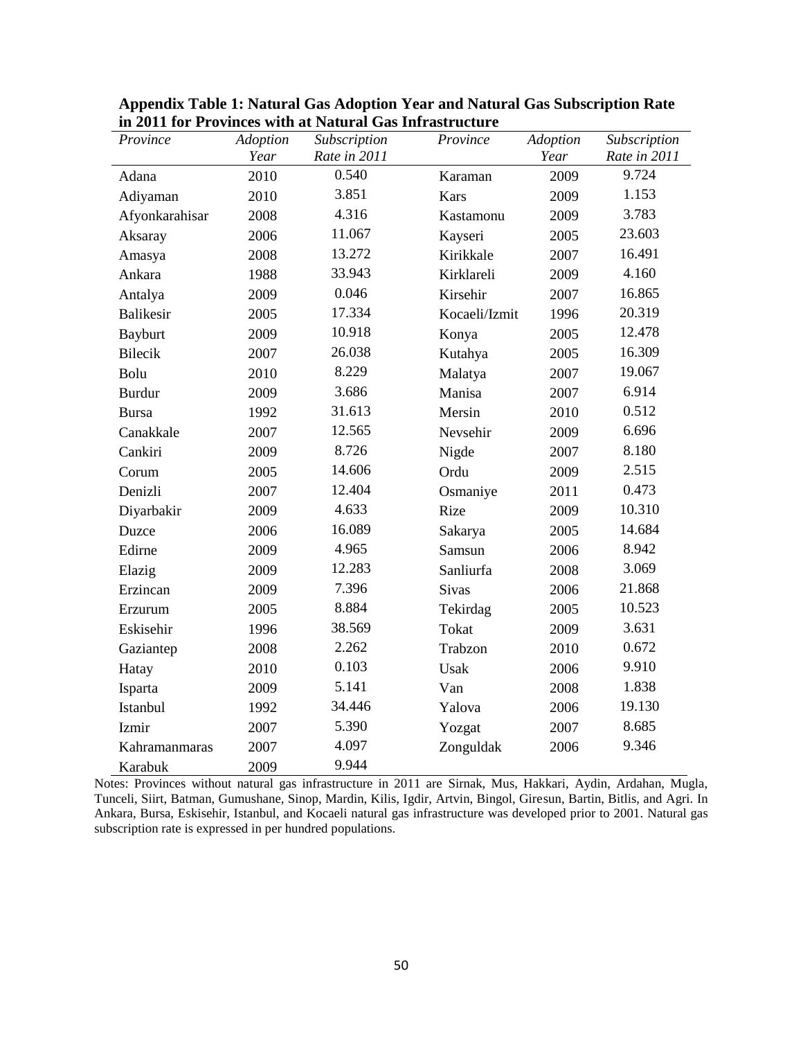**Appendix Table 1: Natural Gas Adoption Year and Natural Gas Subscription Rate in 2011 for Provinces with at Natural Gas Infrastructure**

| *Province* | *Adoption Year* | *Subscription Rate in 2011* | *Province* | *Adoption Year* | *Subscription Rate in 2011* |
|---|---|---|---|---|---|
| Adana | 2010 | 0.540 | Karaman | 2009 | 9.724 |
| Adiyaman | 2010 | 3.851 | Kars | 2009 | 1.153 |
| Afyonkarahisar | 2008 | 4.316 | Kastamonu | 2009 | 3.783 |
| Aksaray | 2006 | 11.067 | Kayseri | 2005 | 23.603 |
| Amasya | 2008 | 13.272 | Kirikkale | 2007 | 16.491 |
| Ankara | 1988 | 33.943 | Kirklareli | 2009 | 4.160 |
| Antalya | 2009 | 0.046 | Kirsehir | 2007 | 16.865 |
| Balikesir | 2005 | 17.334 | Kocaeli/Izmit | 1996 | 20.319 |
| Bayburt | 2009 | 10.918 | Konya | 2005 | 12.478 |
| Bilecik | 2007 | 26.038 | Kutahya | 2005 | 16.309 |
| Bolu | 2010 | 8.229 | Malatya | 2007 | 19.067 |
| Burdur | 2009 | 3.686 | Manisa | 2007 | 6.914 |
| Bursa | 1992 | 31.613 | Mersin | 2010 | 0.512 |
| Canakkale | 2007 | 12.565 | Nevsehir | 2009 | 6.696 |
| Cankiri | 2009 | 8.726 | Nigde | 2007 | 8.180 |
| Corum | 2005 | 14.606 | Ordu | 2009 | 2.515 |
| Denizli | 2007 | 12.404 | Osmaniye | 2011 | 0.473 |
| Diyarbakir | 2009 | 4.633 | Rize | 2009 | 10.310 |
| Duzce | 2006 | 16.089 | Sakarya | 2005 | 14.684 |
| Edirne | 2009 | 4.965 | Samsun | 2006 | 8.942 |
| Elazig | 2009 | 12.283 | Sanliurfa | 2008 | 3.069 |
| Erzincan | 2009 | 7.396 | Sivas | 2006 | 21.868 |
| Erzurum | 2005 | 8.884 | Tekirdag | 2005 | 10.523 |
| Eskisehir | 1996 | 38.569 | Tokat | 2009 | 3.631 |
| Gaziantep | 2008 | 2.262 | Trabzon | 2010 | 0.672 |
| Hatay | 2010 | 0.103 | Usak | 2006 | 9.910 |
| Isparta | 2009 | 5.141 | Van | 2008 | 1.838 |
| Istanbul | 1992 | 34.446 | Yalova | 2006 | 19.130 |
| Izmir | 2007 | 5.390 | Yozgat | 2007 | 8.685 |
| Kahramanmaras | 2007 | 4.097 | Zonguldak | 2006 | 9.346 |
| Karabuk | 2009 | 9.944 | | | |

Notes: Provinces without natural gas infrastructure in 2011 are Sirnak, Mus, Hakkari, Aydin, Ardahan, Mugla, Tunceli, Siirt, Batman, Gumushane, Sinop, Mardin, Kilis, Igdir, Artvin, Bingol, Giresun, Bartin, Bitlis, and Agri. In Ankara, Bursa, Eskisehir, Istanbul, and Kocaeli natural gas infrastructure was developed prior to 2001. Natural gas subscription rate is expressed in per hundred populations.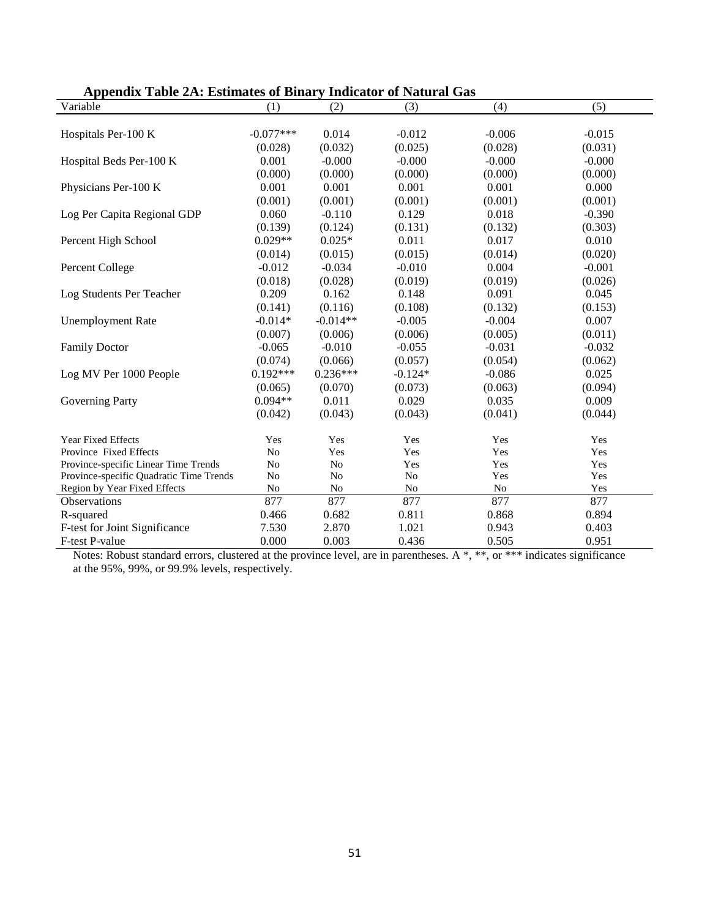**Appendix Table 2A: Estimates of Binary Indicator of Natural Gas**

| Variable | (1) | (2) | (3) | (4) | (5) |
|---|---|---|---|---|---|
| Hospitals Per-100 K | -0.077*** | 0.014 | -0.012 | -0.006 | -0.015 |
| | (0.028) | (0.032) | (0.025) | (0.028) | (0.031) |
| Hospital Beds Per-100 K | 0.001 | -0.000 | -0.000 | -0.000 | -0.000 |
| | (0.000) | (0.000) | (0.000) | (0.000) | (0.000) |
| Physicians Per-100 K | 0.001 | 0.001 | 0.001 | 0.001 | 0.000 |
| | (0.001) | (0.001) | (0.001) | (0.001) | (0.001) |
| Log Per Capita Regional GDP | 0.060 | -0.110 | 0.129 | 0.018 | -0.390 |
| | (0.139) | (0.124) | (0.131) | (0.132) | (0.303) |
| Percent High School | 0.029** | 0.025* | 0.011 | 0.017 | 0.010 |
| | (0.014) | (0.015) | (0.015) | (0.014) | (0.020) |
| Percent College | -0.012 | -0.034 | -0.010 | 0.004 | -0.001 |
| | (0.018) | (0.028) | (0.019) | (0.019) | (0.026) |
| Log Students Per Teacher | 0.209 | 0.162 | 0.148 | 0.091 | 0.045 |
| | (0.141) | (0.116) | (0.108) | (0.132) | (0.153) |
| Unemployment Rate | -0.014* | -0.014** | -0.005 | -0.004 | 0.007 |
| | (0.007) | (0.006) | (0.006) | (0.005) | (0.011) |
| Family Doctor | -0.065 | -0.010 | -0.055 | -0.031 | -0.032 |
| | (0.074) | (0.066) | (0.057) | (0.054) | (0.062) |
| Log MV Per 1000 People | 0.192*** | 0.236*** | -0.124* | -0.086 | 0.025 |
| | (0.065) | (0.070) | (0.073) | (0.063) | (0.094) |
| Governing Party | 0.094** | 0.011 | 0.029 | 0.035 | 0.009 |
| | (0.042) | (0.043) | (0.043) | (0.041) | (0.044) |
| Year Fixed Effects | Yes | Yes | Yes | Yes | Yes |
| Province Fixed Effects | No | Yes | Yes | Yes | Yes |
| Province-specific Linear Time Trends | No | No | Yes | Yes | Yes |
| Province-specific Quadratic Time Trends | No | No | No | Yes | Yes |
| Region by Year Fixed Effects | No | No | No | No | Yes |
| Observations | 877 | 877 | 877 | 877 | 877 |
| R-squared | 0.466 | 0.682 | 0.811 | 0.868 | 0.894 |
| F-test for Joint Significance | 7.530 | 2.870 | 1.021 | 0.943 | 0.403 |
| F-test P-value | 0.000 | 0.003 | 0.436 | 0.505 | 0.951 |

Notes: Robust standard errors, clustered at the province level, are in parentheses. A *, **, or *** indicates significance at the 95%, 99%, or 99.9% levels, respectively.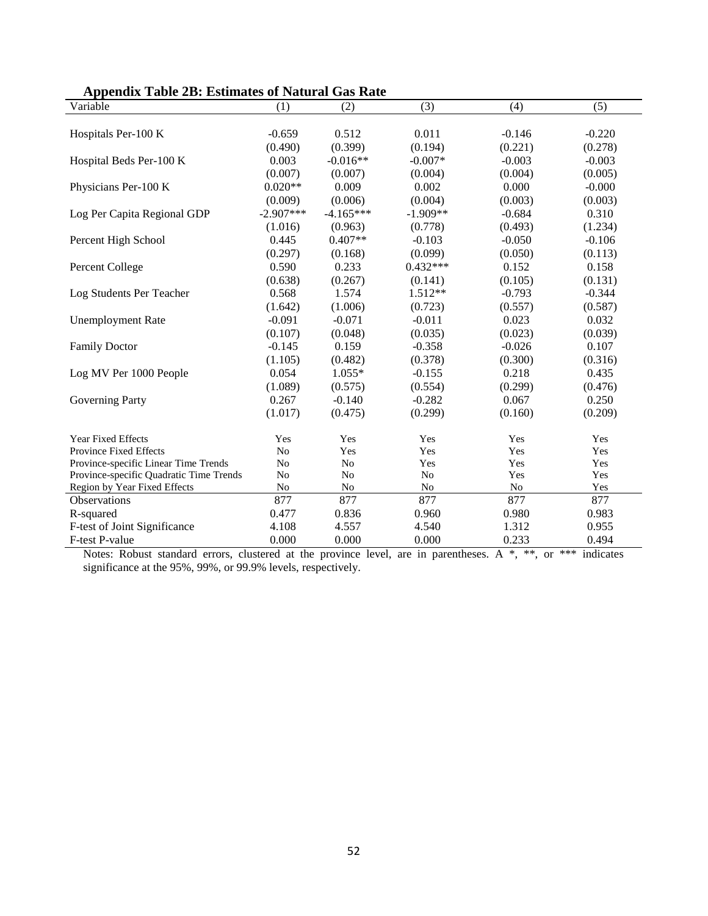**Appendix Table 2B: Estimates of Natural Gas Rate**

| Variable | (1) | (2) | (3) | (4) | (5) |
|---|---|---|---|---|---|
| Hospitals Per-100 K | -0.659 | 0.512 | 0.011 | -0.146 | -0.220 |
| | (0.490) | (0.399) | (0.194) | (0.221) | (0.278) |
| Hospital Beds Per-100 K | 0.003 | -0.016** | -0.007* | -0.003 | -0.003 |
| | (0.007) | (0.007) | (0.004) | (0.004) | (0.005) |
| Physicians Per-100 K | 0.020** | 0.009 | 0.002 | 0.000 | -0.000 |
| | (0.009) | (0.006) | (0.004) | (0.003) | (0.003) |
| Log Per Capita Regional GDP | -2.907*** | -4.165*** | -1.909** | -0.684 | 0.310 |
| | (1.016) | (0.963) | (0.778) | (0.493) | (1.234) |
| Percent High School | 0.445 | 0.407** | -0.103 | -0.050 | -0.106 |
| | (0.297) | (0.168) | (0.099) | (0.050) | (0.113) |
| Percent College | 0.590 | 0.233 | 0.432*** | 0.152 | 0.158 |
| | (0.638) | (0.267) | (0.141) | (0.105) | (0.131) |
| Log Students Per Teacher | 0.568 | 1.574 | 1.512** | -0.793 | -0.344 |
| | (1.642) | (1.006) | (0.723) | (0.557) | (0.587) |
| Unemployment Rate | -0.091 | -0.071 | -0.011 | 0.023 | 0.032 |
| | (0.107) | (0.048) | (0.035) | (0.023) | (0.039) |
| Family Doctor | -0.145 | 0.159 | -0.358 | -0.026 | 0.107 |
| | (1.105) | (0.482) | (0.378) | (0.300) | (0.316) |
| Log MV Per 1000 People | 0.054 | 1.055* | -0.155 | 0.218 | 0.435 |
| | (1.089) | (0.575) | (0.554) | (0.299) | (0.476) |
| Governing Party | 0.267 | -0.140 | -0.282 | 0.067 | 0.250 |
| | (1.017) | (0.475) | (0.299) | (0.160) | (0.209) |
| Year Fixed Effects | Yes | Yes | Yes | Yes | Yes |
| Province Fixed Effects | No | Yes | Yes | Yes | Yes |
| Province-specific Linear Time Trends | No | No | Yes | Yes | Yes |
| Province-specific Quadratic Time Trends | No | No | No | Yes | Yes |
| Region by Year Fixed Effects | No | No | No | No | Yes |
| Observations | 877 | 877 | 877 | 877 | 877 |
| R-squared | 0.477 | 0.836 | 0.960 | 0.980 | 0.983 |
| F-test of Joint Significance | 4.108 | 4.557 | 4.540 | 1.312 | 0.955 |
| F-test P-value | 0.000 | 0.000 | 0.000 | 0.233 | 0.494 |

Notes: Robust standard errors, clustered at the province level, are in parentheses. A *, **, or *** indicates significance at the 95%, 99%, or 99.9% levels, respectively.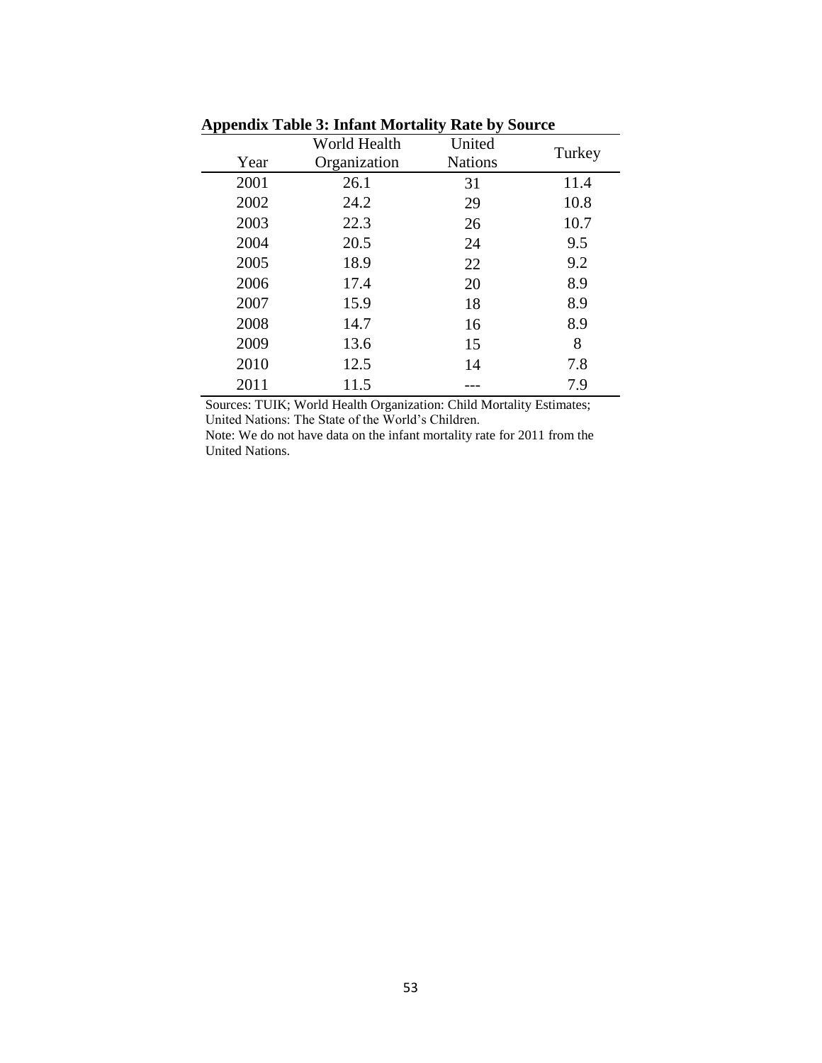**Appendix Table 3: Infant Mortality Rate by Source**

| Year | World Health Organization | United Nations | Turkey |
|---|---|---|---|
| 2001 | 26.1 | 31 | 11.4 |
| 2002 | 24.2 | 29 | 10.8 |
| 2003 | 22.3 | 26 | 10.7 |
| 2004 | 20.5 | 24 | 9.5 |
| 2005 | 18.9 | 22 | 9.2 |
| 2006 | 17.4 | 20 | 8.9 |
| 2007 | 15.9 | 18 | 8.9 |
| 2008 | 14.7 | 16 | 8.9 |
| 2009 | 13.6 | 15 | 8 |
| 2010 | 12.5 | 14 | 7.8 |
| 2011 | 11.5 | --- | 7.9 |

Sources: TUIK; World Health Organization: Child Mortality Estimates; United Nations: The State of the World's Children.

Note: We do not have data on the infant mortality rate for 2011 from the United Nations.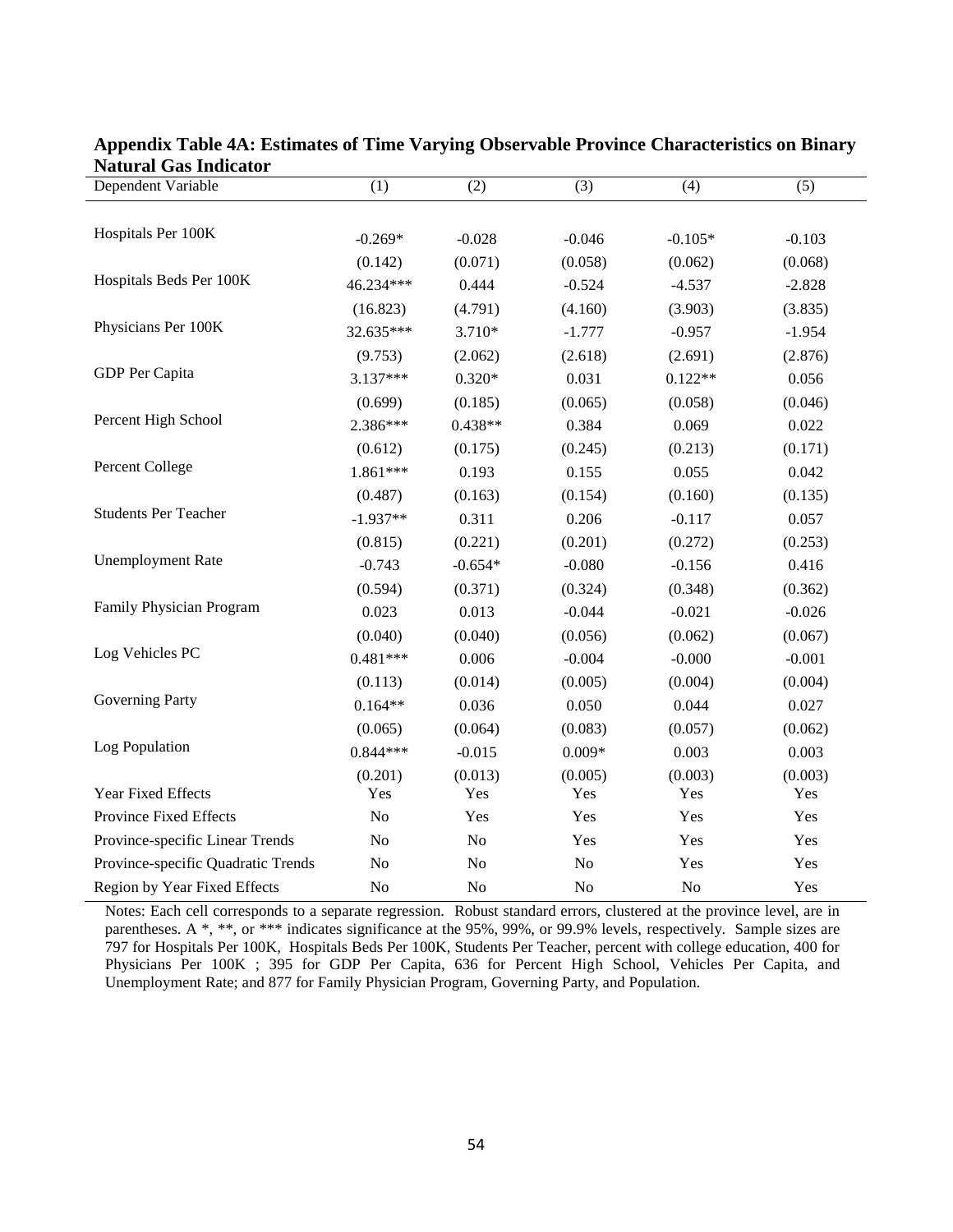**Appendix Table 4A: Estimates of Time Varying Observable Province Characteristics on Binary Natural Gas Indicator**

| Dependent Variable | (1) | (2) | (3) | (4) | (5) |
|---|---|---|---|---|---|
| Hospitals Per 100K | -0.269* | -0.028 | -0.046 | -0.105* | -0.103 |
| | (0.142) | (0.071) | (0.058) | (0.062) | (0.068) |
| Hospitals Beds Per 100K | 46.234*** | 0.444 | -0.524 | -4.537 | -2.828 |
| | (16.823) | (4.791) | (4.160) | (3.903) | (3.835) |
| Physicians Per 100K | 32.635*** | 3.710* | -1.777 | -0.957 | -1.954 |
| | (9.753) | (2.062) | (2.618) | (2.691) | (2.876) |
| GDP Per Capita | 3.137*** | 0.320* | 0.031 | 0.122** | 0.056 |
| | (0.699) | (0.185) | (0.065) | (0.058) | (0.046) |
| Percent High School | 2.386*** | 0.438** | 0.384 | 0.069 | 0.022 |
| | (0.612) | (0.175) | (0.245) | (0.213) | (0.171) |
| Percent College | 1.861*** | 0.193 | 0.155 | 0.055 | 0.042 |
| | (0.487) | (0.163) | (0.154) | (0.160) | (0.135) |
| Students Per Teacher | -1.937** | 0.311 | 0.206 | -0.117 | 0.057 |
| | (0.815) | (0.221) | (0.201) | (0.272) | (0.253) |
| Unemployment Rate | -0.743 | -0.654* | -0.080 | -0.156 | 0.416 |
| | (0.594) | (0.371) | (0.324) | (0.348) | (0.362) |
| Family Physician Program | 0.023 | 0.013 | -0.044 | -0.021 | -0.026 |
| | (0.040) | (0.040) | (0.056) | (0.062) | (0.067) |
| Log Vehicles PC | 0.481*** | 0.006 | -0.004 | -0.000 | -0.001 |
| | (0.113) | (0.014) | (0.005) | (0.004) | (0.004) |
| Governing Party | 0.164** | 0.036 | 0.050 | 0.044 | 0.027 |
| | (0.065) | (0.064) | (0.083) | (0.057) | (0.062) |
| Log Population | 0.844*** | -0.015 | 0.009* | 0.003 | 0.003 |
| | (0.201) | (0.013) | (0.005) | (0.003) | (0.003) |
| Year Fixed Effects | Yes | Yes | Yes | Yes | Yes |
| Province Fixed Effects | No | Yes | Yes | Yes | Yes |
| Province-specific Linear Trends | No | No | Yes | Yes | Yes |
| Province-specific Quadratic Trends | No | No | No | Yes | Yes |
| Region by Year Fixed Effects | No | No | No | No | Yes |

Notes: Each cell corresponds to a separate regression. Robust standard errors, clustered at the province level, are in parentheses. A *, **, or *** indicates significance at the 95%, 99%, or 99.9% levels, respectively. Sample sizes are 797 for Hospitals Per 100K, Hospitals Beds Per 100K, Students Per Teacher, percent with college education, 400 for Physicians Per 100K ; 395 for GDP Per Capita, 636 for Percent High School, Vehicles Per Capita, and Unemployment Rate; and 877 for Family Physician Program, Governing Party, and Population.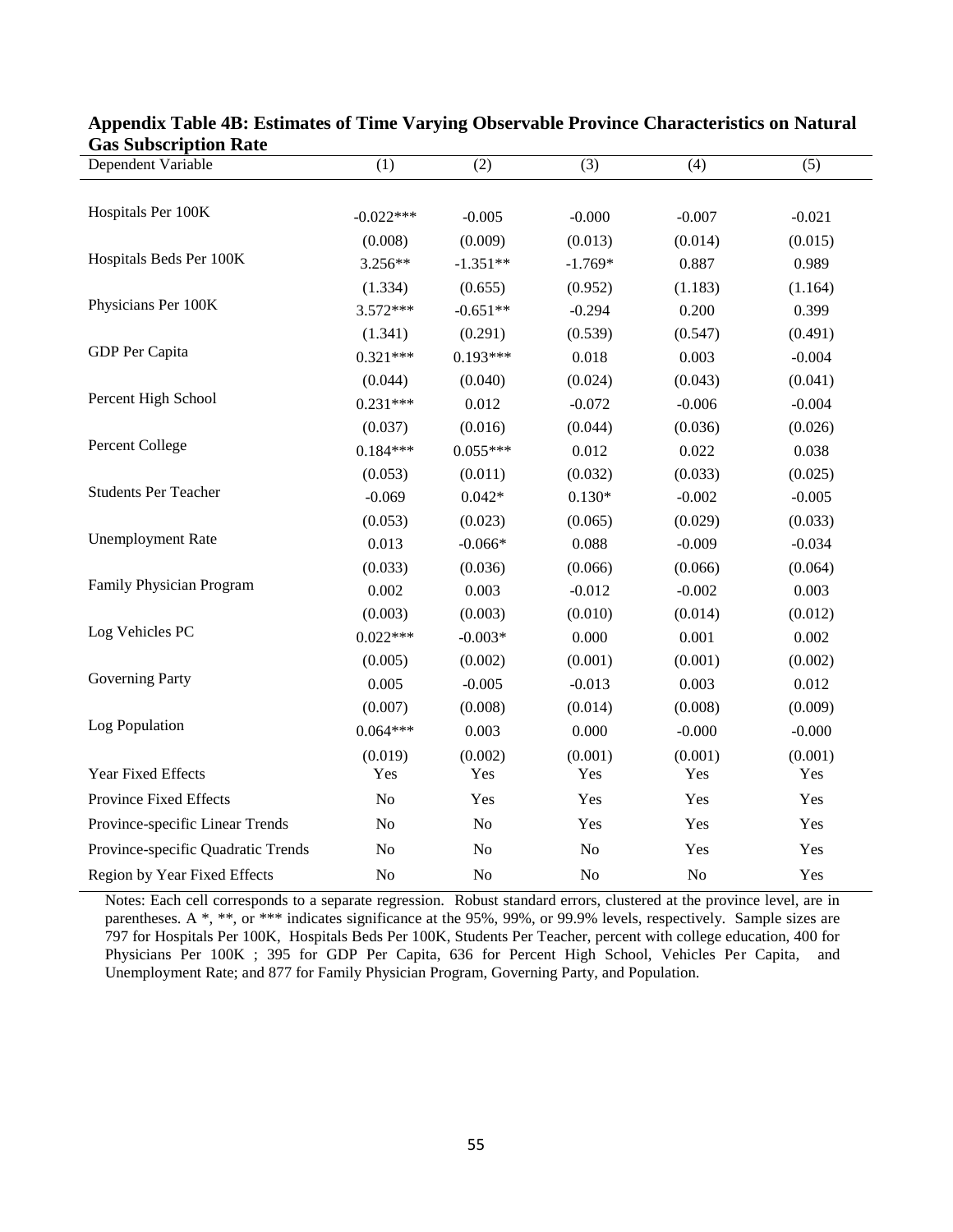**Appendix Table 4B: Estimates of Time Varying Observable Province Characteristics on Natural Gas Subscription Rate**

| Dependent Variable | (1) | (2) | (3) | (4) | (5) |
|---|---|---|---|---|---|
| Hospitals Per 100K | -0.022*** | -0.005 | -0.000 | -0.007 | -0.021 |
| | (0.008) | (0.009) | (0.013) | (0.014) | (0.015) |
| Hospitals Beds Per 100K | 3.256** | -1.351** | -1.769* | 0.887 | 0.989 |
| | (1.334) | (0.655) | (0.952) | (1.183) | (1.164) |
| Physicians Per 100K | 3.572*** | -0.651** | -0.294 | 0.200 | 0.399 |
| | (1.341) | (0.291) | (0.539) | (0.547) | (0.491) |
| GDP Per Capita | 0.321*** | 0.193*** | 0.018 | 0.003 | -0.004 |
| | (0.044) | (0.040) | (0.024) | (0.043) | (0.041) |
| Percent High School | 0.231*** | 0.012 | -0.072 | -0.006 | -0.004 |
| | (0.037) | (0.016) | (0.044) | (0.036) | (0.026) |
| Percent College | 0.184*** | 0.055*** | 0.012 | 0.022 | 0.038 |
| | (0.053) | (0.011) | (0.032) | (0.033) | (0.025) |
| Students Per Teacher | -0.069 | 0.042* | 0.130* | -0.002 | -0.005 |
| | (0.053) | (0.023) | (0.065) | (0.029) | (0.033) |
| Unemployment Rate | 0.013 | -0.066* | 0.088 | -0.009 | -0.034 |
| | (0.033) | (0.036) | (0.066) | (0.066) | (0.064) |
| Family Physician Program | 0.002 | 0.003 | -0.012 | -0.002 | 0.003 |
| | (0.003) | (0.003) | (0.010) | (0.014) | (0.012) |
| Log Vehicles PC | 0.022*** | -0.003* | 0.000 | 0.001 | 0.002 |
| | (0.005) | (0.002) | (0.001) | (0.001) | (0.002) |
| Governing Party | 0.005 | -0.005 | -0.013 | 0.003 | 0.012 |
| | (0.007) | (0.008) | (0.014) | (0.008) | (0.009) |
| Log Population | 0.064*** | 0.003 | 0.000 | -0.000 | -0.000 |
| | (0.019) | (0.002) | (0.001) | (0.001) | (0.001) |
| Year Fixed Effects | Yes | Yes | Yes | Yes | Yes |
| Province Fixed Effects | No | Yes | Yes | Yes | Yes |
| Province-specific Linear Trends | No | No | Yes | Yes | Yes |
| Province-specific Quadratic Trends | No | No | No | Yes | Yes |
| Region by Year Fixed Effects | No | No | No | No | Yes |

Notes: Each cell corresponds to a separate regression. Robust standard errors, clustered at the province level, are in parentheses. A *, **, or *** indicates significance at the 95%, 99%, or 99.9% levels, respectively. Sample sizes are 797 for Hospitals Per 100K, Hospitals Beds Per 100K, Students Per Teacher, percent with college education, 400 for Physicians Per 100K ; 395 for GDP Per Capita, 636 for Percent High School, Vehicles Per Capita, and Unemployment Rate; and 877 for Family Physician Program, Governing Party, and Population.